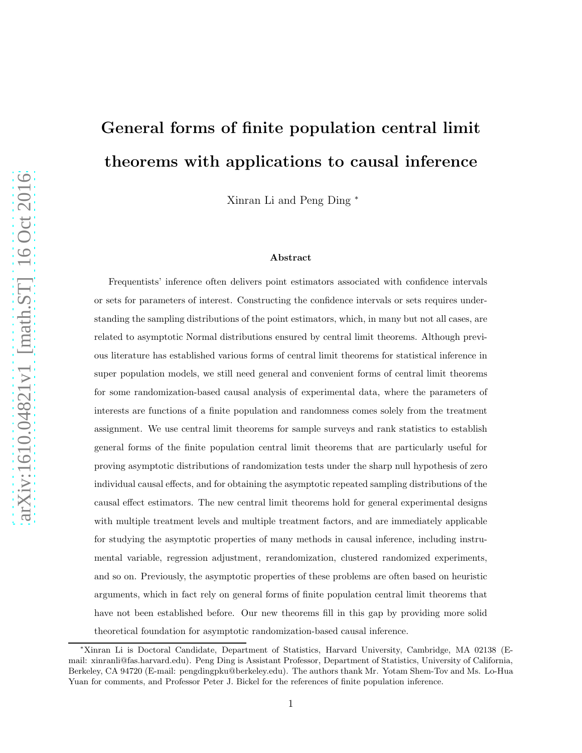# General forms of finite population central limit theorems with applications to causal inference

Xinran Li and Peng Ding [*]

### Abstract

Frequentists' inference often delivers point estimators associated with confidence intervals or sets for parameters of interest. Constructing the confidence intervals or sets requires understanding the sampling distributions of the point estimators, which, in many but not all cases, are related to asymptotic Normal distributions ensured by central limit theorems. Although previous literature has established various forms of central limit theorems for statistical inference in super population models, we still need general and convenient forms of central limit theorems for some randomization-based causal analysis of experimental data, where the parameters of interests are functions of a finite population and randomness comes solely from the treatment assignment. We use central limit theorems for sample surveys and rank statistics to establish general forms of the finite population central limit theorems that are particularly useful for proving asymptotic distributions of randomization tests under the sharp null hypothesis of zero individual causal effects, and for obtaining the asymptotic repeated sampling distributions of the causal effect estimators. The new central limit theorems hold for general experimental designs with multiple treatment levels and multiple treatment factors, and are immediately applicable for studying the asymptotic properties of many methods in causal inference, including instrumental variable, regression adjustment, rerandomization, clustered randomized experiments, and so on. Previously, the asymptotic properties of these problems are often based on heuristic arguments, which in fact rely on general forms of finite population central limit theorems that have not been established before. Our new theorems fill in this gap by providing more solid theoretical foundation for asymptotic randomization-based causal inference.

---

[*] Xinran Li is Doctoral Candidate, Department of Statistics, Harvard University, Cambridge, MA 02138 (E-mail: xinranli@fas.harvard.edu). Peng Ding is Assistant Professor, Department of Statistics, University of California, Berkeley, CA 94720 (E-mail: pengdingpku@berkeley.edu). The authors thank Mr. Yotam Shem-Tov and Ms. Lo-Hua Yuan for comments, and Professor Peter J. Bickel for the references of finite population inference.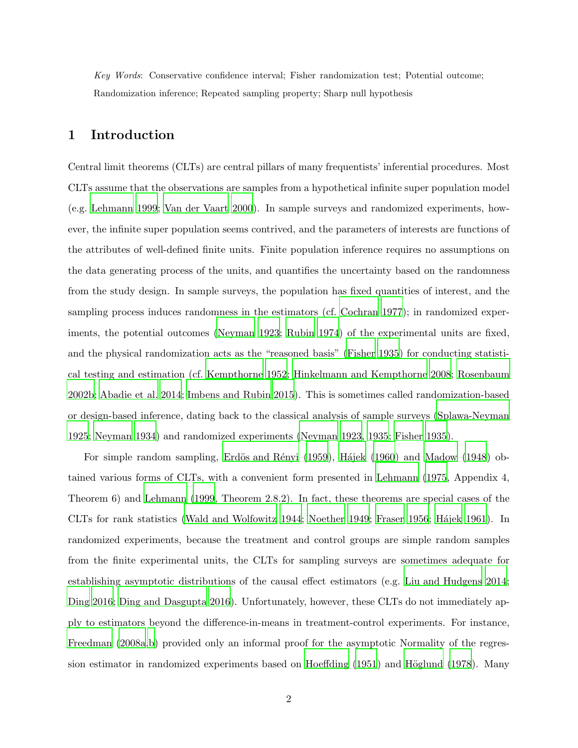*Key Words*: Conservative confidence interval; Fisher randomization test; Potential outcome; Randomization inference; Repeated sampling property; Sharp null hypothesis

# 1 Introduction

Central limit theorems (CLTs) are central pillars of many frequentists' inferential procedures. Most CLTs assume that the observations are samples from a hypothetical infinite super population model (e.g. Lehmann 1999; Van der Vaart 2000). In sample surveys and randomized experiments, however, the infinite super population seems contrived, and the parameters of interests are functions of the attributes of well-defined finite units. Finite population inference requires no assumptions on the data generating process of the units, and quantifies the uncertainty based on the randomness from the study design. In sample surveys, the population has fixed quantities of interest, and the sampling process induces randomness in the estimators (cf. Cochran 1977); in randomized experiments, the potential outcomes (Neyman 1923; Rubin 1974) of the experimental units are fixed, and the physical randomization acts as the "reasoned basis" (Fisher 1935) for conducting statistical testing and estimation (cf. Kempthorne 1952; Hinkelmann and Kempthorne 2008; Rosenbaum 2002b; Abadie et al. 2014; Imbens and Rubin 2015). This is sometimes called randomization-based or design-based inference, dating back to the classical analysis of sample surveys (Splawa-Neyman 1925; Neyman 1934) and randomized experiments (Neyman 1923, 1935; Fisher 1935).

For simple random sampling, Erdös and Rényi (1959), Hájek (1960) and Madow (1948) obtained various forms of CLTs, with a convenient form presented in Lehmann (1975, Appendix 4, Theorem 6) and Lehmann (1999, Theorem 2.8.2). In fact, these theorems are special cases of the CLTs for rank statistics (Wald and Wolfowitz 1944; Noether 1949; Fraser 1956; Hájek 1961). In randomized experiments, because the treatment and control groups are simple random samples from the finite experimental units, the CLTs for sampling surveys are sometimes adequate for establishing asymptotic distributions of the causal effect estimators (e.g. Liu and Hudgens 2014; Ding 2016; Ding and Dasgupta 2016). Unfortunately, however, these CLTs do not immediately apply to estimators beyond the difference-in-means in treatment-control experiments. For instance, Freedman (2008a,b) provided only an informal proof for the asymptotic Normality of the regression estimator in randomized experiments based on Hoeffding (1951) and Höglund (1978). Many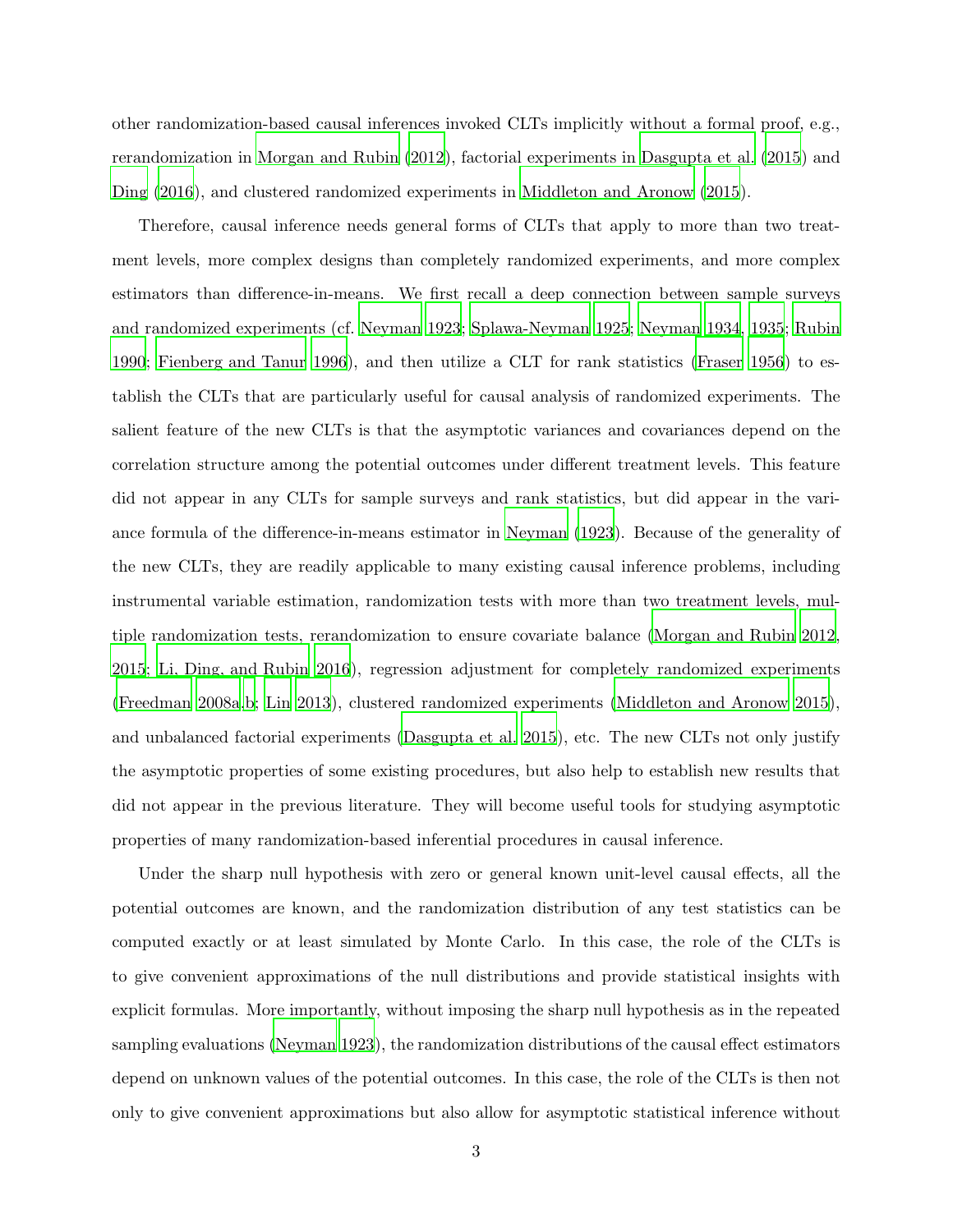other randomization-based causal inferences invoked CLTs implicitly without a formal proof, e.g., rerandomization in Morgan and Rubin (2012), factorial experiments in Dasgupta et al. (2015) and Ding (2016), and clustered randomized experiments in Middleton and Aronow (2015).

Therefore, causal inference needs general forms of CLTs that apply to more than two treatment levels, more complex designs than completely randomized experiments, and more complex estimators than difference-in-means. We first recall a deep connection between sample surveys and randomized experiments (cf. Neyman 1923; Splawa-Neyman 1925; Neyman 1934, 1935; Rubin 1990; Fienberg and Tanur 1996), and then utilize a CLT for rank statistics (Fraser 1956) to establish the CLTs that are particularly useful for causal analysis of randomized experiments. The salient feature of the new CLTs is that the asymptotic variances and covariances depend on the correlation structure among the potential outcomes under different treatment levels. This feature did not appear in any CLTs for sample surveys and rank statistics, but did appear in the variance formula of the difference-in-means estimator in Neyman (1923). Because of the generality of the new CLTs, they are readily applicable to many existing causal inference problems, including instrumental variable estimation, randomization tests with more than two treatment levels, multiple randomization tests, rerandomization to ensure covariate balance (Morgan and Rubin 2012, 2015; Li, Ding, and Rubin 2016), regression adjustment for completely randomized experiments (Freedman 2008a,b; Lin 2013), clustered randomized experiments (Middleton and Aronow 2015), and unbalanced factorial experiments (Dasgupta et al. 2015), etc. The new CLTs not only justify the asymptotic properties of some existing procedures, but also help to establish new results that did not appear in the previous literature. They will become useful tools for studying asymptotic properties of many randomization-based inferential procedures in causal inference.

Under the sharp null hypothesis with zero or general known unit-level causal effects, all the potential outcomes are known, and the randomization distribution of any test statistics can be computed exactly or at least simulated by Monte Carlo. In this case, the role of the CLTs is to give convenient approximations of the null distributions and provide statistical insights with explicit formulas. More importantly, without imposing the sharp null hypothesis as in the repeated sampling evaluations (Neyman 1923), the randomization distributions of the causal effect estimators depend on unknown values of the potential outcomes. In this case, the role of the CLTs is then not only to give convenient approximations but also allow for asymptotic statistical inference without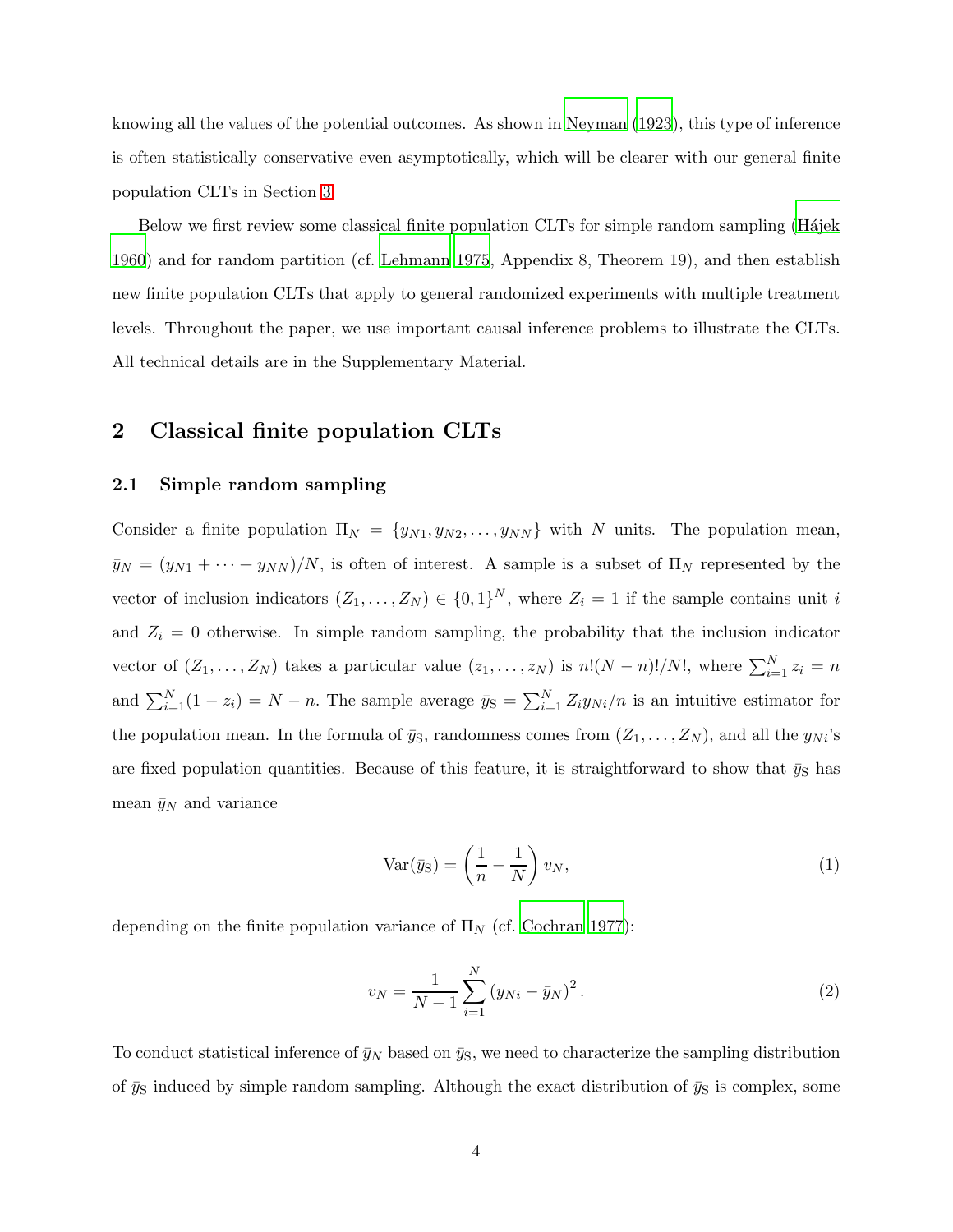knowing all the values of the potential outcomes. As shown in Neyman (1923), this type of inference is often statistically conservative even asymptotically, which will be clearer with our general finite population CLTs in Section 3.

Below we first review some classical finite population CLTs for simple random sampling (Hájek 1960) and for random partition (cf. Lehmann 1975, Appendix 8, Theorem 19), and then establish new finite population CLTs that apply to general randomized experiments with multiple treatment levels. Throughout the paper, we use important causal inference problems to illustrate the CLTs. All technical details are in the Supplementary Material.

## 2 Classical finite population CLTs

### 2.1 Simple random sampling

Consider a finite population $\Pi_N = \{y_{N1}, y_{N2}, \ldots, y_{NN}\}$ with $N$ units. The population mean, $\bar{y}_N = (y_{N1} + \cdots + y_{NN})/N$, is often of interest. A sample is a subset of $\Pi_N$ represented by the vector of inclusion indicators $(Z_1, \ldots, Z_N) \in \{0,1\}^N$, where $Z_i = 1$ if the sample contains unit $i$ and $Z_i = 0$ otherwise. In simple random sampling, the probability that the inclusion indicator vector of $(Z_1, \ldots, Z_N)$ takes a particular value $(z_1, \ldots, z_N)$ is $n!(N-n)!/N!$, where $\sum_{i=1}^N z_i = n$ and $\sum_{i=1}^N (1 - z_i) = N - n$. The sample average $\bar{y}_{\text{S}} = \sum_{i=1}^N Z_i y_{Ni}/n$ is an intuitive estimator for the population mean. In the formula of $\bar{y}_{\text{S}}$, randomness comes from $(Z_1, \ldots, Z_N)$, and all the $y_{Ni}$'s are fixed population quantities. Because of this feature, it is straightforward to show that $\bar{y}_{\text{S}}$ has mean $\bar{y}_N$ and variance

$$\text{Var}(\bar{y}_{\text{S}}) = \left(\frac{1}{n} - \frac{1}{N}\right) v_N, \tag{1}$$

depending on the finite population variance of $\Pi_N$ (cf. Cochran 1977):

$$v_N = \frac{1}{N-1} \sum_{i=1}^N (y_{Ni} - \bar{y}_N)^2. \tag{2}$$

To conduct statistical inference of $\bar{y}_N$ based on $\bar{y}_{\text{S}}$, we need to characterize the sampling distribution of $\bar{y}_{\text{S}}$ induced by simple random sampling. Although the exact distribution of $\bar{y}_{\text{S}}$ is complex, some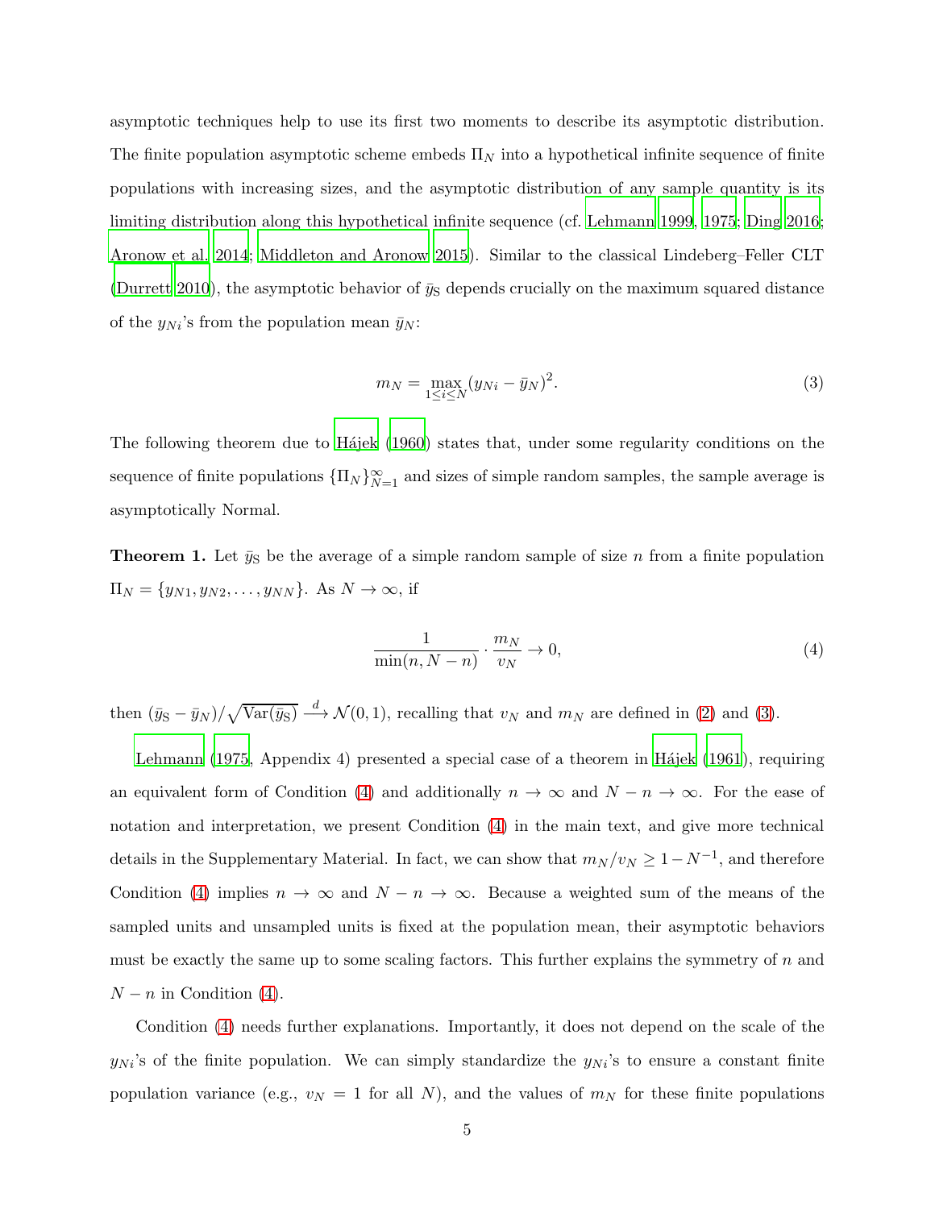asymptotic techniques help to use its first two moments to describe its asymptotic distribution. The finite population asymptotic scheme embeds $\Pi_N$ into a hypothetical infinite sequence of finite populations with increasing sizes, and the asymptotic distribution of any sample quantity is its limiting distribution along this hypothetical infinite sequence (cf. Lehmann 1999, 1975; Ding 2016; Aronow et al. 2014; Middleton and Aronow 2015). Similar to the classical Lindeberg–Feller CLT (Durrett 2010), the asymptotic behavior of $\bar{y}_{\mathrm{S}}$ depends crucially on the maximum squared distance of the $y_{Ni}$'s from the population mean $\bar{y}_N$:

$$m_N = \max_{1 \le i \le N} (y_{Ni} - \bar{y}_N)^2. \tag{3}$$

The following theorem due to Hájek (1960) states that, under some regularity conditions on the sequence of finite populations $\{\Pi_N\}_{N=1}^{\infty}$ and sizes of simple random samples, the sample average is asymptotically Normal.

**Theorem 1.** Let $\bar{y}_{\mathrm{S}}$ be the average of a simple random sample of size $n$ from a finite population $\Pi_N = \{y_{N1}, y_{N2}, \ldots, y_{NN}\}$. As $N \to \infty$, if

$$\frac{1}{\min(n, N-n)} \cdot \frac{m_N}{v_N} \to 0, \tag{4}$$

then $(\bar{y}_{\mathrm{S}} - \bar{y}_N)/\sqrt{\mathrm{Var}(\bar{y}_{\mathrm{S}})} \xrightarrow{d} \mathcal{N}(0,1)$, recalling that $v_N$ and $m_N$ are defined in (2) and (3).

Lehmann (1975, Appendix 4) presented a special case of a theorem in Hájek (1961), requiring an equivalent form of Condition (4) and additionally $n \to \infty$ and $N - n \to \infty$. For the ease of notation and interpretation, we present Condition (4) in the main text, and give more technical details in the Supplementary Material. In fact, we can show that $m_N/v_N \ge 1 - N^{-1}$, and therefore Condition (4) implies $n \to \infty$ and $N - n \to \infty$. Because a weighted sum of the means of the sampled units and unsampled units is fixed at the population mean, their asymptotic behaviors must be exactly the same up to some scaling factors. This further explains the symmetry of $n$ and $N - n$ in Condition (4).

Condition (4) needs further explanations. Importantly, it does not depend on the scale of the $y_{Ni}$'s of the finite population. We can simply standardize the $y_{Ni}$'s to ensure a constant finite population variance (e.g., $v_N = 1$ for all $N$), and the values of $m_N$ for these finite populations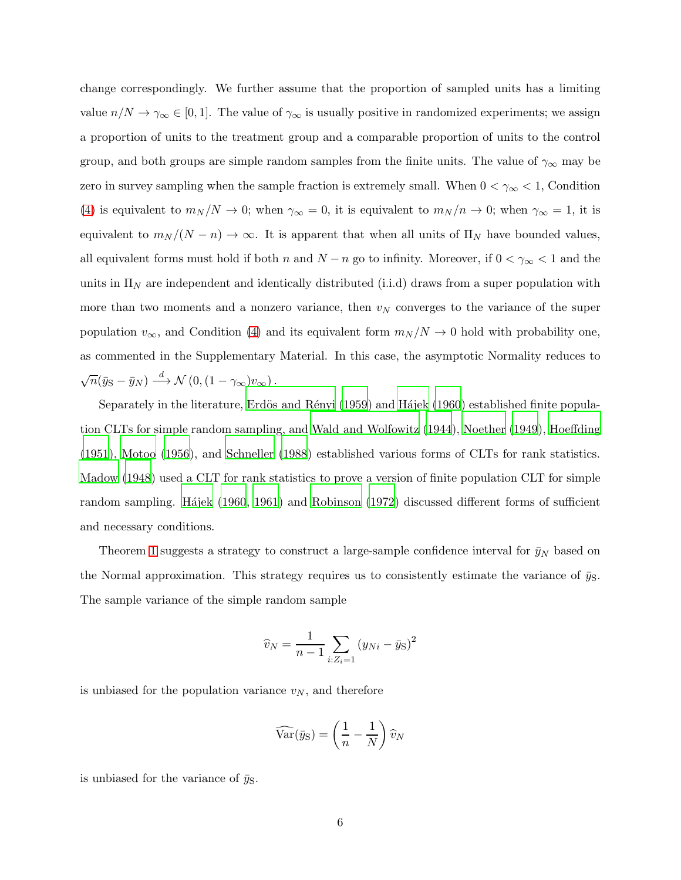change correspondingly. We further assume that the proportion of sampled units has a limiting value $n/N \to \gamma_\infty \in [0,1]$. The value of $\gamma_\infty$ is usually positive in randomized experiments; we assign a proportion of units to the treatment group and a comparable proportion of units to the control group, and both groups are simple random samples from the finite units. The value of $\gamma_\infty$ may be zero in survey sampling when the sample fraction is extremely small. When $0 < \gamma_\infty < 1$, Condition (4) is equivalent to $m_N/N \to 0$; when $\gamma_\infty = 0$, it is equivalent to $m_N/n \to 0$; when $\gamma_\infty = 1$, it is equivalent to $m_N/(N-n) \to \infty$. It is apparent that when all units of $\Pi_N$ have bounded values, all equivalent forms must hold if both $n$ and $N - n$ go to infinity. Moreover, if $0 < \gamma_\infty < 1$ and the units in $\Pi_N$ are independent and identically distributed (i.i.d) draws from a super population with more than two moments and a nonzero variance, then $v_N$ converges to the variance of the super population $v_\infty$, and Condition (4) and its equivalent form $m_N/N \to 0$ hold with probability one, as commented in the Supplementary Material. In this case, the asymptotic Normality reduces to $\sqrt{n}(\bar{y}_{\mathrm{S}} - \bar{y}_N) \xrightarrow{d} \mathcal{N}\left(0, (1-\gamma_\infty)v_\infty\right)$.

Separately in the literature, Erdös and Rényi (1959) and Hájek (1960) established finite population CLTs for simple random sampling, and Wald and Wolfowitz (1944), Noether (1949), Hoeffding (1951), Motoo (1956), and Schneller (1988) established various forms of CLTs for rank statistics. Madow (1948) used a CLT for rank statistics to prove a version of finite population CLT for simple random sampling. Hájek (1960, 1961) and Robinson (1972) discussed different forms of sufficient and necessary conditions.

Theorem 1 suggests a strategy to construct a large-sample confidence interval for $\bar{y}_N$ based on the Normal approximation. This strategy requires us to consistently estimate the variance of $\bar{y}_{\mathrm{S}}$. The sample variance of the simple random sample

$$\widehat{v}_N = \frac{1}{n-1}\sum_{i:Z_i=1}\left(y_{Ni} - \bar{y}_{\mathrm{S}}\right)^2$$

is unbiased for the population variance $v_N$, and therefore

$$\widehat{\mathrm{Var}}(\bar{y}_{\mathrm{S}}) = \left(\frac{1}{n} - \frac{1}{N}\right)\widehat{v}_N$$

is unbiased for the variance of $\bar{y}_{\mathrm{S}}$.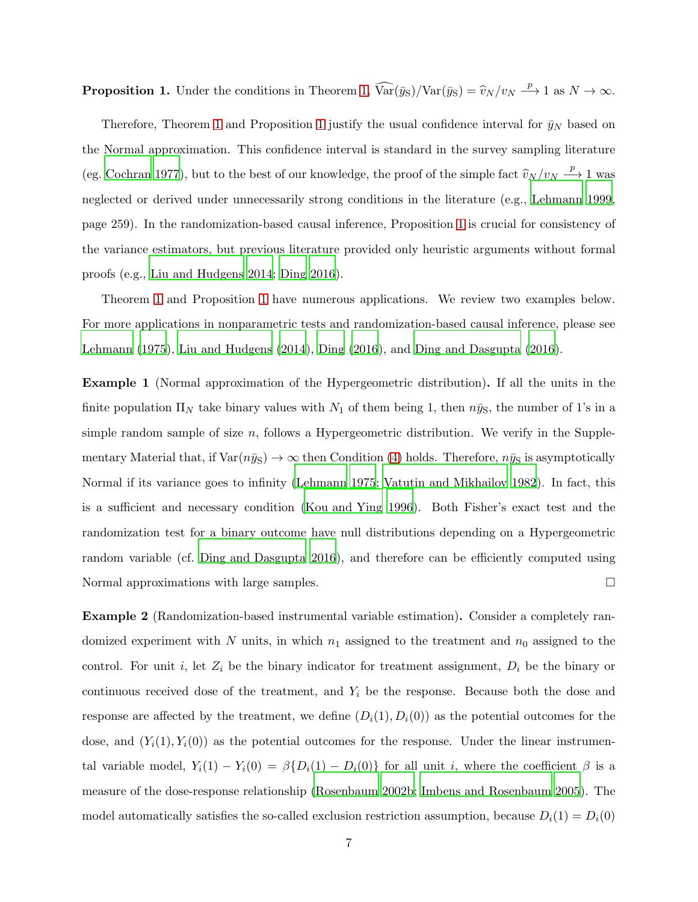**Proposition 1.** Under the conditions in Theorem 1, $\widehat{\text{Var}}(\bar{y}_{\text{S}})/\text{Var}(\bar{y}_{\text{S}}) = \widehat{v}_N/v_N \xrightarrow{p} 1$ as $N \to \infty$.

Therefore, Theorem 1 and Proposition 1 justify the usual confidence interval for $\bar{y}_N$ based on the Normal approximation. This confidence interval is standard in the survey sampling literature (eg. Cochran 1977), but to the best of our knowledge, the proof of the simple fact $\widehat{v}_N/v_N \xrightarrow{p} 1$ was neglected or derived under unnecessarily strong conditions in the literature (e.g., Lehmann 1999, page 259). In the randomization-based causal inference, Proposition 1 is crucial for consistency of the variance estimators, but previous literature provided only heuristic arguments without formal proofs (e.g., Liu and Hudgens 2014; Ding 2016).

Theorem 1 and Proposition 1 have numerous applications. We review two examples below. For more applications in nonparametric tests and randomization-based causal inference, please see Lehmann (1975), Liu and Hudgens (2014), Ding (2016), and Ding and Dasgupta (2016).

**Example 1** (Normal approximation of the Hypergeometric distribution)**.** If all the units in the finite population $\Pi_N$ take binary values with $N_1$ of them being 1, then $n\bar{y}_{\text{S}}$, the number of 1's in a simple random sample of size $n$, follows a Hypergeometric distribution. We verify in the Supplementary Material that, if $\text{Var}(n\bar{y}_{\text{S}}) \to \infty$ then Condition (4) holds. Therefore, $n\bar{y}_{\text{S}}$ is asymptotically Normal if its variance goes to infinity (Lehmann 1975; Vatutin and Mikhailov 1982). In fact, this is a sufficient and necessary condition (Kou and Ying 1996). Both Fisher's exact test and the randomization test for a binary outcome have null distributions depending on a Hypergeometric random variable (cf. Ding and Dasgupta 2016), and therefore can be efficiently computed using Normal approximations with large samples. □

**Example 2** (Randomization-based instrumental variable estimation)**.** Consider a completely randomized experiment with $N$ units, in which $n_1$ assigned to the treatment and $n_0$ assigned to the control. For unit $i$, let $Z_i$ be the binary indicator for treatment assignment, $D_i$ be the binary or continuous received dose of the treatment, and $Y_i$ be the response. Because both the dose and response are affected by the treatment, we define $(D_i(1), D_i(0))$ as the potential outcomes for the dose, and $(Y_i(1), Y_i(0))$ as the potential outcomes for the response. Under the linear instrumental variable model, $Y_i(1) - Y_i(0) = \beta\{D_i(1) - D_i(0)\}$ for all unit $i$, where the coefficient $\beta$ is a measure of the dose-response relationship (Rosenbaum 2002b; Imbens and Rosenbaum 2005). The model automatically satisfies the so-called exclusion restriction assumption, because $D_i(1) = D_i(0)$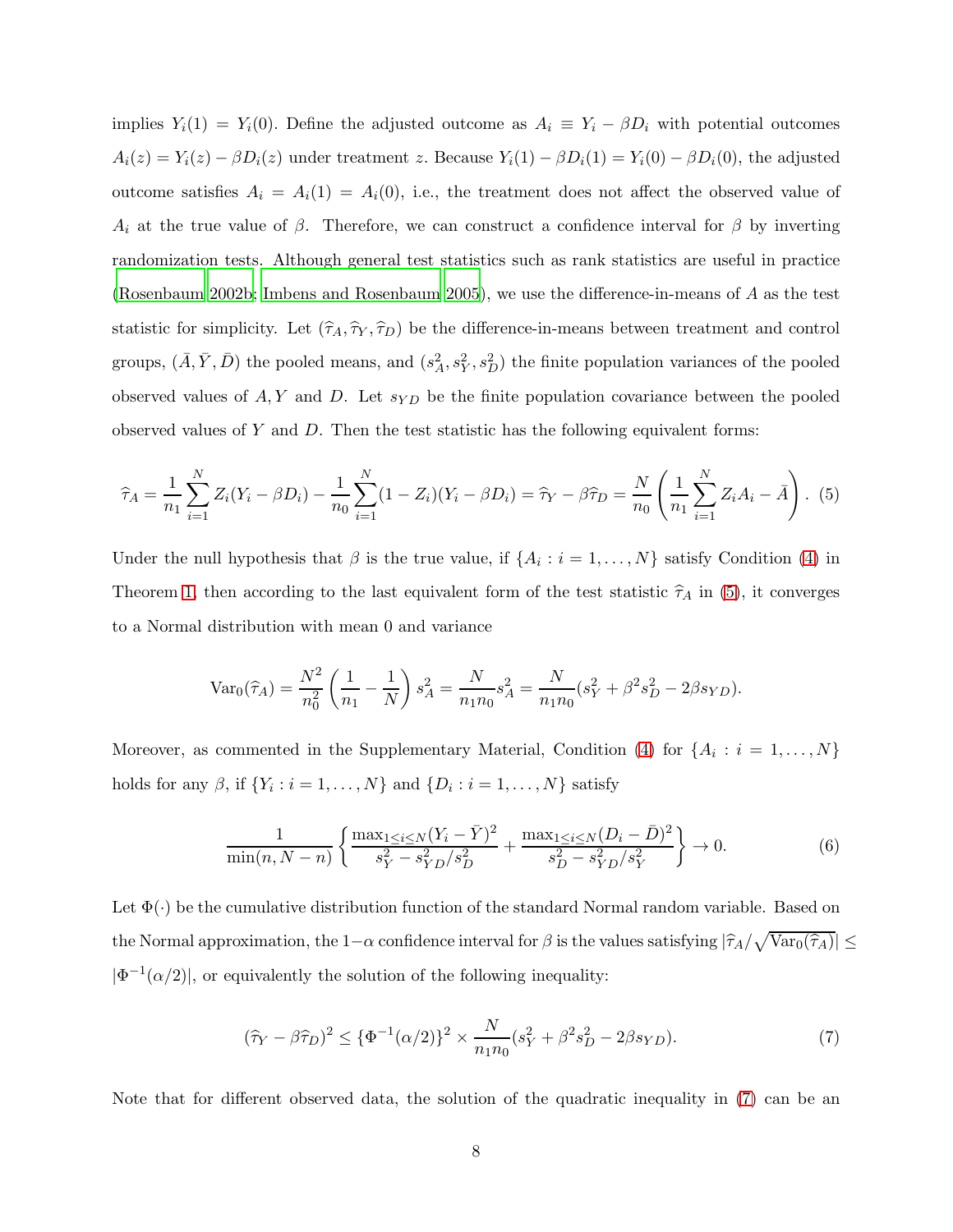implies $Y_i(1) = Y_i(0)$. Define the adjusted outcome as $A_i \equiv Y_i - \beta D_i$ with potential outcomes $A_i(z) = Y_i(z) - \beta D_i(z)$ under treatment $z$. Because $Y_i(1) - \beta D_i(1) = Y_i(0) - \beta D_i(0)$, the adjusted outcome satisfies $A_i = A_i(1) = A_i(0)$, i.e., the treatment does not affect the observed value of $A_i$ at the true value of $\beta$. Therefore, we can construct a confidence interval for $\beta$ by inverting randomization tests. Although general test statistics such as rank statistics are useful in practice (Rosenbaum 2002b; Imbens and Rosenbaum 2005), we use the difference-in-means of $A$ as the test statistic for simplicity. Let $(\widehat{\tau}_A, \widehat{\tau}_Y, \widehat{\tau}_D)$ be the difference-in-means between treatment and control groups, $(\bar{A}, \bar{Y}, \bar{D})$ the pooled means, and $(s_A^2, s_Y^2, s_D^2)$ the finite population variances of the pooled observed values of $A, Y$ and $D$. Let $s_{YD}$ be the finite population covariance between the pooled observed values of $Y$ and $D$. Then the test statistic has the following equivalent forms:

$$\widehat{\tau}_A = \frac{1}{n_1}\sum_{i=1}^{N} Z_i(Y_i - \beta D_i) - \frac{1}{n_0}\sum_{i=1}^{N}(1 - Z_i)(Y_i - \beta D_i) = \widehat{\tau}_Y - \beta\widehat{\tau}_D = \frac{N}{n_0}\left(\frac{1}{n_1}\sum_{i=1}^{N} Z_i A_i - \bar{A}\right). \quad (5)$$

Under the null hypothesis that $\beta$ is the true value, if $\{A_i : i = 1, \ldots, N\}$ satisfy Condition (4) in Theorem 1, then according to the last equivalent form of the test statistic $\widehat{\tau}_A$ in (5), it converges to a Normal distribution with mean 0 and variance

$$\text{Var}_0(\widehat{\tau}_A) = \frac{N^2}{n_0^2}\left(\frac{1}{n_1} - \frac{1}{N}\right)s_A^2 = \frac{N}{n_1 n_0}s_A^2 = \frac{N}{n_1 n_0}(s_Y^2 + \beta^2 s_D^2 - 2\beta s_{YD}).$$

Moreover, as commented in the Supplementary Material, Condition (4) for $\{A_i : i = 1, \ldots, N\}$ holds for any $\beta$, if $\{Y_i : i = 1, \ldots, N\}$ and $\{D_i : i = 1, \ldots, N\}$ satisfy

$$\frac{1}{\min(n, N-n)}\left\{\frac{\max_{1\le i\le N}(Y_i - \bar{Y})^2}{s_Y^2 - s_{YD}^2/s_D^2} + \frac{\max_{1\le i\le N}(D_i - \bar{D})^2}{s_D^2 - s_{YD}^2/s_Y^2}\right\} \to 0. \quad (6)$$

Let $\Phi(\cdot)$ be the cumulative distribution function of the standard Normal random variable. Based on the Normal approximation, the $1-\alpha$ confidence interval for $\beta$ is the values satisfying $|\widehat{\tau}_A/\sqrt{\text{Var}_0(\widehat{\tau}_A)}| \le |\Phi^{-1}(\alpha/2)|$, or equivalently the solution of the following inequality:

$$(\widehat{\tau}_Y - \beta\widehat{\tau}_D)^2 \le \{\Phi^{-1}(\alpha/2)\}^2 \times \frac{N}{n_1 n_0}(s_Y^2 + \beta^2 s_D^2 - 2\beta s_{YD}). \quad (7)$$

Note that for different observed data, the solution of the quadratic inequality in (7) can be an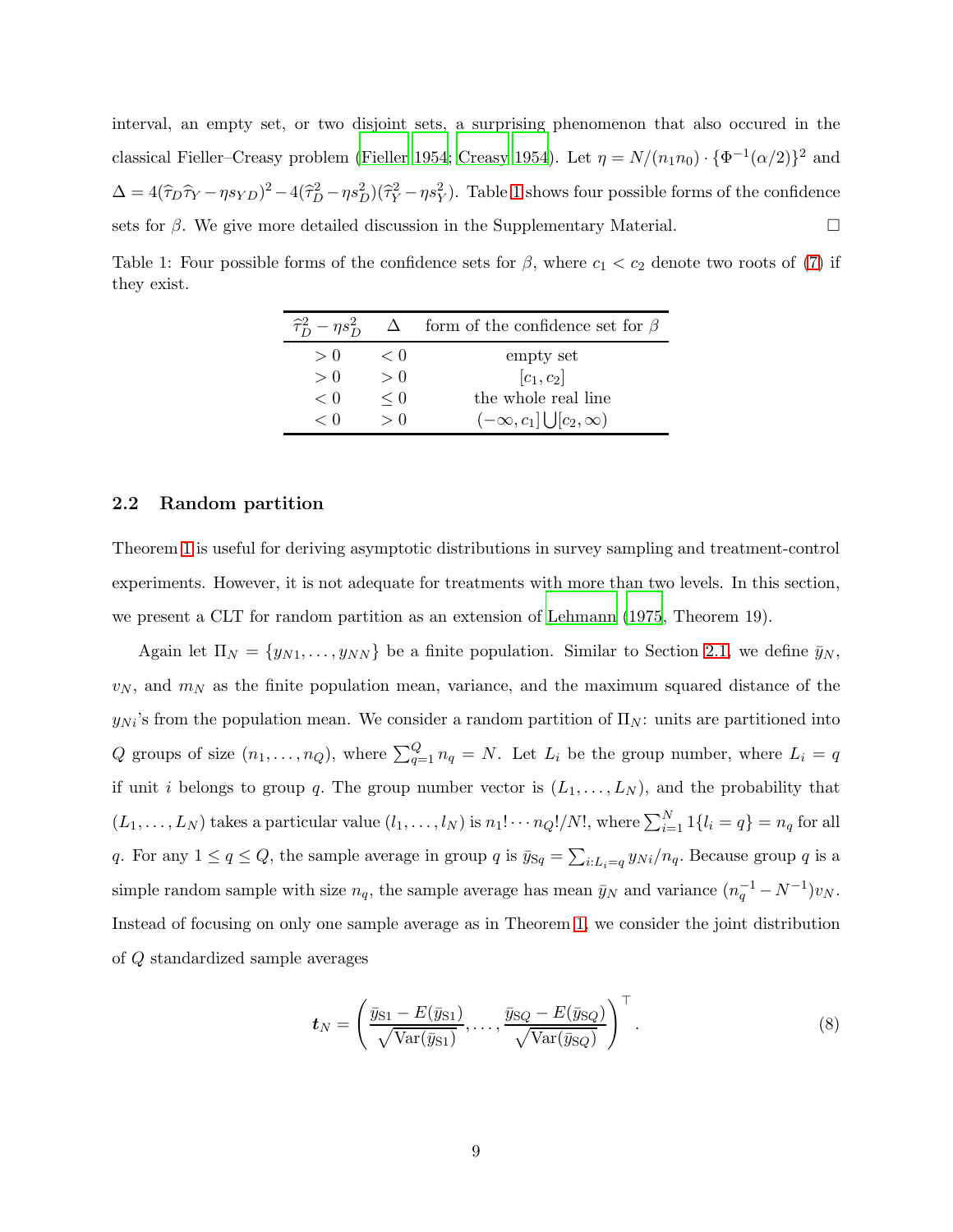interval, an empty set, or two disjoint sets, a surprising phenomenon that also occured in the classical Fieller–Creasy problem (Fieller 1954; Creasy 1954). Let $\eta = N/(n_1 n_0) \cdot \{\Phi^{-1}(\alpha/2)\}^2$ and $\Delta = 4(\widehat{\tau}_D \widehat{\tau}_Y - \eta s_{YD})^2 - 4(\widehat{\tau}_D^2 - \eta s_D^2)(\widehat{\tau}_Y^2 - \eta s_Y^2)$. Table 1 shows four possible forms of the confidence sets for $\beta$. We give more detailed discussion in the Supplementary Material. □

Table 1: Four possible forms of the confidence sets for $\beta$, where $c_1 < c_2$ denote two roots of (7) if they exist.

| $\widehat{\tau}_D^2 - \eta s_D^2$ | $\Delta$ | form of the confidence set for $\beta$ |
|---|---|---|
| $> 0$ | $< 0$ | empty set |
| $> 0$ | $> 0$ | $[c_1, c_2]$ |
| $< 0$ | $\leq 0$ | the whole real line |
| $< 0$ | $> 0$ | $(-\infty, c_1] \bigcup [c_2, \infty)$ |

### 2.2 Random partition

Theorem 1 is useful for deriving asymptotic distributions in survey sampling and treatment-control experiments. However, it is not adequate for treatments with more than two levels. In this section, we present a CLT for random partition as an extension of Lehmann (1975, Theorem 19).

Again let $\Pi_N = \{y_{N1}, \ldots, y_{NN}\}$ be a finite population. Similar to Section 2.1, we define $\bar{y}_N$, $v_N$, and $m_N$ as the finite population mean, variance, and the maximum squared distance of the $y_{Ni}$'s from the population mean. We consider a random partition of $\Pi_N$: units are partitioned into $Q$ groups of size $(n_1, \ldots, n_Q)$, where $\sum_{q=1}^{Q} n_q = N$. Let $L_i$ be the group number, where $L_i = q$ if unit $i$ belongs to group $q$. The group number vector is $(L_1, \ldots, L_N)$, and the probability that $(L_1, \ldots, L_N)$ takes a particular value $(l_1, \ldots, l_N)$ is $n_1! \cdots n_Q!/N!$, where $\sum_{i=1}^{N} 1\{l_i = q\} = n_q$ for all $q$. For any $1 \leq q \leq Q$, the sample average in group $q$ is $\bar{y}_{\mathrm{S}q} = \sum_{i:L_i=q} y_{Ni}/n_q$. Because group $q$ is a simple random sample with size $n_q$, the sample average has mean $\bar{y}_N$ and variance $(n_q^{-1} - N^{-1})v_N$. Instead of focusing on only one sample average as in Theorem 1, we consider the joint distribution of $Q$ standardized sample averages

$$
\boldsymbol{t}_N = \left( \frac{\bar{y}_{\mathrm{S}1} - E(\bar{y}_{\mathrm{S}1})}{\sqrt{\mathrm{Var}(\bar{y}_{\mathrm{S}1})}}, \ldots, \frac{\bar{y}_{\mathrm{S}Q} - E(\bar{y}_{\mathrm{S}Q})}{\sqrt{\mathrm{Var}(\bar{y}_{\mathrm{S}Q})}} \right)^\top . \tag{8}
$$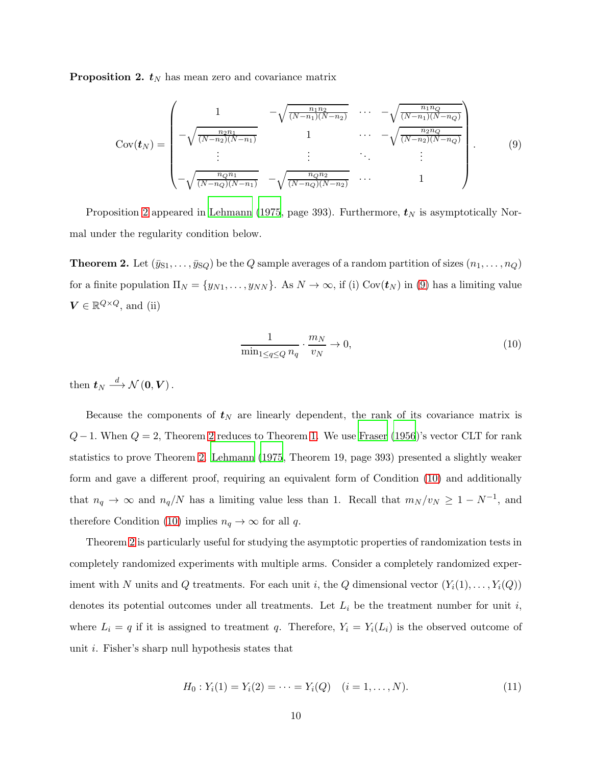**Proposition 2.** $\boldsymbol{t}_N$ has mean zero and covariance matrix

$$\operatorname{Cov}(\boldsymbol{t}_N) = \begin{pmatrix} 1 & -\sqrt{\frac{n_1 n_2}{(N-n_1)(N-n_2)}} & \cdots & -\sqrt{\frac{n_1 n_Q}{(N-n_1)(N-n_Q)}} \\ -\sqrt{\frac{n_2 n_1}{(N-n_2)(N-n_1)}} & 1 & \cdots & -\sqrt{\frac{n_2 n_Q}{(N-n_2)(N-n_Q)}} \\ \vdots & \vdots & \ddots & \vdots \\ -\sqrt{\frac{n_Q n_1}{(N-n_Q)(N-n_1)}} & -\sqrt{\frac{n_Q n_2}{(N-n_Q)(N-n_2)}} & \cdots & 1 \end{pmatrix}. \tag{9}$$

Proposition 2 appeared in Lehmann (1975, page 393). Furthermore, $\boldsymbol{t}_N$ is asymptotically Normal under the regularity condition below.

**Theorem 2.** Let $(\bar{y}_{S1}, \ldots, \bar{y}_{SQ})$ be the $Q$ sample averages of a random partition of sizes $(n_1, \ldots, n_Q)$ for a finite population $\Pi_N = \{y_{N1}, \ldots, y_{NN}\}$. As $N \to \infty$, if (i) $\operatorname{Cov}(\boldsymbol{t}_N)$ in (9) has a limiting value $\boldsymbol{V} \in \mathbb{R}^{Q \times Q}$, and (ii)

$$\frac{1}{\min_{1 \le q \le Q} n_q} \cdot \frac{m_N}{v_N} \to 0, \tag{10}$$

then $\boldsymbol{t}_N \xrightarrow{d} \mathcal{N}(\boldsymbol{0}, \boldsymbol{V})$.

Because the components of $\boldsymbol{t}_N$ are linearly dependent, the rank of its covariance matrix is $Q-1$. When $Q = 2$, Theorem 2 reduces to Theorem 1. We use Fraser (1956)'s vector CLT for rank statistics to prove Theorem 2. Lehmann (1975, Theorem 19, page 393) presented a slightly weaker form and gave a different proof, requiring an equivalent form of Condition (10) and additionally that $n_q \to \infty$ and $n_q/N$ has a limiting value less than 1. Recall that $m_N/v_N \ge 1 - N^{-1}$, and therefore Condition (10) implies $n_q \to \infty$ for all $q$.

Theorem 2 is particularly useful for studying the asymptotic properties of randomization tests in completely randomized experiments with multiple arms. Consider a completely randomized experiment with $N$ units and $Q$ treatments. For each unit $i$, the $Q$ dimensional vector $(Y_i(1), \ldots, Y_i(Q))$ denotes its potential outcomes under all treatments. Let $L_i$ be the treatment number for unit $i$, where $L_i = q$ if it is assigned to treatment $q$. Therefore, $Y_i = Y_i(L_i)$ is the observed outcome of unit $i$. Fisher's sharp null hypothesis states that

$$H_0: Y_i(1) = Y_i(2) = \cdots = Y_i(Q) \quad (i = 1, \ldots, N). \tag{11}$$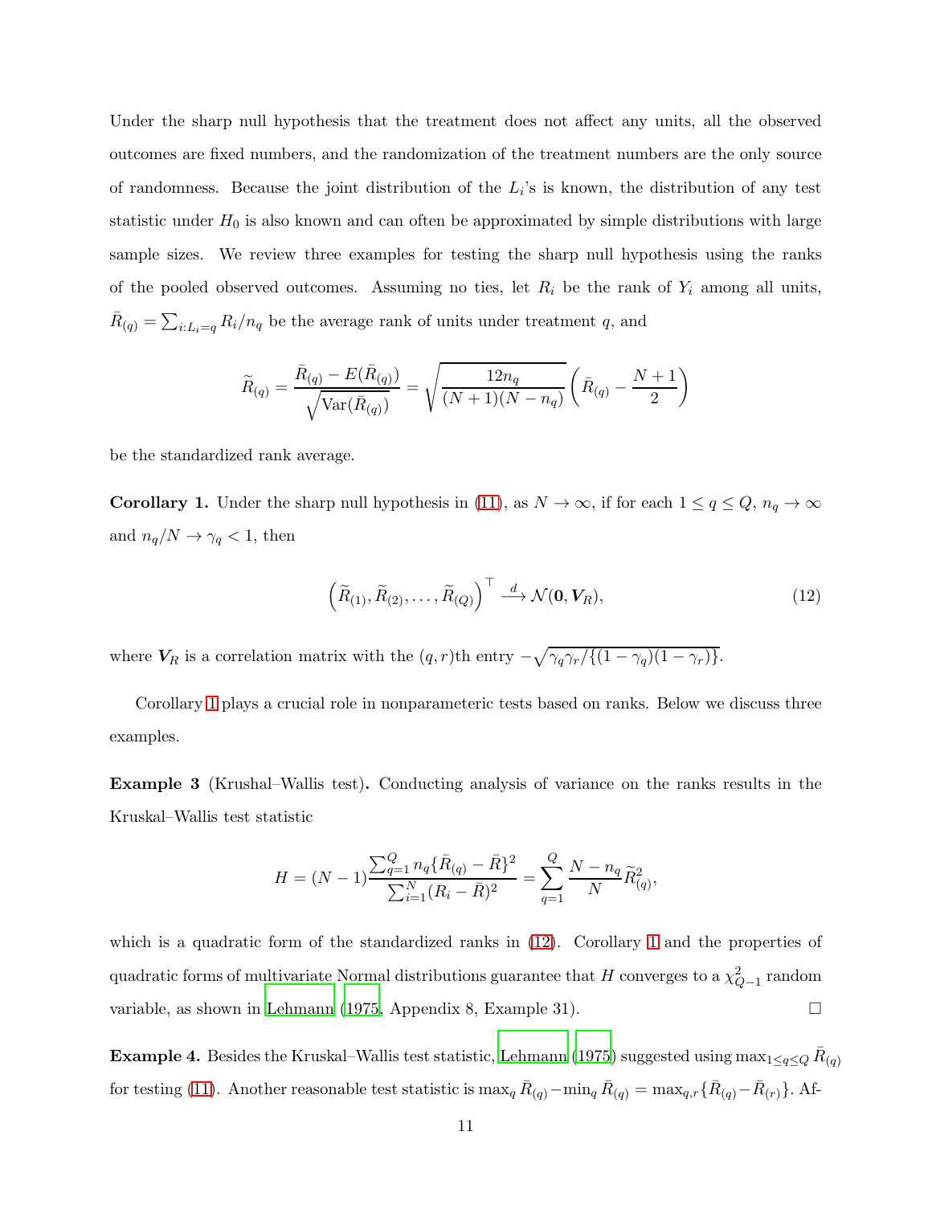Under the sharp null hypothesis that the treatment does not affect any units, all the observed outcomes are fixed numbers, and the randomization of the treatment numbers are the only source of randomness. Because the joint distribution of the $L_i$'s is known, the distribution of any test statistic under $H_0$ is also known and can often be approximated by simple distributions with large sample sizes. We review three examples for testing the sharp null hypothesis using the ranks of the pooled observed outcomes. Assuming no ties, let $R_i$ be the rank of $Y_i$ among all units, $\bar{R}_{(q)} = \sum_{i:L_i=q} R_i/n_q$ be the average rank of units under treatment $q$, and

$$\widetilde{R}_{(q)} = \frac{\bar{R}_{(q)} - E(\bar{R}_{(q)})}{\sqrt{\text{Var}(\bar{R}_{(q)})}} = \sqrt{\frac{12n_q}{(N+1)(N-n_q)}}\left(\bar{R}_{(q)} - \frac{N+1}{2}\right)$$

be the standardized rank average.

**Corollary 1.** Under the sharp null hypothesis in (11), as $N \to \infty$, if for each $1 \leq q \leq Q$, $n_q \to \infty$ and $n_q/N \to \gamma_q < 1$, then

$$\left(\widetilde{R}_{(1)}, \widetilde{R}_{(2)}, \ldots, \widetilde{R}_{(Q)}\right)^\top \xrightarrow{d} \mathcal{N}(\mathbf{0}, \boldsymbol{V}_R), \tag{12}$$

where $\boldsymbol{V}_R$ is a correlation matrix with the $(q,r)$th entry $-\sqrt{\gamma_q\gamma_r/\{(1-\gamma_q)(1-\gamma_r)\}}$.

Corollary 1 plays a crucial role in nonparameteric tests based on ranks. Below we discuss three examples.

**Example 3** (Krushal–Wallis test)**.** Conducting analysis of variance on the ranks results in the Kruskal–Wallis test statistic

$$H = (N-1)\frac{\sum_{q=1}^{Q} n_q\{\bar{R}_{(q)} - \bar{R}\}^2}{\sum_{i=1}^{N}(R_i - \bar{R})^2} = \sum_{q=1}^{Q} \frac{N-n_q}{N}\widetilde{R}_{(q)}^2,$$

which is a quadratic form of the standardized ranks in (12). Corollary 1 and the properties of quadratic forms of multivariate Normal distributions guarantee that $H$ converges to a $\chi^2_{Q-1}$ random variable, as shown in Lehmann (1975, Appendix 8, Example 31). □

**Example 4.** Besides the Kruskal–Wallis test statistic, Lehmann (1975) suggested using $\max_{1\leq q\leq Q} \bar{R}_{(q)}$ for testing (11). Another reasonable test statistic is $\max_q \bar{R}_{(q)} - \min_q \bar{R}_{(q)} = \max_{q,r}\{\bar{R}_{(q)} - \bar{R}_{(r)}\}$. Af-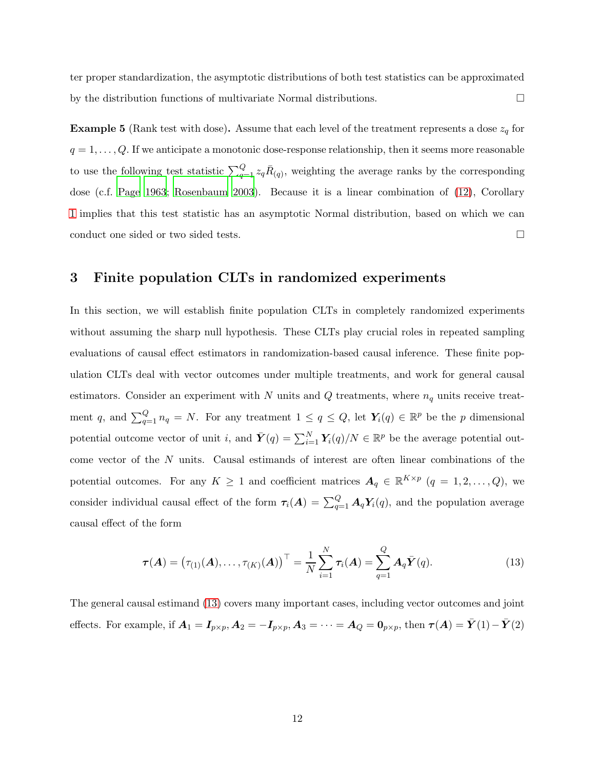ter proper standardization, the asymptotic distributions of both test statistics can be approximated by the distribution functions of multivariate Normal distributions. □

**Example 5** (Rank test with dose)**.** Assume that each level of the treatment represents a dose $z_q$ for $q = 1, \ldots, Q$. If we anticipate a monotonic dose-response relationship, then it seems more reasonable to use the following test statistic $\sum_{q=1}^{Q} z_q \bar{R}_{(q)}$, weighting the average ranks by the corresponding dose (c.f. Page 1963; Rosenbaum 2003). Because it is a linear combination of (12), Corollary 1 implies that this test statistic has an asymptotic Normal distribution, based on which we can conduct one sided or two sided tests. □

## 3 Finite population CLTs in randomized experiments

In this section, we will establish finite population CLTs in completely randomized experiments without assuming the sharp null hypothesis. These CLTs play crucial roles in repeated sampling evaluations of causal effect estimators in randomization-based causal inference. These finite population CLTs deal with vector outcomes under multiple treatments, and work for general causal estimators. Consider an experiment with $N$ units and $Q$ treatments, where $n_q$ units receive treatment $q$, and $\sum_{q=1}^{Q} n_q = N$. For any treatment $1 \leq q \leq Q$, let $\boldsymbol{Y}_i(q) \in \mathbb{R}^p$ be the $p$ dimensional potential outcome vector of unit $i$, and $\bar{\boldsymbol{Y}}(q) = \sum_{i=1}^{N} \boldsymbol{Y}_i(q)/N \in \mathbb{R}^p$ be the average potential outcome vector of the $N$ units. Causal estimands of interest are often linear combinations of the potential outcomes. For any $K \geq 1$ and coefficient matrices $\boldsymbol{A}_q \in \mathbb{R}^{K \times p}$ $(q = 1, 2, \ldots, Q)$, we consider individual causal effect of the form $\boldsymbol{\tau}_i(\boldsymbol{A}) = \sum_{q=1}^{Q} \boldsymbol{A}_q \boldsymbol{Y}_i(q)$, and the population average causal effect of the form

$$
\boldsymbol{\tau}(\boldsymbol{A}) = \left(\tau_{(1)}(\boldsymbol{A}), \ldots, \tau_{(K)}(\boldsymbol{A})\right)^\top = \frac{1}{N} \sum_{i=1}^{N} \boldsymbol{\tau}_i(\boldsymbol{A}) = \sum_{q=1}^{Q} \boldsymbol{A}_q \bar{\boldsymbol{Y}}(q). \tag{13}
$$

The general causal estimand (13) covers many important cases, including vector outcomes and joint effects. For example, if $\boldsymbol{A}_1 = \boldsymbol{I}_{p \times p}, \boldsymbol{A}_2 = -\boldsymbol{I}_{p \times p}, \boldsymbol{A}_3 = \cdots = \boldsymbol{A}_Q = \boldsymbol{0}_{p \times p}$, then $\boldsymbol{\tau}(\boldsymbol{A}) = \bar{\boldsymbol{Y}}(1) - \bar{\boldsymbol{Y}}(2)$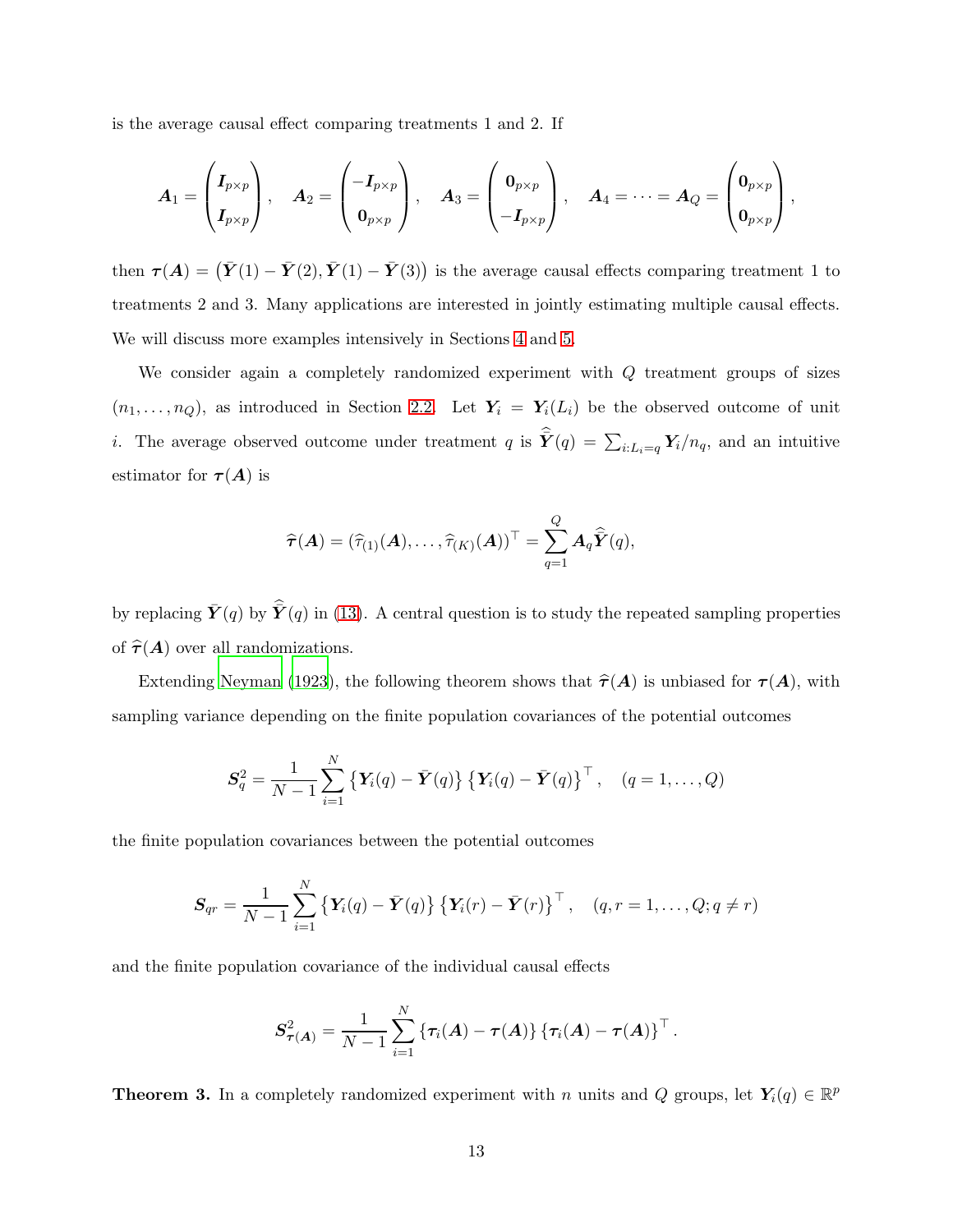is the average causal effect comparing treatments 1 and 2. If

$$
\boldsymbol{A}_1 = \begin{pmatrix} \boldsymbol{I}_{p\times p} \\ \boldsymbol{I}_{p\times p} \end{pmatrix}, \quad \boldsymbol{A}_2 = \begin{pmatrix} -\boldsymbol{I}_{p\times p} \\ \boldsymbol{0}_{p\times p} \end{pmatrix}, \quad \boldsymbol{A}_3 = \begin{pmatrix} \boldsymbol{0}_{p\times p} \\ -\boldsymbol{I}_{p\times p} \end{pmatrix}, \quad \boldsymbol{A}_4 = \cdots = \boldsymbol{A}_Q = \begin{pmatrix} \boldsymbol{0}_{p\times p} \\ \boldsymbol{0}_{p\times p} \end{pmatrix},
$$

then $\boldsymbol{\tau}(\boldsymbol{A}) = \left(\bar{\boldsymbol{Y}}(1) - \bar{\boldsymbol{Y}}(2), \bar{\boldsymbol{Y}}(1) - \bar{\boldsymbol{Y}}(3)\right)$ is the average causal effects comparing treatment 1 to treatments 2 and 3. Many applications are interested in jointly estimating multiple causal effects. We will discuss more examples intensively in Sections 4 and 5.

We consider again a completely randomized experiment with $Q$ treatment groups of sizes $(n_1, \ldots, n_Q)$, as introduced in Section 2.2. Let $\boldsymbol{Y}_i = \boldsymbol{Y}_i(L_i)$ be the observed outcome of unit $i$. The average observed outcome under treatment $q$ is $\widehat{\bar{\boldsymbol{Y}}}(q) = \sum_{i:L_i=q} \boldsymbol{Y}_i / n_q$, and an intuitive estimator for $\boldsymbol{\tau}(\boldsymbol{A})$ is

$$
\widehat{\boldsymbol{\tau}}(\boldsymbol{A}) = (\widehat{\tau}_{(1)}(\boldsymbol{A}), \ldots, \widehat{\tau}_{(K)}(\boldsymbol{A}))^\top = \sum_{q=1}^{Q} \boldsymbol{A}_q \widehat{\bar{\boldsymbol{Y}}}(q),
$$

by replacing $\bar{\boldsymbol{Y}}(q)$ by $\widehat{\bar{\boldsymbol{Y}}}(q)$ in (13). A central question is to study the repeated sampling properties of $\widehat{\boldsymbol{\tau}}(\boldsymbol{A})$ over all randomizations.

Extending Neyman (1923), the following theorem shows that $\widehat{\boldsymbol{\tau}}(\boldsymbol{A})$ is unbiased for $\boldsymbol{\tau}(\boldsymbol{A})$, with sampling variance depending on the finite population covariances of the potential outcomes

$$
\boldsymbol{S}_q^2 = \frac{1}{N-1} \sum_{i=1}^{N} \left\{ \boldsymbol{Y}_i(q) - \bar{\boldsymbol{Y}}(q) \right\} \left\{ \boldsymbol{Y}_i(q) - \bar{\boldsymbol{Y}}(q) \right\}^\top, \quad (q = 1, \ldots, Q)
$$

the finite population covariances between the potential outcomes

$$
\boldsymbol{S}_{qr} = \frac{1}{N-1} \sum_{i=1}^{N} \left\{ \boldsymbol{Y}_i(q) - \bar{\boldsymbol{Y}}(q) \right\} \left\{ \boldsymbol{Y}_i(r) - \bar{\boldsymbol{Y}}(r) \right\}^\top, \quad (q, r = 1, \ldots, Q; q \neq r)
$$

and the finite population covariance of the individual causal effects

$$
\boldsymbol{S}^2_{\boldsymbol{\tau}(\boldsymbol{A})} = \frac{1}{N-1} \sum_{i=1}^{N} \left\{ \boldsymbol{\tau}_i(\boldsymbol{A}) - \boldsymbol{\tau}(\boldsymbol{A}) \right\} \left\{ \boldsymbol{\tau}_i(\boldsymbol{A}) - \boldsymbol{\tau}(\boldsymbol{A}) \right\}^\top.
$$

**Theorem 3.** In a completely randomized experiment with $n$ units and $Q$ groups, let $\boldsymbol{Y}_i(q) \in \mathbb{R}^p$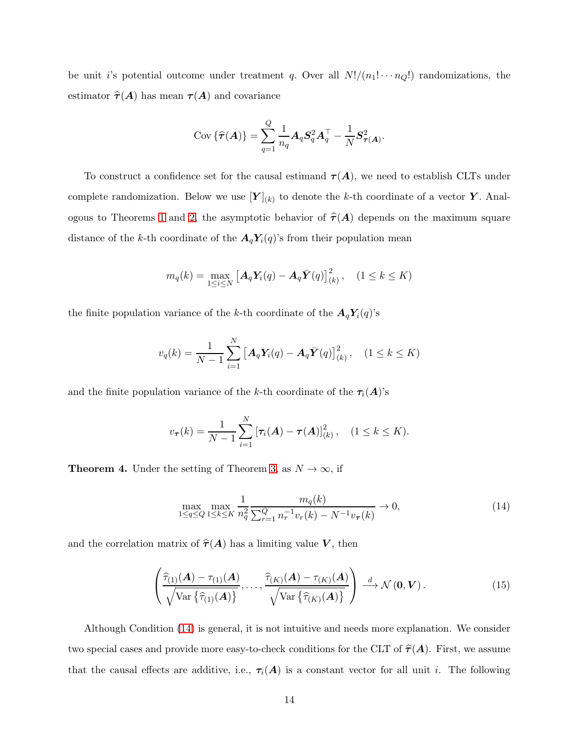be unit $i$'s potential outcome under treatment $q$. Over all $N!/(n_1! \cdots n_Q!)$ randomizations, the estimator $\widehat{\boldsymbol{\tau}}(\boldsymbol{A})$ has mean $\boldsymbol{\tau}(\boldsymbol{A})$ and covariance

$$\operatorname{Cov}\{\widehat{\boldsymbol{\tau}}(\boldsymbol{A})\} = \sum_{q=1}^{Q} \frac{1}{n_q} \boldsymbol{A}_q \boldsymbol{S}_q^2 \boldsymbol{A}_q^\top - \frac{1}{N} \boldsymbol{S}^2_{\boldsymbol{\tau}(\boldsymbol{A})}.$$

To construct a confidence set for the causal estimand $\boldsymbol{\tau}(\boldsymbol{A})$, we need to establish CLTs under complete randomization. Below we use $[\boldsymbol{Y}]_{(k)}$ to denote the $k$-th coordinate of a vector $\boldsymbol{Y}$. Analogous to Theorems 1 and 2, the asymptotic behavior of $\widehat{\boldsymbol{\tau}}(\boldsymbol{A})$ depends on the maximum square distance of the $k$-th coordinate of the $\boldsymbol{A}_q \boldsymbol{Y}_i(q)$'s from their population mean

$$m_q(k) = \max_{1 \le i \le N} \left[ \boldsymbol{A}_q \boldsymbol{Y}_i(q) - \boldsymbol{A}_q \bar{\boldsymbol{Y}}(q) \right]^2_{(k)}, \quad (1 \le k \le K)$$

the finite population variance of the $k$-th coordinate of the $\boldsymbol{A}_q \boldsymbol{Y}_i(q)$'s

$$v_q(k) = \frac{1}{N-1} \sum_{i=1}^{N} \left[ \boldsymbol{A}_q \boldsymbol{Y}_i(q) - \boldsymbol{A}_q \bar{\boldsymbol{Y}}(q) \right]^2_{(k)}, \quad (1 \le k \le K)$$

and the finite population variance of the $k$-th coordinate of the $\boldsymbol{\tau}_i(\boldsymbol{A})$'s

$$v_{\boldsymbol{\tau}}(k) = \frac{1}{N-1} \sum_{i=1}^{N} \left[ \boldsymbol{\tau}_i(\boldsymbol{A}) - \boldsymbol{\tau}(\boldsymbol{A}) \right]^2_{(k)}, \quad (1 \le k \le K).$$

**Theorem 4.** Under the setting of Theorem 3, as $N \to \infty$, if

$$\max_{1 \le q \le Q} \max_{1 \le k \le K} \frac{1}{n_q^2} \frac{m_q(k)}{\sum_{r=1}^{Q} n_r^{-1} v_r(k) - N^{-1} v_{\boldsymbol{\tau}}(k)} \to 0, \tag{14}$$

and the correlation matrix of $\widehat{\boldsymbol{\tau}}(\boldsymbol{A})$ has a limiting value $\boldsymbol{V}$, then

$$\left( \frac{\widehat{\tau}_{(1)}(\boldsymbol{A}) - \tau_{(1)}(\boldsymbol{A})}{\sqrt{\operatorname{Var}\left\{\widehat{\tau}_{(1)}(\boldsymbol{A})\right\}}}, \ldots, \frac{\widehat{\tau}_{(K)}(\boldsymbol{A}) - \tau_{(K)}(\boldsymbol{A})}{\sqrt{\operatorname{Var}\left\{\widehat{\tau}_{(K)}(\boldsymbol{A})\right\}}} \right) \xrightarrow{d} \mathcal{N}(\boldsymbol{0}, \boldsymbol{V}). \tag{15}$$

Although Condition (14) is general, it is not intuitive and needs more explanation. We consider two special cases and provide more easy-to-check conditions for the CLT of $\widehat{\boldsymbol{\tau}}(\boldsymbol{A})$. First, we assume that the causal effects are additive, i.e., $\boldsymbol{\tau}_i(\boldsymbol{A})$ is a constant vector for all unit $i$. The following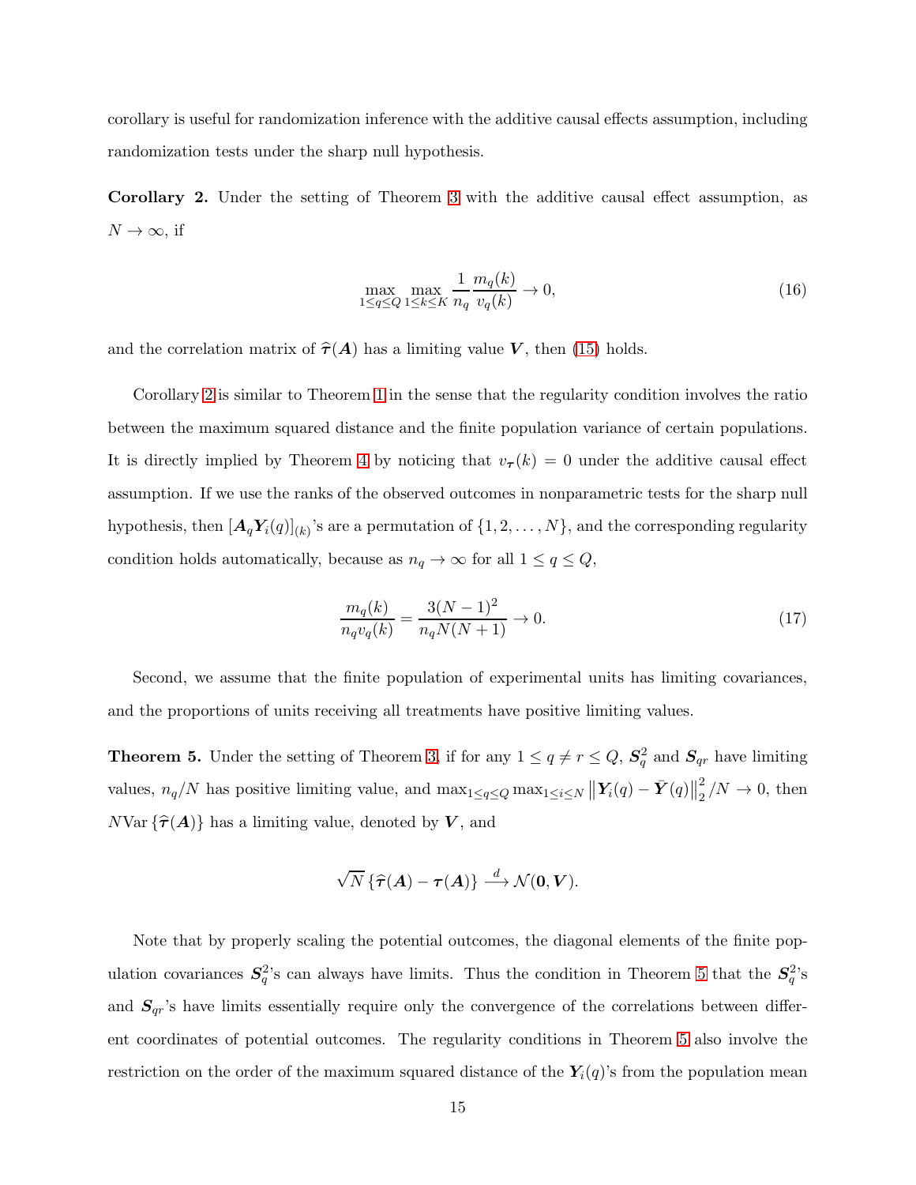corollary is useful for randomization inference with the additive causal effects assumption, including randomization tests under the sharp null hypothesis.

**Corollary 2.** Under the setting of Theorem 3 with the additive causal effect assumption, as $N \to \infty$, if

$$\max_{1\leq q\leq Q} \max_{1\leq k\leq K} \frac{1}{n_q} \frac{m_q(k)}{v_q(k)} \to 0, \tag{16}$$

and the correlation matrix of $\widehat{\boldsymbol{\tau}}(\boldsymbol{A})$ has a limiting value $\boldsymbol{V}$, then (15) holds.

Corollary 2 is similar to Theorem 1 in the sense that the regularity condition involves the ratio between the maximum squared distance and the finite population variance of certain populations. It is directly implied by Theorem 4 by noticing that $v_{\boldsymbol{\tau}}(k) = 0$ under the additive causal effect assumption. If we use the ranks of the observed outcomes in nonparametric tests for the sharp null hypothesis, then $[\boldsymbol{A}_q \boldsymbol{Y}_i(q)]_{(k)}$'s are a permutation of $\{1, 2, \ldots, N\}$, and the corresponding regularity condition holds automatically, because as $n_q \to \infty$ for all $1 \leq q \leq Q$,

$$\frac{m_q(k)}{n_q v_q(k)} = \frac{3(N-1)^2}{n_q N(N+1)} \to 0. \tag{17}$$

Second, we assume that the finite population of experimental units has limiting covariances, and the proportions of units receiving all treatments have positive limiting values.

**Theorem 5.** Under the setting of Theorem 3, if for any $1 \leq q \neq r \leq Q$, $\boldsymbol{S}_q^2$ and $\boldsymbol{S}_{qr}$ have limiting values, $n_q/N$ has positive limiting value, and $\max_{1\leq q\leq Q} \max_{1\leq i\leq N} \left\| \boldsymbol{Y}_i(q) - \bar{\boldsymbol{Y}}(q) \right\|_2^2 / N \to 0$, then $N\text{Var}\left\{\widehat{\boldsymbol{\tau}}(\boldsymbol{A})\right\}$ has a limiting value, denoted by $\boldsymbol{V}$, and

$$\sqrt{N}\left\{\widehat{\boldsymbol{\tau}}(\boldsymbol{A}) - \boldsymbol{\tau}(\boldsymbol{A})\right\} \xrightarrow{d} \mathcal{N}(\boldsymbol{0}, \boldsymbol{V}).$$

Note that by properly scaling the potential outcomes, the diagonal elements of the finite population covariances $\boldsymbol{S}_q^2$'s can always have limits. Thus the condition in Theorem 5 that the $\boldsymbol{S}_q^2$'s and $\boldsymbol{S}_{qr}$'s have limits essentially require only the convergence of the correlations between different coordinates of potential outcomes. The regularity conditions in Theorem 5 also involve the restriction on the order of the maximum squared distance of the $\boldsymbol{Y}_i(q)$'s from the population mean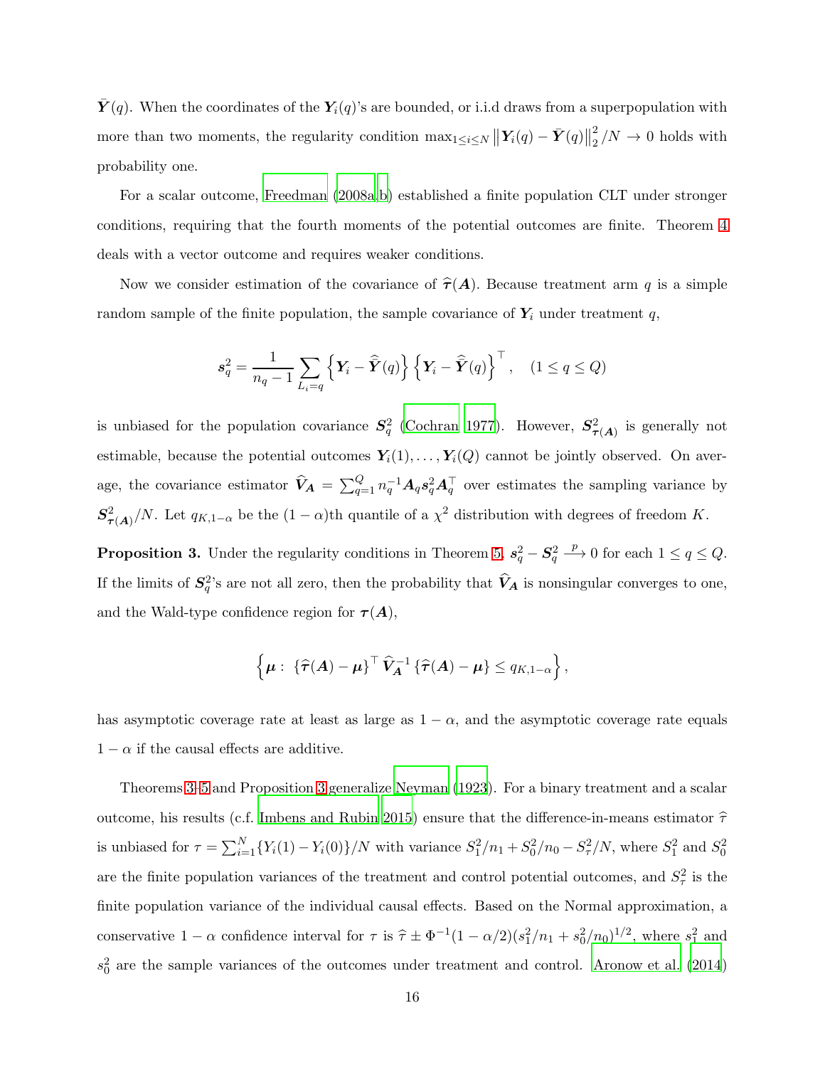$\bar{\boldsymbol{Y}}(q)$. When the coordinates of the $\boldsymbol{Y}_i(q)$'s are bounded, or i.i.d draws from a superpopulation with more than two moments, the regularity condition $\max_{1\leq i\leq N}\left\|\boldsymbol{Y}_i(q)-\bar{\boldsymbol{Y}}(q)\right\|_2^2/N \to 0$ holds with probability one.

For a scalar outcome, Freedman (2008a,b) established a finite population CLT under stronger conditions, requiring that the fourth moments of the potential outcomes are finite. Theorem 4 deals with a vector outcome and requires weaker conditions.

Now we consider estimation of the covariance of $\widehat{\boldsymbol{\tau}}(\boldsymbol{A})$. Because treatment arm $q$ is a simple random sample of the finite population, the sample covariance of $\boldsymbol{Y}_i$ under treatment $q$,

$$\boldsymbol{s}_q^2 = \frac{1}{n_q-1}\sum_{L_i=q}\left\{\boldsymbol{Y}_i - \widehat{\bar{\boldsymbol{Y}}}(q)\right\}\left\{\boldsymbol{Y}_i - \widehat{\bar{\boldsymbol{Y}}}(q)\right\}^\top, \quad (1\leq q\leq Q)$$

is unbiased for the population covariance $\boldsymbol{S}_q^2$ (Cochran 1977). However, $\boldsymbol{S}^2_{\boldsymbol{\tau}(\boldsymbol{A})}$ is generally not estimable, because the potential outcomes $\boldsymbol{Y}_i(1),\ldots,\boldsymbol{Y}_i(Q)$ cannot be jointly observed. On average, the covariance estimator $\widehat{\boldsymbol{V}}_{\boldsymbol{A}} = \sum_{q=1}^Q n_q^{-1}\boldsymbol{A}_q\boldsymbol{s}_q^2\boldsymbol{A}_q^\top$ over estimates the sampling variance by $\boldsymbol{S}^2_{\boldsymbol{\tau}(\boldsymbol{A})}/N$. Let $q_{K,1-\alpha}$ be the $(1-\alpha)$th quantile of a $\chi^2$ distribution with degrees of freedom $K$.

**Proposition 3.** Under the regularity conditions in Theorem 5, $\boldsymbol{s}_q^2 - \boldsymbol{S}_q^2 \xrightarrow{p} 0$ for each $1\leq q\leq Q$. If the limits of $\boldsymbol{S}_q^2$'s are not all zero, then the probability that $\widehat{\boldsymbol{V}}_{\boldsymbol{A}}$ is nonsingular converges to one, and the Wald-type confidence region for $\boldsymbol{\tau}(\boldsymbol{A})$,

$$\left\{\boldsymbol{\mu}:\ \{\widehat{\boldsymbol{\tau}}(\boldsymbol{A})-\boldsymbol{\mu}\}^\top \widehat{\boldsymbol{V}}_{\boldsymbol{A}}^{-1}\{\widehat{\boldsymbol{\tau}}(\boldsymbol{A})-\boldsymbol{\mu}\} \leq q_{K,1-\alpha}\right\},$$

has asymptotic coverage rate at least as large as $1-\alpha$, and the asymptotic coverage rate equals $1-\alpha$ if the causal effects are additive.

Theorems 3–5 and Proposition 3 generalize Neyman (1923). For a binary treatment and a scalar outcome, his results (c.f. Imbens and Rubin 2015) ensure that the difference-in-means estimator $\widehat{\tau}$ is unbiased for $\tau = \sum_{i=1}^N\{Y_i(1)-Y_i(0)\}/N$ with variance $S_1^2/n_1 + S_0^2/n_0 - S_\tau^2/N$, where $S_1^2$ and $S_0^2$ are the finite population variances of the treatment and control potential outcomes, and $S_\tau^2$ is the finite population variance of the individual causal effects. Based on the Normal approximation, a conservative $1-\alpha$ confidence interval for $\tau$ is $\widehat{\tau}\pm\Phi^{-1}(1-\alpha/2)(s_1^2/n_1+s_0^2/n_0)^{1/2}$, where $s_1^2$ and $s_0^2$ are the sample variances of the outcomes under treatment and control. Aronow et al. (2014)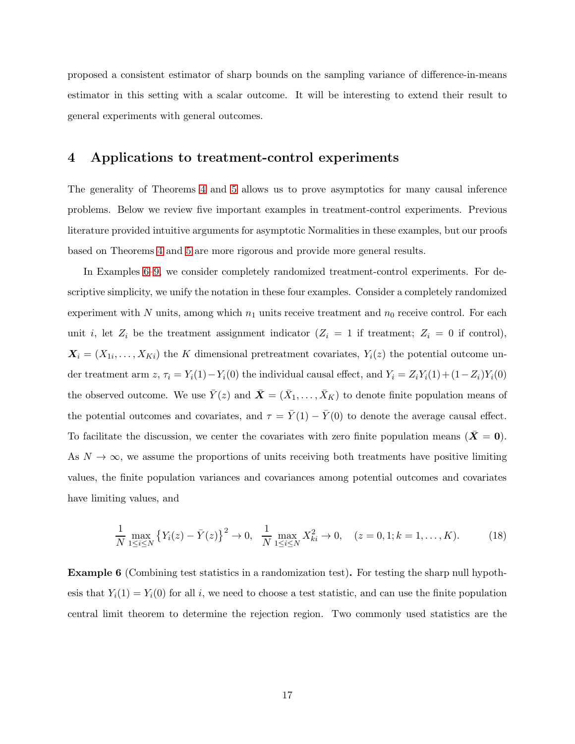proposed a consistent estimator of sharp bounds on the sampling variance of difference-in-means estimator in this setting with a scalar outcome. It will be interesting to extend their result to general experiments with general outcomes.

# 4 Applications to treatment-control experiments

The generality of Theorems 4 and 5 allows us to prove asymptotics for many causal inference problems. Below we review five important examples in treatment-control experiments. Previous literature provided intuitive arguments for asymptotic Normalities in these examples, but our proofs based on Theorems 4 and 5 are more rigorous and provide more general results.

In Examples 6–9, we consider completely randomized treatment-control experiments. For descriptive simplicity, we unify the notation in these four examples. Consider a completely randomized experiment with $N$ units, among which $n_1$ units receive treatment and $n_0$ receive control. For each unit $i$, let $Z_i$ be the treatment assignment indicator ($Z_i = 1$ if treatment; $Z_i = 0$ if control), $\boldsymbol{X}_i = (X_{1i}, \ldots, X_{Ki})$ the $K$ dimensional pretreatment covariates, $Y_i(z)$ the potential outcome under treatment arm $z$, $\tau_i = Y_i(1) - Y_i(0)$ the individual causal effect, and $Y_i = Z_iY_i(1) + (1 - Z_i)Y_i(0)$ the observed outcome. We use $\bar{Y}(z)$ and $\bar{\boldsymbol{X}} = (\bar{X}_1, \ldots, \bar{X}_K)$ to denote finite population means of the potential outcomes and covariates, and $\tau = \bar{Y}(1) - \bar{Y}(0)$ to denote the average causal effect. To facilitate the discussion, we center the covariates with zero finite population means ($\bar{\boldsymbol{X}} = \boldsymbol{0}$). As $N \to \infty$, we assume the proportions of units receiving both treatments have positive limiting values, the finite population variances and covariances among potential outcomes and covariates have limiting values, and

$$\frac{1}{N} \max_{1 \leq i \leq N} \left\{ Y_i(z) - \bar{Y}(z) \right\}^2 \to 0, \quad \frac{1}{N} \max_{1 \leq i \leq N} X_{ki}^2 \to 0, \quad (z = 0, 1; k = 1, \ldots, K). \tag{18}$$

**Example 6** (Combining test statistics in a randomization test)**.** For testing the sharp null hypothesis that $Y_i(1) = Y_i(0)$ for all $i$, we need to choose a test statistic, and can use the finite population central limit theorem to determine the rejection region. Two commonly used statistics are the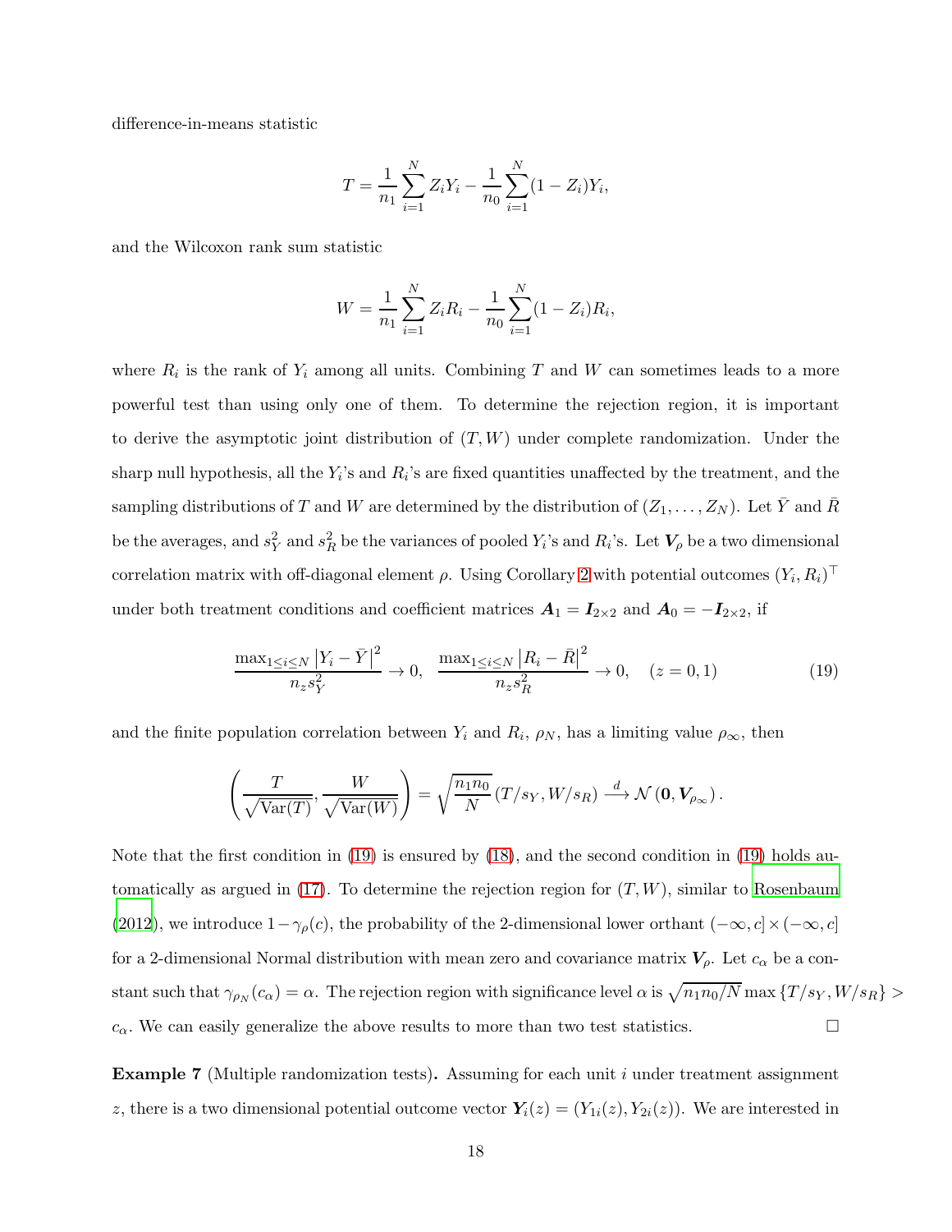difference-in-means statistic

$$T = \frac{1}{n_1}\sum_{i=1}^{N} Z_i Y_i - \frac{1}{n_0}\sum_{i=1}^{N}(1-Z_i)Y_i,$$

and the Wilcoxon rank sum statistic

$$W = \frac{1}{n_1}\sum_{i=1}^{N} Z_i R_i - \frac{1}{n_0}\sum_{i=1}^{N}(1-Z_i)R_i,$$

where $R_i$ is the rank of $Y_i$ among all units. Combining $T$ and $W$ can sometimes leads to a more powerful test than using only one of them. To determine the rejection region, it is important to derive the asymptotic joint distribution of $(T, W)$ under complete randomization. Under the sharp null hypothesis, all the $Y_i$'s and $R_i$'s are fixed quantities unaffected by the treatment, and the sampling distributions of $T$ and $W$ are determined by the distribution of $(Z_1, \ldots, Z_N)$. Let $\bar{Y}$ and $\bar{R}$ be the averages, and $s_Y^2$ and $s_R^2$ be the variances of pooled $Y_i$'s and $R_i$'s. Let $\boldsymbol{V}_\rho$ be a two dimensional correlation matrix with off-diagonal element $\rho$. Using Corollary 2 with potential outcomes $(Y_i, R_i)^\top$ under both treatment conditions and coefficient matrices $\boldsymbol{A}_1 = \boldsymbol{I}_{2\times 2}$ and $\boldsymbol{A}_0 = -\boldsymbol{I}_{2\times 2}$, if

$$\frac{\max_{1\le i\le N}\left|Y_i - \bar{Y}\right|^2}{n_z s_Y^2} \to 0, \quad \frac{\max_{1\le i\le N}\left|R_i - \bar{R}\right|^2}{n_z s_R^2} \to 0, \quad (z = 0, 1) \tag{19}$$

and the finite population correlation between $Y_i$ and $R_i$, $\rho_N$, has a limiting value $\rho_\infty$, then

$$\left(\frac{T}{\sqrt{\mathrm{Var}(T)}}, \frac{W}{\sqrt{\mathrm{Var}(W)}}\right) = \sqrt{\frac{n_1 n_0}{N}}\left(T/s_Y, W/s_R\right) \xrightarrow{d} \mathcal{N}\left(\boldsymbol{0}, \boldsymbol{V}_{\rho_\infty}\right).$$

Note that the first condition in (19) is ensured by (18), and the second condition in (19) holds automatically as argued in (17). To determine the rejection region for $(T, W)$, similar to Rosenbaum (2012), we introduce $1 - \gamma_\rho(c)$, the probability of the 2-dimensional lower orthant $(-\infty, c] \times (-\infty, c]$ for a 2-dimensional Normal distribution with mean zero and covariance matrix $\boldsymbol{V}_\rho$. Let $c_\alpha$ be a constant such that $\gamma_{\rho_N}(c_\alpha) = \alpha$. The rejection region with significance level $\alpha$ is $\sqrt{n_1 n_0/N}\max\left\{T/s_Y, W/s_R\right\} > c_\alpha$. We can easily generalize the above results to more than two test statistics. □

**Example 7** (Multiple randomization tests)**.** Assuming for each unit $i$ under treatment assignment $z$, there is a two dimensional potential outcome vector $\boldsymbol{Y}_i(z) = (Y_{1i}(z), Y_{2i}(z))$. We are interested in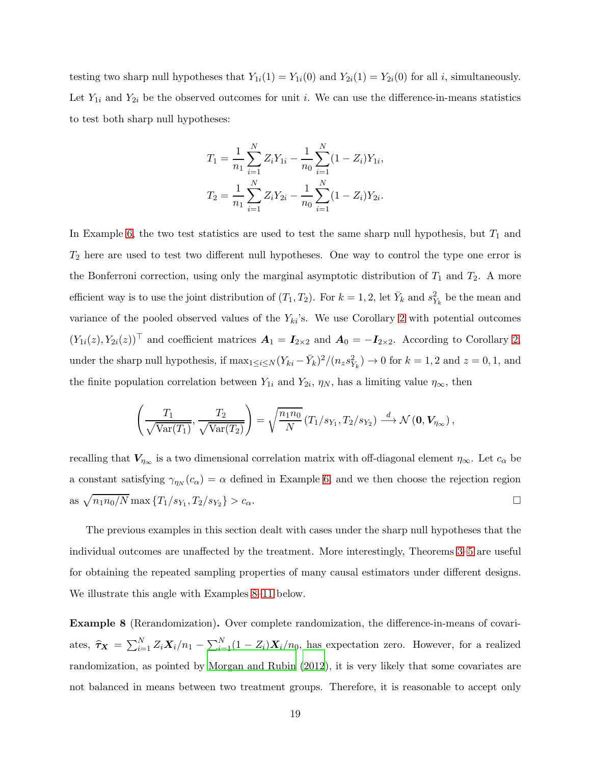testing two sharp null hypotheses that $Y_{1i}(1) = Y_{1i}(0)$ and $Y_{2i}(1) = Y_{2i}(0)$ for all $i$, simultaneously. Let $Y_{1i}$ and $Y_{2i}$ be the observed outcomes for unit $i$. We can use the difference-in-means statistics to test both sharp null hypotheses:

$$T_1 = \frac{1}{n_1}\sum_{i=1}^N Z_i Y_{1i} - \frac{1}{n_0}\sum_{i=1}^N (1-Z_i)Y_{1i},$$
$$T_2 = \frac{1}{n_1}\sum_{i=1}^N Z_i Y_{2i} - \frac{1}{n_0}\sum_{i=1}^N (1-Z_i)Y_{2i}.$$

In Example 6, the two test statistics are used to test the same sharp null hypothesis, but $T_1$ and $T_2$ here are used to test two different null hypotheses. One way to control the type one error is the Bonferroni correction, using only the marginal asymptotic distribution of $T_1$ and $T_2$. A more efficient way is to use the joint distribution of $(T_1, T_2)$. For $k = 1, 2$, let $\bar{Y}_k$ and $s^2_{Y_k}$ be the mean and variance of the pooled observed values of the $Y_{ki}$'s. We use Corollary 2 with potential outcomes $(Y_{1i}(z), Y_{2i}(z))^\top$ and coefficient matrices $\boldsymbol{A}_1 = \boldsymbol{I}_{2\times 2}$ and $\boldsymbol{A}_0 = -\boldsymbol{I}_{2\times 2}$. According to Corollary 2, under the sharp null hypothesis, if $\max_{1\le i\le N}(Y_{ki} - \bar{Y}_k)^2/(n_z s^2_{Y_k}) \to 0$ for $k = 1, 2$ and $z = 0, 1$, and the finite population correlation between $Y_{1i}$ and $Y_{2i}$, $\eta_N$, has a limiting value $\eta_\infty$, then

$$\left(\frac{T_1}{\sqrt{\text{Var}(T_1)}}, \frac{T_2}{\sqrt{\text{Var}(T_2)}}\right) = \sqrt{\frac{n_1 n_0}{N}}\left(T_1/s_{Y_1}, T_2/s_{Y_2}\right) \xrightarrow{d} \mathcal{N}\left(\boldsymbol{0}, \boldsymbol{V}_{\eta_\infty}\right),$$

recalling that $\boldsymbol{V}_{\eta_\infty}$ is a two dimensional correlation matrix with off-diagonal element $\eta_\infty$. Let $c_\alpha$ be a constant satisfying $\gamma_{\eta_N}(c_\alpha) = \alpha$ defined in Example 6, and we then choose the rejection region as $\sqrt{n_1 n_0/N}\max\{T_1/s_{Y_1}, T_2/s_{Y_2}\} > c_\alpha$. □

The previous examples in this section dealt with cases under the sharp null hypotheses that the individual outcomes are unaffected by the treatment. More interestingly, Theorems 3–5 are useful for obtaining the repeated sampling properties of many causal estimators under different designs. We illustrate this angle with Examples 8–11 below.

**Example 8** (Rerandomization)**.** Over complete randomization, the difference-in-means of covariates, $\widehat{\boldsymbol{\tau}}_{\boldsymbol{X}} = \sum_{i=1}^N Z_i \boldsymbol{X}_i/n_1 - \sum_{i=1}^N (1-Z_i)\boldsymbol{X}_i/n_0$, has expectation zero. However, for a realized randomization, as pointed by Morgan and Rubin (2012), it is very likely that some covariates are not balanced in means between two treatment groups. Therefore, it is reasonable to accept only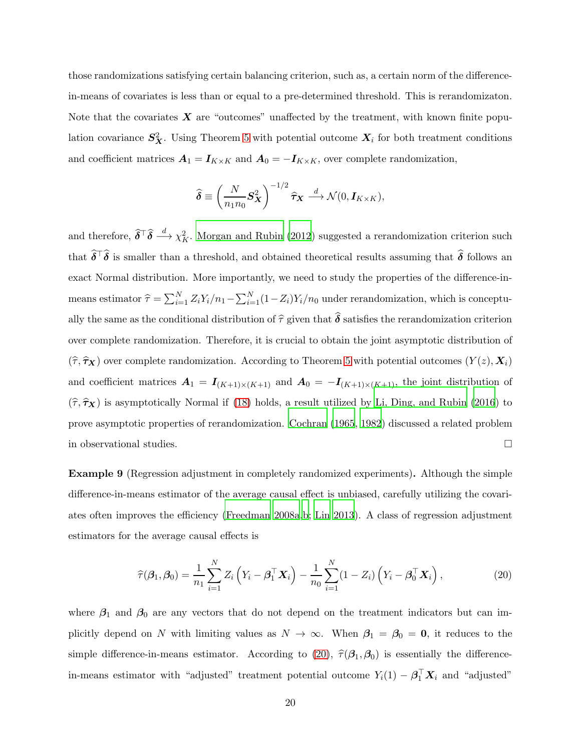those randomizations satisfying certain balancing criterion, such as, a certain norm of the difference-in-means of covariates is less than or equal to a pre-determined threshold. This is rerandomizaton. Note that the covariates $\boldsymbol{X}$ are "outcomes" unaffected by the treatment, with known finite population covariance $\boldsymbol{S}^2_{\boldsymbol{X}}$. Using Theorem 5 with potential outcome $\boldsymbol{X}_i$ for both treatment conditions and coefficient matrices $\boldsymbol{A}_1 = \boldsymbol{I}_{K\times K}$ and $\boldsymbol{A}_0 = -\boldsymbol{I}_{K\times K}$, over complete randomization,

$$\widehat{\boldsymbol{\delta}} \equiv \left( \frac{N}{n_1 n_0} \boldsymbol{S}^2_{\boldsymbol{X}} \right)^{-1/2} \widehat{\boldsymbol{\tau}}_{\boldsymbol{X}} \xrightarrow{d} \mathcal{N}(0, \boldsymbol{I}_{K\times K}),$$

and therefore, $\widehat{\boldsymbol{\delta}}^\top \widehat{\boldsymbol{\delta}} \xrightarrow{d} \chi^2_K$. Morgan and Rubin (2012) suggested a rerandomization criterion such that $\widehat{\boldsymbol{\delta}}^\top \widehat{\boldsymbol{\delta}}$ is smaller than a threshold, and obtained theoretical results assuming that $\widehat{\boldsymbol{\delta}}$ follows an exact Normal distribution. More importantly, we need to study the properties of the difference-in-means estimator $\widehat{\tau} = \sum_{i=1}^N Z_i Y_i / n_1 - \sum_{i=1}^N (1-Z_i) Y_i / n_0$ under rerandomization, which is conceptually the same as the conditional distribution of $\widehat{\tau}$ given that $\widehat{\boldsymbol{\delta}}$ satisfies the rerandomization criterion over complete randomization. Therefore, it is crucial to obtain the joint asymptotic distribution of $(\widehat{\tau}, \widehat{\boldsymbol{\tau}}_{\boldsymbol{X}})$ over complete randomization. According to Theorem 5 with potential outcomes $(Y(z), \boldsymbol{X}_i)$ and coefficient matrices $\boldsymbol{A}_1 = \boldsymbol{I}_{(K+1)\times(K+1)}$ and $\boldsymbol{A}_0 = -\boldsymbol{I}_{(K+1)\times(K+1)}$, the joint distribution of $(\widehat{\tau}, \widehat{\boldsymbol{\tau}}_{\boldsymbol{X}})$ is asymptotically Normal if (18) holds, a result utilized by Li, Ding, and Rubin (2016) to prove asymptotic properties of rerandomization. Cochran (1965, 1982) discussed a related problem in observational studies. □

**Example 9** (Regression adjustment in completely randomized experiments)**.** Although the simple difference-in-means estimator of the average causal effect is unbiased, carefully utilizing the covariates often improves the efficiency (Freedman 2008a,b; Lin 2013). A class of regression adjustment estimators for the average causal effects is

$$\widehat{\tau}(\boldsymbol{\beta}_1, \boldsymbol{\beta}_0) = \frac{1}{n_1} \sum_{i=1}^N Z_i \left( Y_i - \boldsymbol{\beta}_1^\top \boldsymbol{X}_i \right) - \frac{1}{n_0} \sum_{i=1}^N (1 - Z_i) \left( Y_i - \boldsymbol{\beta}_0^\top \boldsymbol{X}_i \right), \tag{20}$$

where $\boldsymbol{\beta}_1$ and $\boldsymbol{\beta}_0$ are any vectors that do not depend on the treatment indicators but can implicitly depend on $N$ with limiting values as $N \to \infty$. When $\boldsymbol{\beta}_1 = \boldsymbol{\beta}_0 = \boldsymbol{0}$, it reduces to the simple difference-in-means estimator. According to (20), $\widehat{\tau}(\boldsymbol{\beta}_1, \boldsymbol{\beta}_0)$ is essentially the difference-in-means estimator with "adjusted" treatment potential outcome $Y_i(1) - \boldsymbol{\beta}_1^\top \boldsymbol{X}_i$ and "adjusted"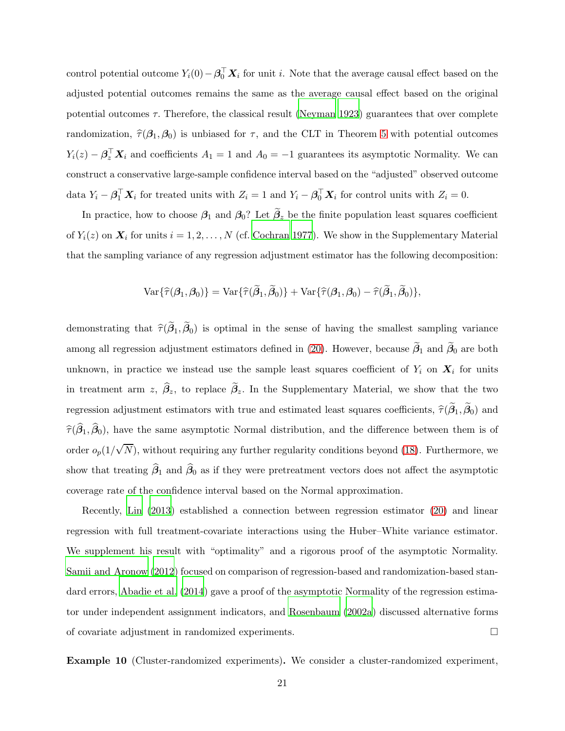control potential outcome $Y_i(0) - \boldsymbol{\beta}_0^\top \boldsymbol{X}_i$ for unit $i$. Note that the average causal effect based on the adjusted potential outcomes remains the same as the average causal effect based on the original potential outcomes $\tau$. Therefore, the classical result (Neyman 1923) guarantees that over complete randomization, $\widehat{\tau}(\boldsymbol{\beta}_1, \boldsymbol{\beta}_0)$ is unbiased for $\tau$, and the CLT in Theorem 5 with potential outcomes $Y_i(z) - \boldsymbol{\beta}_z^\top \boldsymbol{X}_i$ and coefficients $A_1 = 1$ and $A_0 = -1$ guarantees its asymptotic Normality. We can construct a conservative large-sample confidence interval based on the "adjusted" observed outcome data $Y_i - \boldsymbol{\beta}_1^\top \boldsymbol{X}_i$ for treated units with $Z_i = 1$ and $Y_i - \boldsymbol{\beta}_0^\top \boldsymbol{X}_i$ for control units with $Z_i = 0$.

In practice, how to choose $\boldsymbol{\beta}_1$ and $\boldsymbol{\beta}_0$? Let $\widetilde{\boldsymbol{\beta}}_z$ be the finite population least squares coefficient of $Y_i(z)$ on $\boldsymbol{X}_i$ for units $i = 1, 2, \ldots, N$ (cf. Cochran 1977). We show in the Supplementary Material that the sampling variance of any regression adjustment estimator has the following decomposition:

$$\operatorname{Var}\{\widehat{\tau}(\boldsymbol{\beta}_1, \boldsymbol{\beta}_0)\} = \operatorname{Var}\{\widehat{\tau}(\widetilde{\boldsymbol{\beta}}_1, \widetilde{\boldsymbol{\beta}}_0)\} + \operatorname{Var}\{\widehat{\tau}(\boldsymbol{\beta}_1, \boldsymbol{\beta}_0) - \widehat{\tau}(\widetilde{\boldsymbol{\beta}}_1, \widetilde{\boldsymbol{\beta}}_0)\},$$

demonstrating that $\widehat{\tau}(\widetilde{\boldsymbol{\beta}}_1, \widetilde{\boldsymbol{\beta}}_0)$ is optimal in the sense of having the smallest sampling variance among all regression adjustment estimators defined in (20). However, because $\widetilde{\boldsymbol{\beta}}_1$ and $\widetilde{\boldsymbol{\beta}}_0$ are both unknown, in practice we instead use the sample least squares coefficient of $Y_i$ on $\boldsymbol{X}_i$ for units in treatment arm $z$, $\widehat{\boldsymbol{\beta}}_z$, to replace $\widetilde{\boldsymbol{\beta}}_z$. In the Supplementary Material, we show that the two regression adjustment estimators with true and estimated least squares coefficients, $\widehat{\tau}(\widetilde{\boldsymbol{\beta}}_1, \widetilde{\boldsymbol{\beta}}_0)$ and $\widehat{\tau}(\widehat{\boldsymbol{\beta}}_1, \widehat{\boldsymbol{\beta}}_0)$, have the same asymptotic Normal distribution, and the difference between them is of order $o_p(1/\sqrt{N})$, without requiring any further regularity conditions beyond (18). Furthermore, we show that treating $\widehat{\boldsymbol{\beta}}_1$ and $\widehat{\boldsymbol{\beta}}_0$ as if they were pretreatment vectors does not affect the asymptotic coverage rate of the confidence interval based on the Normal approximation.

Recently, Lin (2013) established a connection between regression estimator (20) and linear regression with full treatment-covariate interactions using the Huber–White variance estimator. We supplement his result with "optimality" and a rigorous proof of the asymptotic Normality. Samii and Aronow (2012) focused on comparison of regression-based and randomization-based standard errors, Abadie et al. (2014) gave a proof of the asymptotic Normality of the regression estimator under independent assignment indicators, and Rosenbaum (2002a) discussed alternative forms of covariate adjustment in randomized experiments. □

**Example 10** (Cluster-randomized experiments)**.** We consider a cluster-randomized experiment,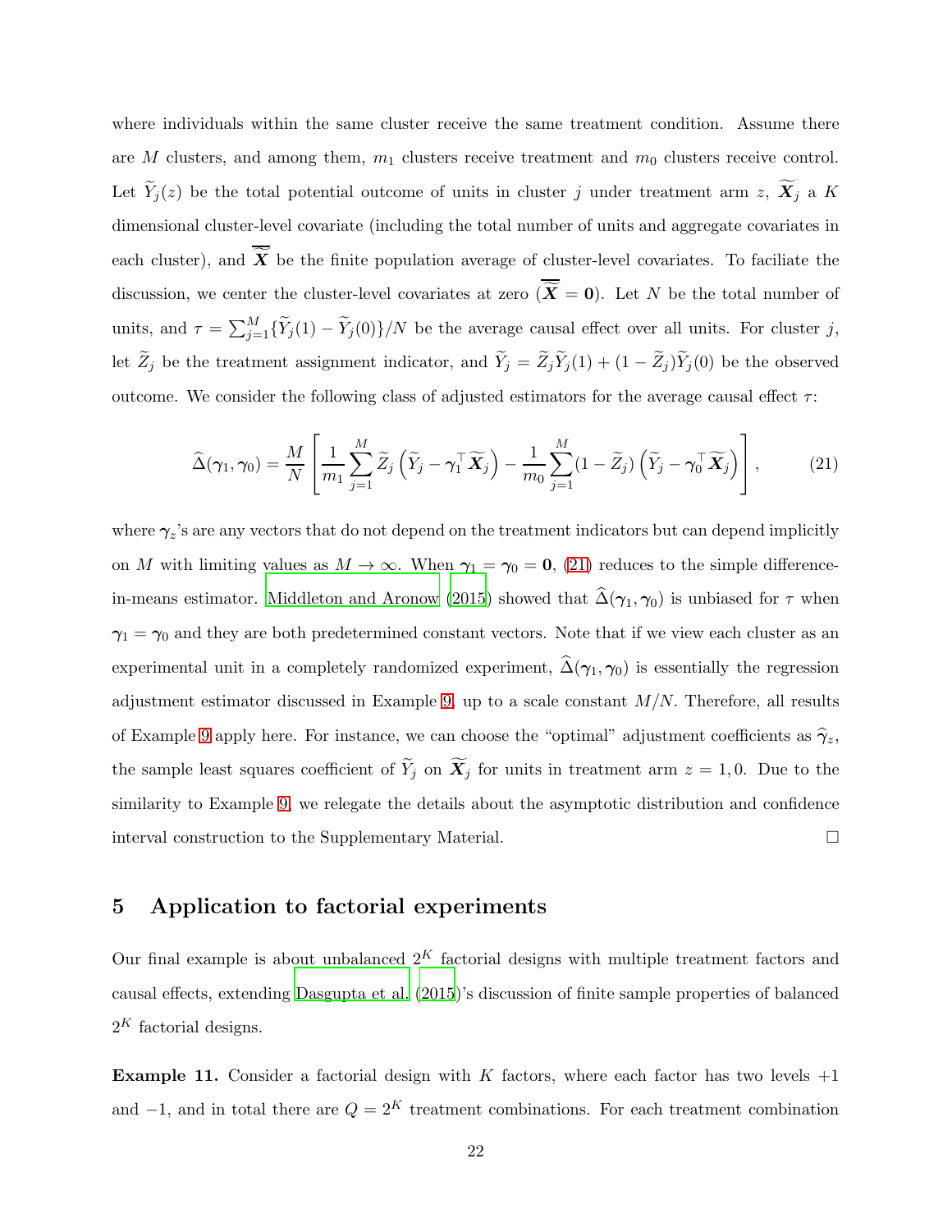where individuals within the same cluster receive the same treatment condition. Assume there are $M$ clusters, and among them, $m_1$ clusters receive treatment and $m_0$ clusters receive control. Let $\widetilde{Y}_j(z)$ be the total potential outcome of units in cluster $j$ under treatment arm $z$, $\widetilde{\boldsymbol{X}}_j$ a $K$ dimensional cluster-level covariate (including the total number of units and aggregate covariates in each cluster), and $\overline{\widetilde{\boldsymbol{X}}}$ be the finite population average of cluster-level covariates. To faciliate the discussion, we center the cluster-level covariates at zero ($\overline{\widetilde{\boldsymbol{X}}} = \mathbf{0}$). Let $N$ be the total number of units, and $\tau = \sum_{j=1}^M \{\widetilde{Y}_j(1) - \widetilde{Y}_j(0)\}/N$ be the average causal effect over all units. For cluster $j$, let $\widetilde{Z}_j$ be the treatment assignment indicator, and $\widetilde{Y}_j = \widetilde{Z}_j \widetilde{Y}_j(1) + (1 - \widetilde{Z}_j)\widetilde{Y}_j(0)$ be the observed outcome. We consider the following class of adjusted estimators for the average causal effect $\tau$:

$$
\widehat{\Delta}(\boldsymbol{\gamma}_1, \boldsymbol{\gamma}_0) = \frac{M}{N}\left[\frac{1}{m_1}\sum_{j=1}^M \widetilde{Z}_j\left(\widetilde{Y}_j - \boldsymbol{\gamma}_1^\top \widetilde{\boldsymbol{X}}_j\right) - \frac{1}{m_0}\sum_{j=1}^M (1 - \widetilde{Z}_j)\left(\widetilde{Y}_j - \boldsymbol{\gamma}_0^\top \widetilde{\boldsymbol{X}}_j\right)\right], \tag{21}
$$

where $\boldsymbol{\gamma}_z$'s are any vectors that do not depend on the treatment indicators but can depend implicitly on $M$ with limiting values as $M \to \infty$. When $\boldsymbol{\gamma}_1 = \boldsymbol{\gamma}_0 = \mathbf{0}$, (21) reduces to the simple difference-in-means estimator. Middleton and Aronow (2015) showed that $\widehat{\Delta}(\boldsymbol{\gamma}_1, \boldsymbol{\gamma}_0)$ is unbiased for $\tau$ when $\boldsymbol{\gamma}_1 = \boldsymbol{\gamma}_0$ and they are both predetermined constant vectors. Note that if we view each cluster as an experimental unit in a completely randomized experiment, $\widehat{\Delta}(\boldsymbol{\gamma}_1, \boldsymbol{\gamma}_0)$ is essentially the regression adjustment estimator discussed in Example 9, up to a scale constant $M/N$. Therefore, all results of Example 9 apply here. For instance, we can choose the "optimal" adjustment coefficients as $\widehat{\boldsymbol{\gamma}}_z$, the sample least squares coefficient of $\widetilde{Y}_j$ on $\widetilde{\boldsymbol{X}}_j$ for units in treatment arm $z = 1, 0$. Due to the similarity to Example 9, we relegate the details about the asymptotic distribution and confidence interval construction to the Supplementary Material. □

# 5 Application to factorial experiments

Our final example is about unbalanced $2^K$ factorial designs with multiple treatment factors and causal effects, extending Dasgupta et al. (2015)'s discussion of finite sample properties of balanced $2^K$ factorial designs.

**Example 11.** Consider a factorial design with $K$ factors, where each factor has two levels $+1$ and $-1$, and in total there are $Q = 2^K$ treatment combinations. For each treatment combination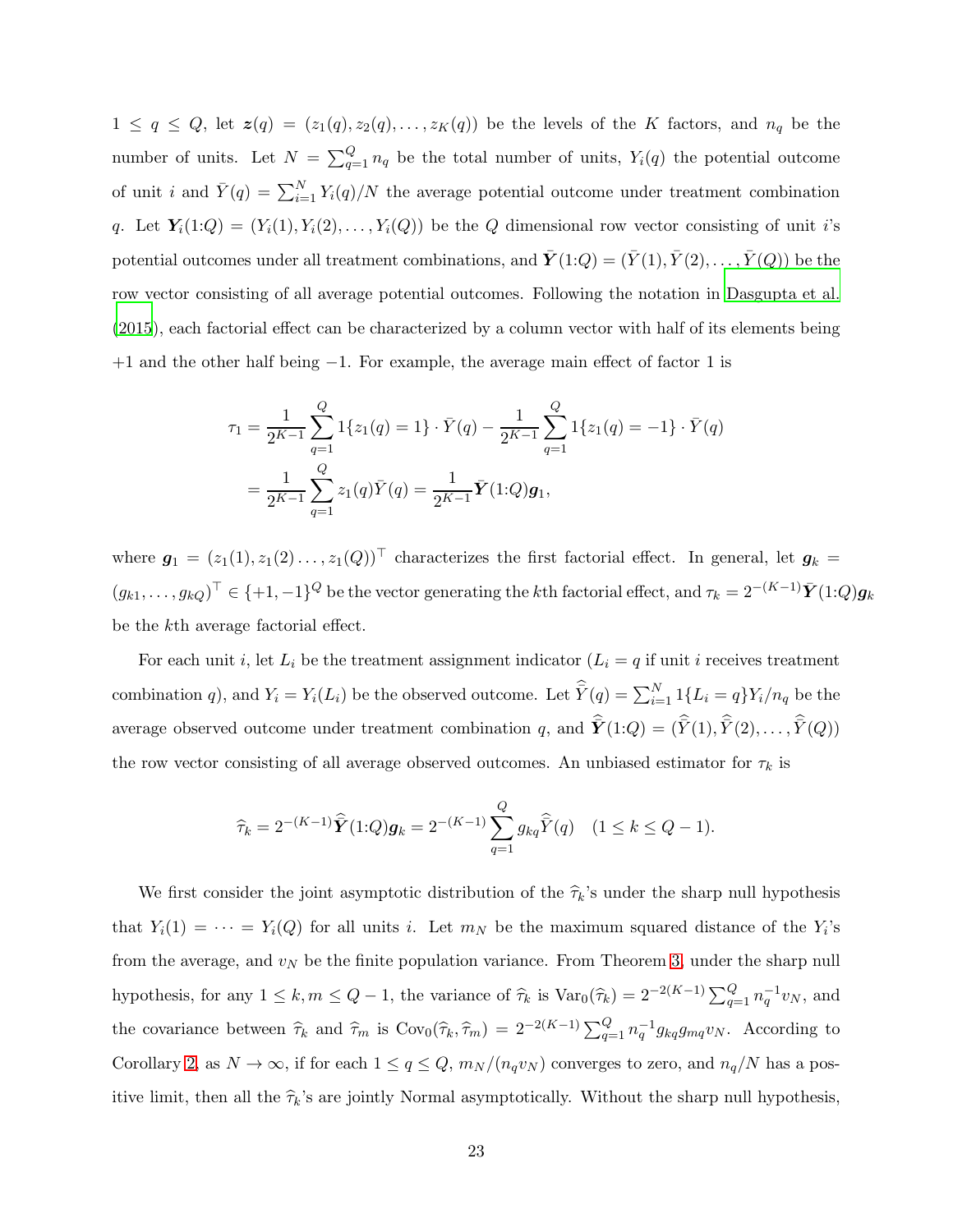$1 \leq q \leq Q$, let $\boldsymbol{z}(q) = (z_1(q), z_2(q), \ldots, z_K(q))$ be the levels of the $K$ factors, and $n_q$ be the number of units. Let $N = \sum_{q=1}^{Q} n_q$ be the total number of units, $Y_i(q)$ the potential outcome of unit $i$ and $\bar{Y}(q) = \sum_{i=1}^{N} Y_i(q)/N$ the average potential outcome under treatment combination $q$. Let $\boldsymbol{Y}_i(1{:}Q) = (Y_i(1), Y_i(2), \ldots, Y_i(Q))$ be the $Q$ dimensional row vector consisting of unit $i$'s potential outcomes under all treatment combinations, and $\bar{\boldsymbol{Y}}(1{:}Q) = (\bar{Y}(1), \bar{Y}(2), \ldots, \bar{Y}(Q))$ be the row vector consisting of all average potential outcomes. Following the notation in Dasgupta et al. (2015), each factorial effect can be characterized by a column vector with half of its elements being $+1$ and the other half being $-1$. For example, the average main effect of factor 1 is

$$
\begin{aligned}
\tau_1 &= \frac{1}{2^{K-1}} \sum_{q=1}^{Q} 1\{z_1(q) = 1\} \cdot \bar{Y}(q) - \frac{1}{2^{K-1}} \sum_{q=1}^{Q} 1\{z_1(q) = -1\} \cdot \bar{Y}(q) \\
&= \frac{1}{2^{K-1}} \sum_{q=1}^{Q} z_1(q) \bar{Y}(q) = \frac{1}{2^{K-1}} \bar{\boldsymbol{Y}}(1{:}Q) \boldsymbol{g}_1,
\end{aligned}
$$

where $\boldsymbol{g}_1 = (z_1(1), z_1(2) \ldots, z_1(Q))^\top$ characterizes the first factorial effect. In general, let $\boldsymbol{g}_k = (g_{k1}, \ldots, g_{kQ})^\top \in \{+1, -1\}^Q$ be the vector generating the $k$th factorial effect, and $\tau_k = 2^{-(K-1)} \bar{\boldsymbol{Y}}(1{:}Q) \boldsymbol{g}_k$ be the $k$th average factorial effect.

For each unit $i$, let $L_i$ be the treatment assignment indicator ($L_i = q$ if unit $i$ receives treatment combination $q$), and $Y_i = Y_i(L_i)$ be the observed outcome. Let $\widehat{\bar{Y}}(q) = \sum_{i=1}^{N} 1\{L_i = q\} Y_i / n_q$ be the average observed outcome under treatment combination $q$, and $\widehat{\bar{\boldsymbol{Y}}}(1{:}Q) = (\widehat{\bar{Y}}(1), \widehat{\bar{Y}}(2), \ldots, \widehat{\bar{Y}}(Q))$ the row vector consisting of all average observed outcomes. An unbiased estimator for $\tau_k$ is

$$
\widehat{\tau}_k = 2^{-(K-1)} \widehat{\bar{\boldsymbol{Y}}}(1{:}Q) \boldsymbol{g}_k = 2^{-(K-1)} \sum_{q=1}^{Q} g_{kq} \widehat{\bar{Y}}(q) \quad (1 \leq k \leq Q-1).
$$

We first consider the joint asymptotic distribution of the $\widehat{\tau}_k$'s under the sharp null hypothesis that $Y_i(1) = \cdots = Y_i(Q)$ for all units $i$. Let $m_N$ be the maximum squared distance of the $Y_i$'s from the average, and $v_N$ be the finite population variance. From Theorem 3, under the sharp null hypothesis, for any $1 \leq k, m \leq Q-1$, the variance of $\widehat{\tau}_k$ is $\text{Var}_0(\widehat{\tau}_k) = 2^{-2(K-1)} \sum_{q=1}^{Q} n_q^{-1} v_N$, and the covariance between $\widehat{\tau}_k$ and $\widehat{\tau}_m$ is $\text{Cov}_0(\widehat{\tau}_k, \widehat{\tau}_m) = 2^{-2(K-1)} \sum_{q=1}^{Q} n_q^{-1} g_{kq} g_{mq} v_N$. According to Corollary 2, as $N \to \infty$, if for each $1 \leq q \leq Q$, $m_N/(n_q v_N)$ converges to zero, and $n_q/N$ has a positive limit, then all the $\widehat{\tau}_k$'s are jointly Normal asymptotically. Without the sharp null hypothesis,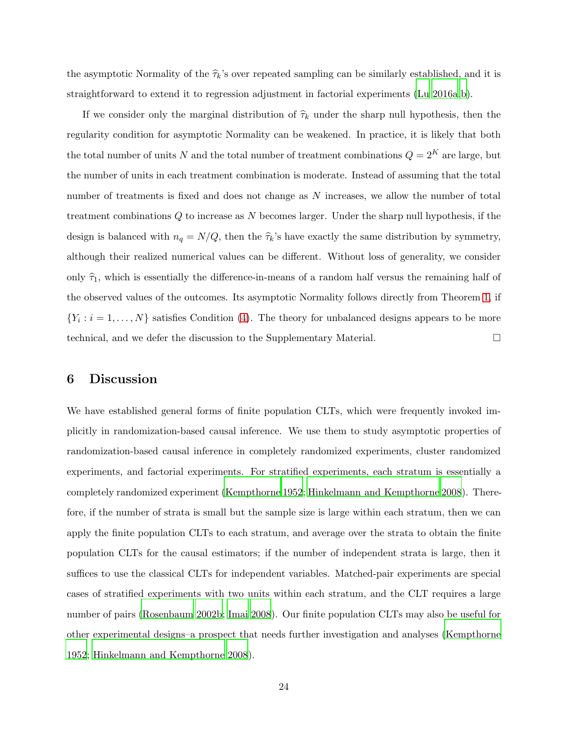the asymptotic Normality of the $\widehat{\tau}_k$'s over repeated sampling can be similarly established, and it is straightforward to extend it to regression adjustment in factorial experiments (Lu 2016a,b).

If we consider only the marginal distribution of $\widehat{\tau}_k$ under the sharp null hypothesis, then the regularity condition for asymptotic Normality can be weakened. In practice, it is likely that both the total number of units $N$ and the total number of treatment combinations $Q = 2^K$ are large, but the number of units in each treatment combination is moderate. Instead of assuming that the total number of treatments is fixed and does not change as $N$ increases, we allow the number of total treatment combinations $Q$ to increase as $N$ becomes larger. Under the sharp null hypothesis, if the design is balanced with $n_q = N/Q$, then the $\widehat{\tau}_k$'s have exactly the same distribution by symmetry, although their realized numerical values can be different. Without loss of generality, we consider only $\widehat{\tau}_1$, which is essentially the difference-in-means of a random half versus the remaining half of the observed values of the outcomes. Its asymptotic Normality follows directly from Theorem 1, if $\{Y_i : i = 1, \ldots, N\}$ satisfies Condition (4). The theory for unbalanced designs appears to be more technical, and we defer the discussion to the Supplementary Material. □

## 6 Discussion

We have established general forms of finite population CLTs, which were frequently invoked implicitly in randomization-based causal inference. We use them to study asymptotic properties of randomization-based causal inference in completely randomized experiments, cluster randomized experiments, and factorial experiments. For stratified experiments, each stratum is essentially a completely randomized experiment (Kempthorne 1952; Hinkelmann and Kempthorne 2008). Therefore, if the number of strata is small but the sample size is large within each stratum, then we can apply the finite population CLTs to each stratum, and average over the strata to obtain the finite population CLTs for the causal estimators; if the number of independent strata is large, then it suffices to use the classical CLTs for independent variables. Matched-pair experiments are special cases of stratified experiments with two units within each stratum, and the CLT requires a large number of pairs (Rosenbaum 2002b; Imai 2008). Our finite population CLTs may also be useful for other experimental designs–a prospect that needs further investigation and analyses (Kempthorne 1952; Hinkelmann and Kempthorne 2008).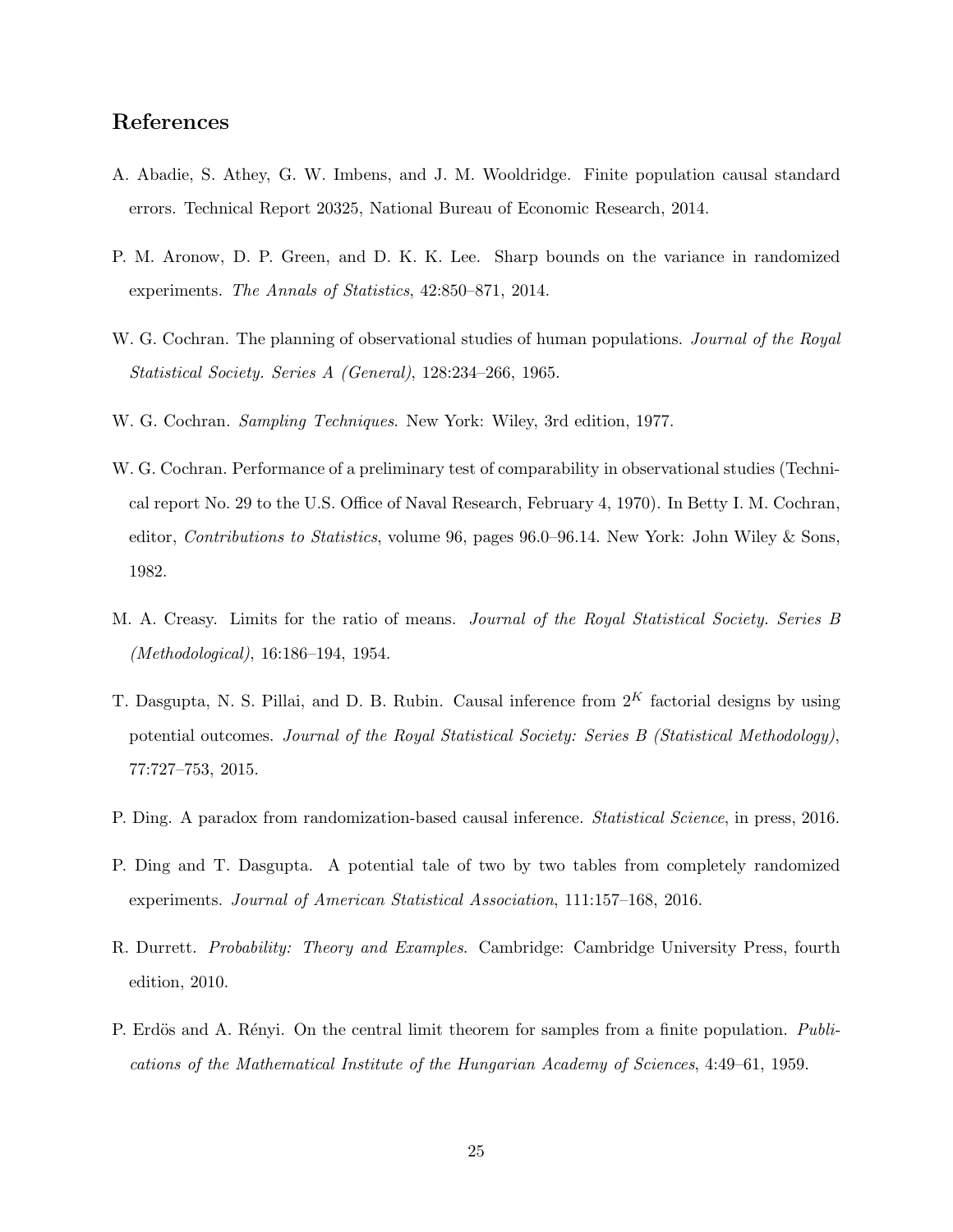## References

A. Abadie, S. Athey, G. W. Imbens, and J. M. Wooldridge. Finite population causal standard errors. Technical Report 20325, National Bureau of Economic Research, 2014.

P. M. Aronow, D. P. Green, and D. K. K. Lee. Sharp bounds on the variance in randomized experiments. *The Annals of Statistics*, 42:850–871, 2014.

W. G. Cochran. The planning of observational studies of human populations. *Journal of the Royal Statistical Society. Series A (General)*, 128:234–266, 1965.

W. G. Cochran. *Sampling Techniques*. New York: Wiley, 3rd edition, 1977.

W. G. Cochran. Performance of a preliminary test of comparability in observational studies (Technical report No. 29 to the U.S. Office of Naval Research, February 4, 1970). In Betty I. M. Cochran, editor, *Contributions to Statistics*, volume 96, pages 96.0–96.14. New York: John Wiley & Sons, 1982.

M. A. Creasy. Limits for the ratio of means. *Journal of the Royal Statistical Society. Series B (Methodological)*, 16:186–194, 1954.

T. Dasgupta, N. S. Pillai, and D. B. Rubin. Causal inference from $2^K$ factorial designs by using potential outcomes. *Journal of the Royal Statistical Society: Series B (Statistical Methodology)*, 77:727–753, 2015.

P. Ding. A paradox from randomization-based causal inference. *Statistical Science*, in press, 2016.

P. Ding and T. Dasgupta. A potential tale of two by two tables from completely randomized experiments. *Journal of American Statistical Association*, 111:157–168, 2016.

R. Durrett. *Probability: Theory and Examples*. Cambridge: Cambridge University Press, fourth edition, 2010.

P. Erdös and A. Rényi. On the central limit theorem for samples from a finite population. *Publications of the Mathematical Institute of the Hungarian Academy of Sciences*, 4:49–61, 1959.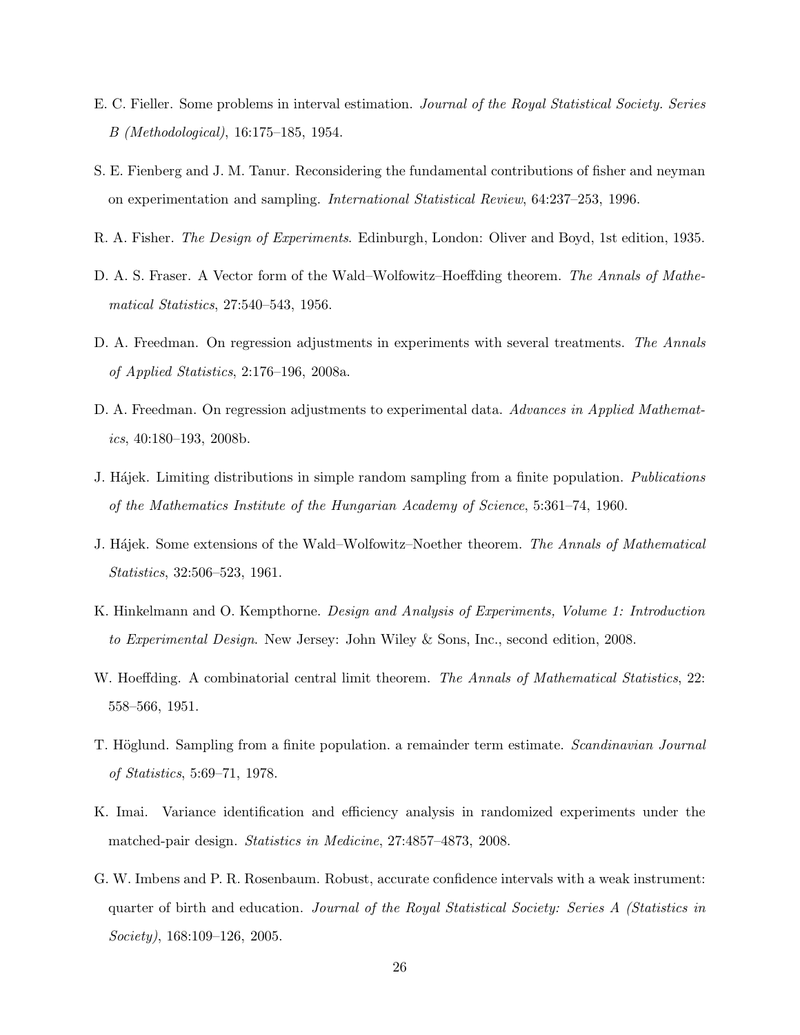E. C. Fieller. Some problems in interval estimation. *Journal of the Royal Statistical Society. Series B (Methodological)*, 16:175–185, 1954.

S. E. Fienberg and J. M. Tanur. Reconsidering the fundamental contributions of fisher and neyman on experimentation and sampling. *International Statistical Review*, 64:237–253, 1996.

R. A. Fisher. *The Design of Experiments*. Edinburgh, London: Oliver and Boyd, 1st edition, 1935.

D. A. S. Fraser. A Vector form of the Wald–Wolfowitz–Hoeffding theorem. *The Annals of Mathematical Statistics*, 27:540–543, 1956.

D. A. Freedman. On regression adjustments in experiments with several treatments. *The Annals of Applied Statistics*, 2:176–196, 2008a.

D. A. Freedman. On regression adjustments to experimental data. *Advances in Applied Mathematics*, 40:180–193, 2008b.

J. Hájek. Limiting distributions in simple random sampling from a finite population. *Publications of the Mathematics Institute of the Hungarian Academy of Science*, 5:361–74, 1960.

J. Hájek. Some extensions of the Wald–Wolfowitz–Noether theorem. *The Annals of Mathematical Statistics*, 32:506–523, 1961.

K. Hinkelmann and O. Kempthorne. *Design and Analysis of Experiments, Volume 1: Introduction to Experimental Design*. New Jersey: John Wiley & Sons, Inc., second edition, 2008.

W. Hoeffding. A combinatorial central limit theorem. *The Annals of Mathematical Statistics*, 22: 558–566, 1951.

T. Höglund. Sampling from a finite population. a remainder term estimate. *Scandinavian Journal of Statistics*, 5:69–71, 1978.

K. Imai. Variance identification and efficiency analysis in randomized experiments under the matched-pair design. *Statistics in Medicine*, 27:4857–4873, 2008.

G. W. Imbens and P. R. Rosenbaum. Robust, accurate confidence intervals with a weak instrument: quarter of birth and education. *Journal of the Royal Statistical Society: Series A (Statistics in Society)*, 168:109–126, 2005.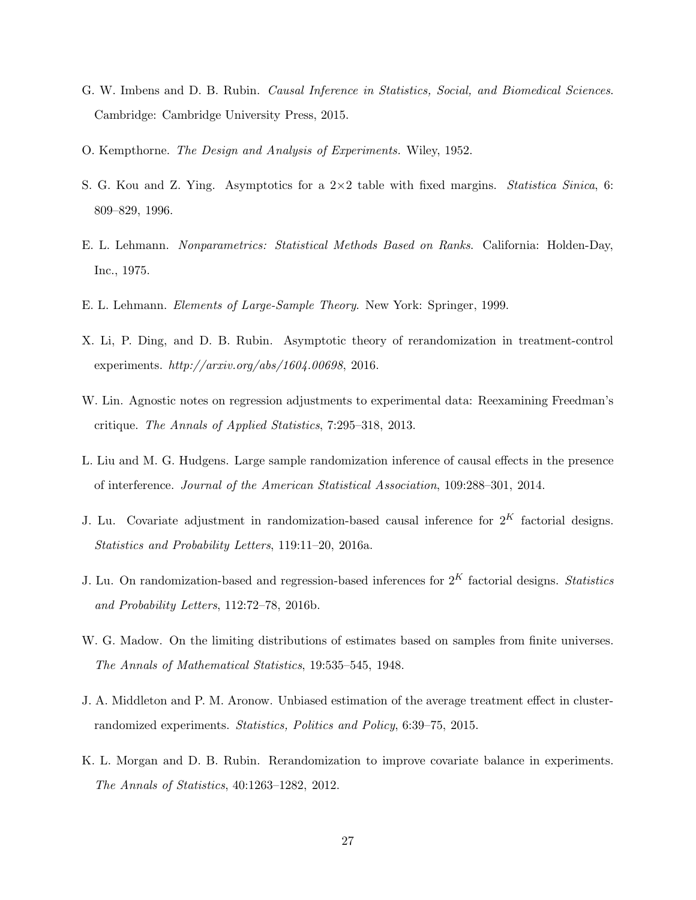G. W. Imbens and D. B. Rubin. *Causal Inference in Statistics, Social, and Biomedical Sciences*. Cambridge: Cambridge University Press, 2015.

O. Kempthorne. *The Design and Analysis of Experiments.* Wiley, 1952.

S. G. Kou and Z. Ying. Asymptotics for a $2\times2$ table with fixed margins. *Statistica Sinica*, 6: 809–829, 1996.

E. L. Lehmann. *Nonparametrics: Statistical Methods Based on Ranks*. California: Holden-Day, Inc., 1975.

E. L. Lehmann. *Elements of Large-Sample Theory*. New York: Springer, 1999.

X. Li, P. Ding, and D. B. Rubin. Asymptotic theory of rerandomization in treatment-control experiments. *http://arxiv.org/abs/1604.00698*, 2016.

W. Lin. Agnostic notes on regression adjustments to experimental data: Reexamining Freedman's critique. *The Annals of Applied Statistics*, 7:295–318, 2013.

L. Liu and M. G. Hudgens. Large sample randomization inference of causal effects in the presence of interference. *Journal of the American Statistical Association*, 109:288–301, 2014.

J. Lu. Covariate adjustment in randomization-based causal inference for $2^K$ factorial designs. *Statistics and Probability Letters*, 119:11–20, 2016a.

J. Lu. On randomization-based and regression-based inferences for $2^K$ factorial designs. *Statistics and Probability Letters*, 112:72–78, 2016b.

W. G. Madow. On the limiting distributions of estimates based on samples from finite universes. *The Annals of Mathematical Statistics*, 19:535–545, 1948.

J. A. Middleton and P. M. Aronow. Unbiased estimation of the average treatment effect in cluster-randomized experiments. *Statistics, Politics and Policy*, 6:39–75, 2015.

K. L. Morgan and D. B. Rubin. Rerandomization to improve covariate balance in experiments. *The Annals of Statistics*, 40:1263–1282, 2012.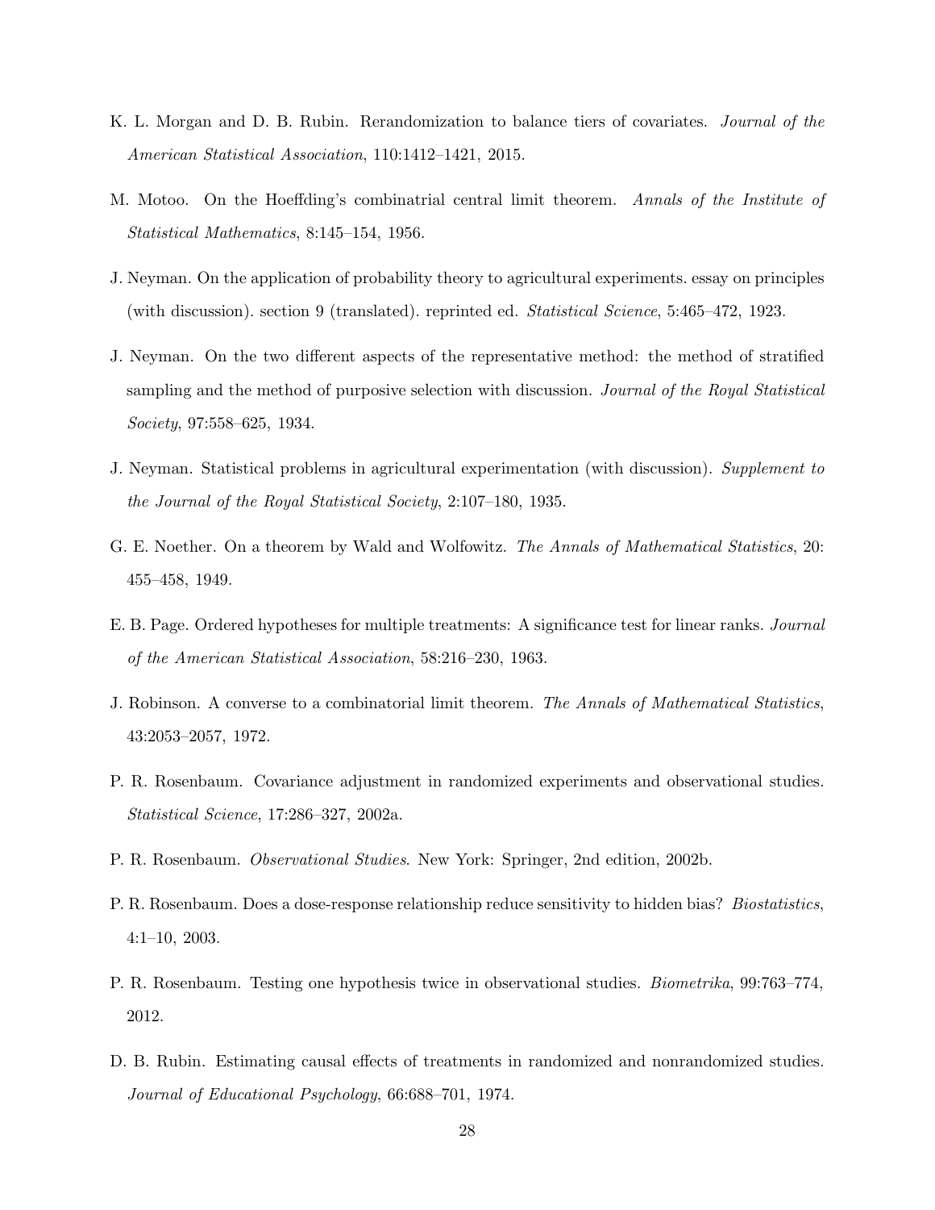K. L. Morgan and D. B. Rubin. Rerandomization to balance tiers of covariates. *Journal of the American Statistical Association*, 110:1412–1421, 2015.

M. Motoo. On the Hoeffding's combinatrial central limit theorem. *Annals of the Institute of Statistical Mathematics*, 8:145–154, 1956.

J. Neyman. On the application of probability theory to agricultural experiments. essay on principles (with discussion). section 9 (translated). reprinted ed. *Statistical Science*, 5:465–472, 1923.

J. Neyman. On the two different aspects of the representative method: the method of stratified sampling and the method of purposive selection with discussion. *Journal of the Royal Statistical Society*, 97:558–625, 1934.

J. Neyman. Statistical problems in agricultural experimentation (with discussion). *Supplement to the Journal of the Royal Statistical Society*, 2:107–180, 1935.

G. E. Noether. On a theorem by Wald and Wolfowitz. *The Annals of Mathematical Statistics*, 20: 455–458, 1949.

E. B. Page. Ordered hypotheses for multiple treatments: A significance test for linear ranks. *Journal of the American Statistical Association*, 58:216–230, 1963.

J. Robinson. A converse to a combinatorial limit theorem. *The Annals of Mathematical Statistics*, 43:2053–2057, 1972.

P. R. Rosenbaum. Covariance adjustment in randomized experiments and observational studies. *Statistical Science*, 17:286–327, 2002a.

P. R. Rosenbaum. *Observational Studies*. New York: Springer, 2nd edition, 2002b.

P. R. Rosenbaum. Does a dose-response relationship reduce sensitivity to hidden bias? *Biostatistics*, 4:1–10, 2003.

P. R. Rosenbaum. Testing one hypothesis twice in observational studies. *Biometrika*, 99:763–774, 2012.

D. B. Rubin. Estimating causal effects of treatments in randomized and nonrandomized studies. *Journal of Educational Psychology*, 66:688–701, 1974.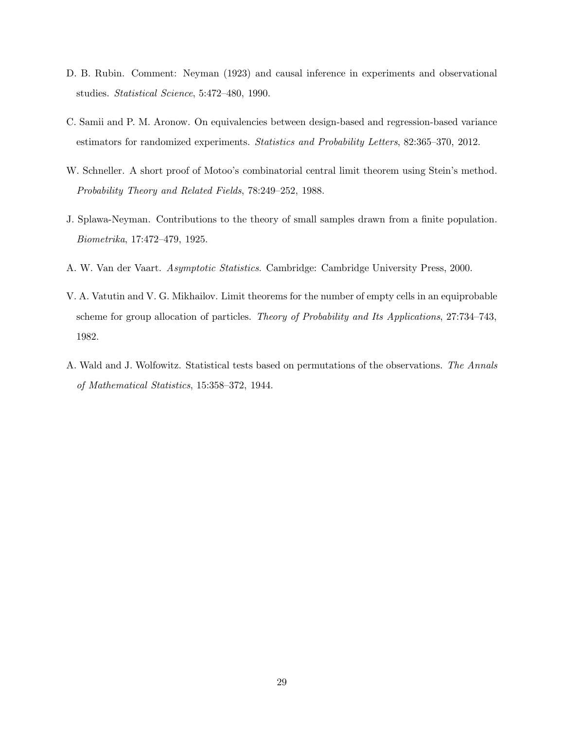D. B. Rubin. Comment: Neyman (1923) and causal inference in experiments and observational studies. *Statistical Science*, 5:472–480, 1990.

C. Samii and P. M. Aronow. On equivalencies between design-based and regression-based variance estimators for randomized experiments. *Statistics and Probability Letters*, 82:365–370, 2012.

W. Schneller. A short proof of Motoo's combinatorial central limit theorem using Stein's method. *Probability Theory and Related Fields*, 78:249–252, 1988.

J. Splawa-Neyman. Contributions to the theory of small samples drawn from a finite population. *Biometrika*, 17:472–479, 1925.

A. W. Van der Vaart. *Asymptotic Statistics*. Cambridge: Cambridge University Press, 2000.

V. A. Vatutin and V. G. Mikhailov. Limit theorems for the number of empty cells in an equiprobable scheme for group allocation of particles. *Theory of Probability and Its Applications*, 27:734–743, 1982.

A. Wald and J. Wolfowitz. Statistical tests based on permutations of the observations. *The Annals of Mathematical Statistics*, 15:358–372, 1944.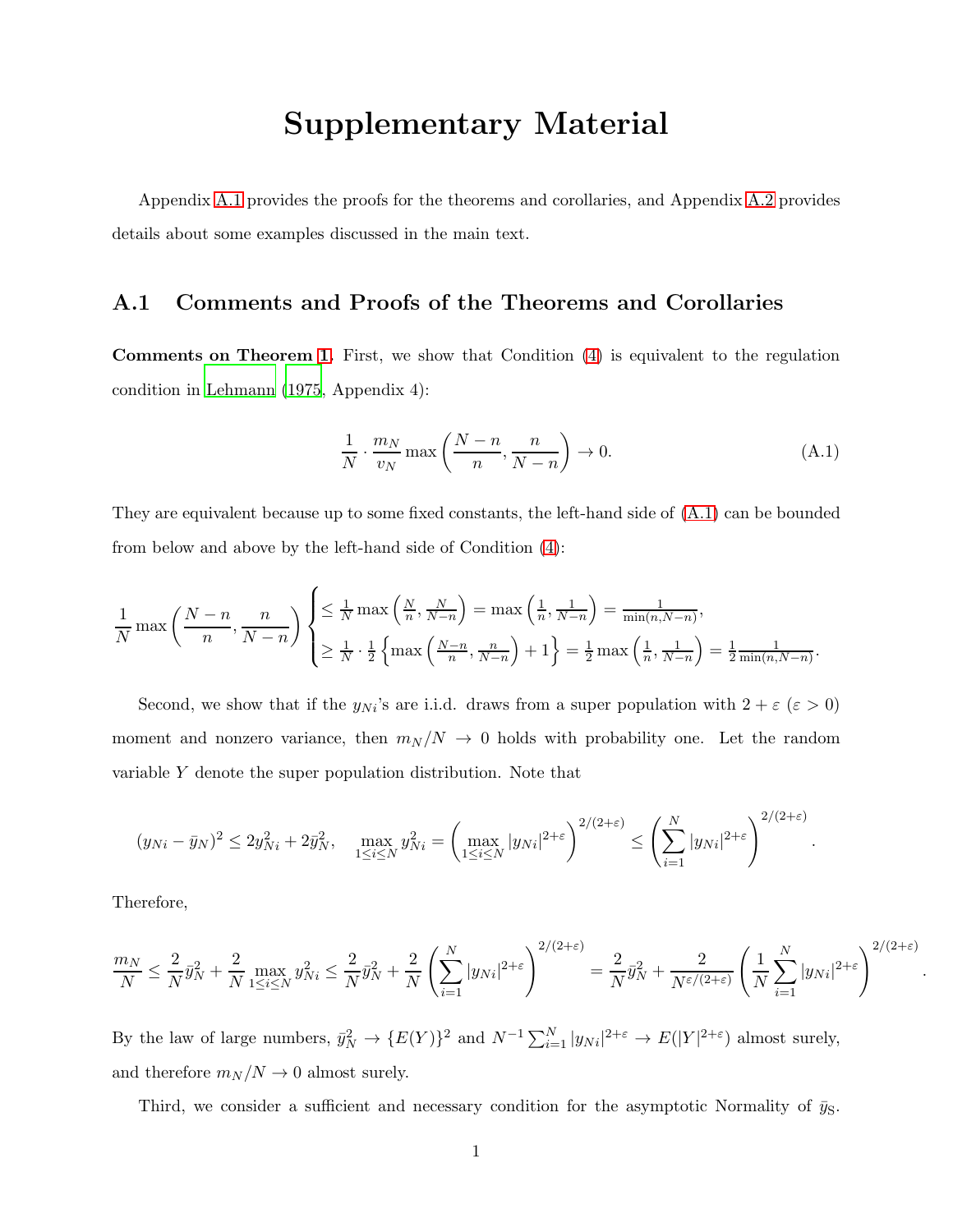# Supplementary Material

Appendix A.1 provides the proofs for the theorems and corollaries, and Appendix A.2 provides details about some examples discussed in the main text.

## A.1 Comments and Proofs of the Theorems and Corollaries

**Comments on Theorem 1.** First, we show that Condition (4) is equivalent to the regulation condition in Lehmann (1975, Appendix 4):

$$\frac{1}{N} \cdot \frac{m_N}{v_N} \max\left(\frac{N-n}{n}, \frac{n}{N-n}\right) \to 0. \tag{A.1}$$

They are equivalent because up to some fixed constants, the left-hand side of (A.1) can be bounded from below and above by the left-hand side of Condition (4):

$$\frac{1}{N}\max\left(\frac{N-n}{n}, \frac{n}{N-n}\right) \begin{cases} \leq \frac{1}{N}\max\left(\frac{N}{n}, \frac{N}{N-n}\right) = \max\left(\frac{1}{n}, \frac{1}{N-n}\right) = \frac{1}{\min(n, N-n)}, \\ \geq \frac{1}{N}\cdot\frac{1}{2}\left\{\max\left(\frac{N-n}{n}, \frac{n}{N-n}\right)+1\right\} = \frac{1}{2}\max\left(\frac{1}{n}, \frac{1}{N-n}\right) = \frac{1}{2}\frac{1}{\min(n, N-n)}. \end{cases}$$

Second, we show that if the $y_{Ni}$'s are i.i.d. draws from a super population with $2+\varepsilon$ ($\varepsilon > 0$) moment and nonzero variance, then $m_N/N \to 0$ holds with probability one. Let the random variable $Y$ denote the super population distribution. Note that

$$(y_{Ni} - \bar{y}_N)^2 \leq 2y_{Ni}^2 + 2\bar{y}_N^2, \quad \max_{1\leq i\leq N} y_{Ni}^2 = \left(\max_{1\leq i\leq N} |y_{Ni}|^{2+\varepsilon}\right)^{2/(2+\varepsilon)} \leq \left(\sum_{i=1}^N |y_{Ni}|^{2+\varepsilon}\right)^{2/(2+\varepsilon)}.$$

Therefore,

$$\frac{m_N}{N} \leq \frac{2}{N}\bar{y}_N^2 + \frac{2}{N}\max_{1\leq i\leq N} y_{Ni}^2 \leq \frac{2}{N}\bar{y}_N^2 + \frac{2}{N}\left(\sum_{i=1}^N |y_{Ni}|^{2+\varepsilon}\right)^{2/(2+\varepsilon)} = \frac{2}{N}\bar{y}_N^2 + \frac{2}{N^{\varepsilon/(2+\varepsilon)}}\left(\frac{1}{N}\sum_{i=1}^N |y_{Ni}|^{2+\varepsilon}\right)^{2/(2+\varepsilon)}.$$

By the law of large numbers, $\bar{y}_N^2 \to \{E(Y)\}^2$ and $N^{-1}\sum_{i=1}^N |y_{Ni}|^{2+\varepsilon} \to E(|Y|^{2+\varepsilon})$ almost surely, and therefore $m_N/N \to 0$ almost surely.

Third, we consider a sufficient and necessary condition for the asymptotic Normality of $\bar{y}_{\mathrm{S}}$.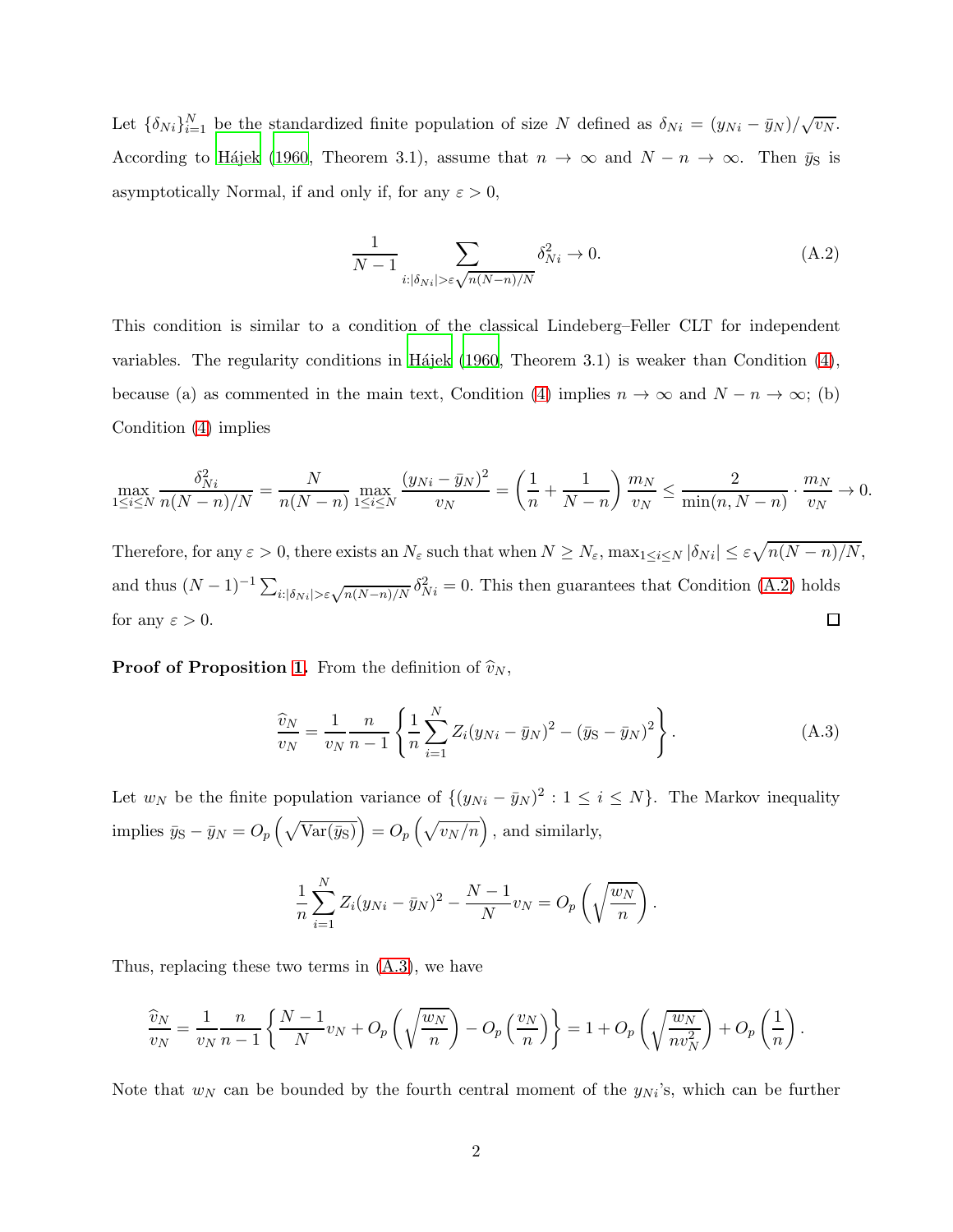Let $\{\delta_{Ni}\}_{i=1}^N$ be the standardized finite population of size $N$ defined as $\delta_{Ni} = (y_{Ni} - \bar{y}_N)/\sqrt{v_N}$. According to Hájek (1960, Theorem 3.1), assume that $n \to \infty$ and $N - n \to \infty$. Then $\bar{y}_{\mathrm{S}}$ is asymptotically Normal, if and only if, for any $\varepsilon > 0$,

$$\frac{1}{N-1} \sum_{i:|\delta_{Ni}|>\varepsilon\sqrt{n(N-n)/N}} \delta_{Ni}^2 \to 0. \tag{A.2}$$

This condition is similar to a condition of the classical Lindeberg–Feller CLT for independent variables. The regularity conditions in Hájek (1960, Theorem 3.1) is weaker than Condition (4), because (a) as commented in the main text, Condition (4) implies $n \to \infty$ and $N - n \to \infty$; (b) Condition (4) implies

$$\max_{1\le i\le N} \frac{\delta_{Ni}^2}{n(N-n)/N} = \frac{N}{n(N-n)} \max_{1\le i\le N} \frac{(y_{Ni}-\bar{y}_N)^2}{v_N} = \left(\frac{1}{n} + \frac{1}{N-n}\right)\frac{m_N}{v_N} \le \frac{2}{\min(n, N-n)} \cdot \frac{m_N}{v_N} \to 0.$$

Therefore, for any $\varepsilon > 0$, there exists an $N_\varepsilon$ such that when $N \ge N_\varepsilon$, $\max_{1\le i\le N} |\delta_{Ni}| \le \varepsilon\sqrt{n(N-n)/N}$, and thus $(N-1)^{-1}\sum_{i:|\delta_{Ni}|>\varepsilon\sqrt{n(N-n)/N}} \delta_{Ni}^2 = 0$. This then guarantees that Condition (A.2) holds for any $\varepsilon > 0$. □

**Proof of Proposition 1.** From the definition of $\widehat{v}_N$,

$$\frac{\widehat{v}_N}{v_N} = \frac{1}{v_N}\frac{n}{n-1}\left\{\frac{1}{n}\sum_{i=1}^N Z_i(y_{Ni}-\bar{y}_N)^2 - (\bar{y}_{\mathrm{S}} - \bar{y}_N)^2\right\}. \tag{A.3}$$

Let $w_N$ be the finite population variance of $\{(y_{Ni}-\bar{y}_N)^2 : 1 \le i \le N\}$. The Markov inequality implies $\bar{y}_{\mathrm{S}} - \bar{y}_N = O_p\left(\sqrt{\mathrm{Var}(\bar{y}_{\mathrm{S}})}\right) = O_p\left(\sqrt{v_N/n}\right)$, and similarly,

$$\frac{1}{n}\sum_{i=1}^N Z_i(y_{Ni}-\bar{y}_N)^2 - \frac{N-1}{N}v_N = O_p\left(\sqrt{\frac{w_N}{n}}\right).$$

Thus, replacing these two terms in (A.3), we have

$$\frac{\widehat{v}_N}{v_N} = \frac{1}{v_N}\frac{n}{n-1}\left\{\frac{N-1}{N}v_N + O_p\left(\sqrt{\frac{w_N}{n}}\right) - O_p\left(\frac{v_N}{n}\right)\right\} = 1 + O_p\left(\sqrt{\frac{w_N}{nv_N^2}}\right) + O_p\left(\frac{1}{n}\right).$$

Note that $w_N$ can be bounded by the fourth central moment of the $y_{Ni}$'s, which can be further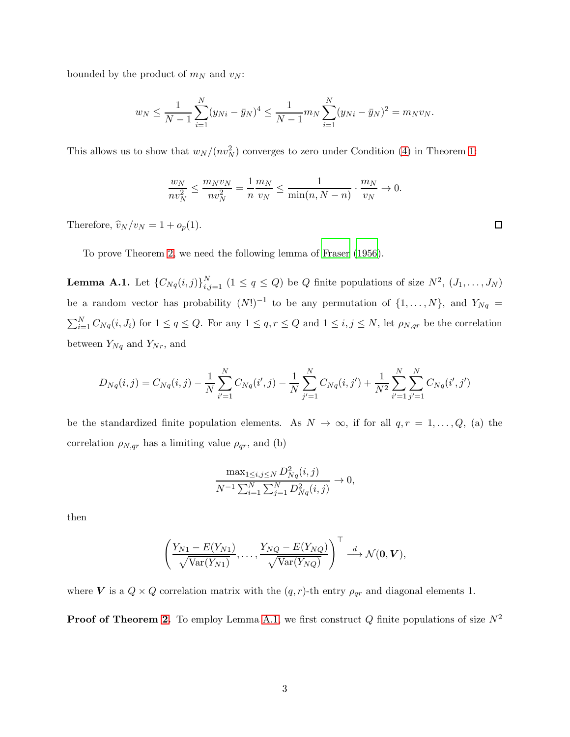bounded by the product of $m_N$ and $v_N$:

$$w_N \leq \frac{1}{N-1}\sum_{i=1}^{N}(y_{Ni}-\bar{y}_N)^4 \leq \frac{1}{N-1}m_N\sum_{i=1}^{N}(y_{Ni}-\bar{y}_N)^2 = m_N v_N.$$

This allows us to show that $w_N/(nv_N^2)$ converges to zero under Condition (4) in Theorem 1:

$$\frac{w_N}{nv_N^2} \leq \frac{m_N v_N}{nv_N^2} = \frac{1}{n}\frac{m_N}{v_N} \leq \frac{1}{\min(n, N-n)}\cdot\frac{m_N}{v_N} \to 0.$$

Therefore, $\widehat{v}_N/v_N = 1 + o_p(1)$. □

To prove Theorem 2, we need the following lemma of Fraser (1956).

**Lemma A.1.** Let $\{C_{Nq}(i,j)\}_{i,j=1}^{N}$ $(1 \leq q \leq Q)$ be $Q$ finite populations of size $N^2$, $(J_1,\dots,J_N)$ be a random vector has probability $(N!)^{-1}$ to be any permutation of $\{1,\dots,N\}$, and $Y_{Nq} = \sum_{i=1}^{N} C_{Nq}(i,J_i)$ for $1 \leq q \leq Q$. For any $1 \leq q,r \leq Q$ and $1 \leq i,j \leq N$, let $\rho_{N,qr}$ be the correlation between $Y_{Nq}$ and $Y_{Nr}$, and

$$D_{Nq}(i,j) = C_{Nq}(i,j) - \frac{1}{N}\sum_{i'=1}^{N}C_{Nq}(i',j) - \frac{1}{N}\sum_{j'=1}^{N}C_{Nq}(i,j') + \frac{1}{N^2}\sum_{i'=1}^{N}\sum_{j'=1}^{N}C_{Nq}(i',j')$$

be the standardized finite population elements. As $N \to \infty$, if for all $q,r = 1,\dots,Q$, (a) the correlation $\rho_{N,qr}$ has a limiting value $\rho_{qr}$, and (b)

$$\frac{\max_{1\leq i,j\leq N} D_{Nq}^2(i,j)}{N^{-1}\sum_{i=1}^{N}\sum_{j=1}^{N}D_{Nq}^2(i,j)} \to 0,$$

then

$$\left(\frac{Y_{N1}-E(Y_{N1})}{\sqrt{\text{Var}(Y_{N1})}},\dots,\frac{Y_{NQ}-E(Y_{NQ})}{\sqrt{\text{Var}(Y_{NQ})}}\right)^{\top} \xrightarrow{d} \mathcal{N}(\mathbf{0},\boldsymbol{V}),$$

where $\boldsymbol{V}$ is a $Q \times Q$ correlation matrix with the $(q,r)$-th entry $\rho_{qr}$ and diagonal elements 1.

**Proof of Theorem 2.** To employ Lemma A.1, we first construct $Q$ finite populations of size $N^2$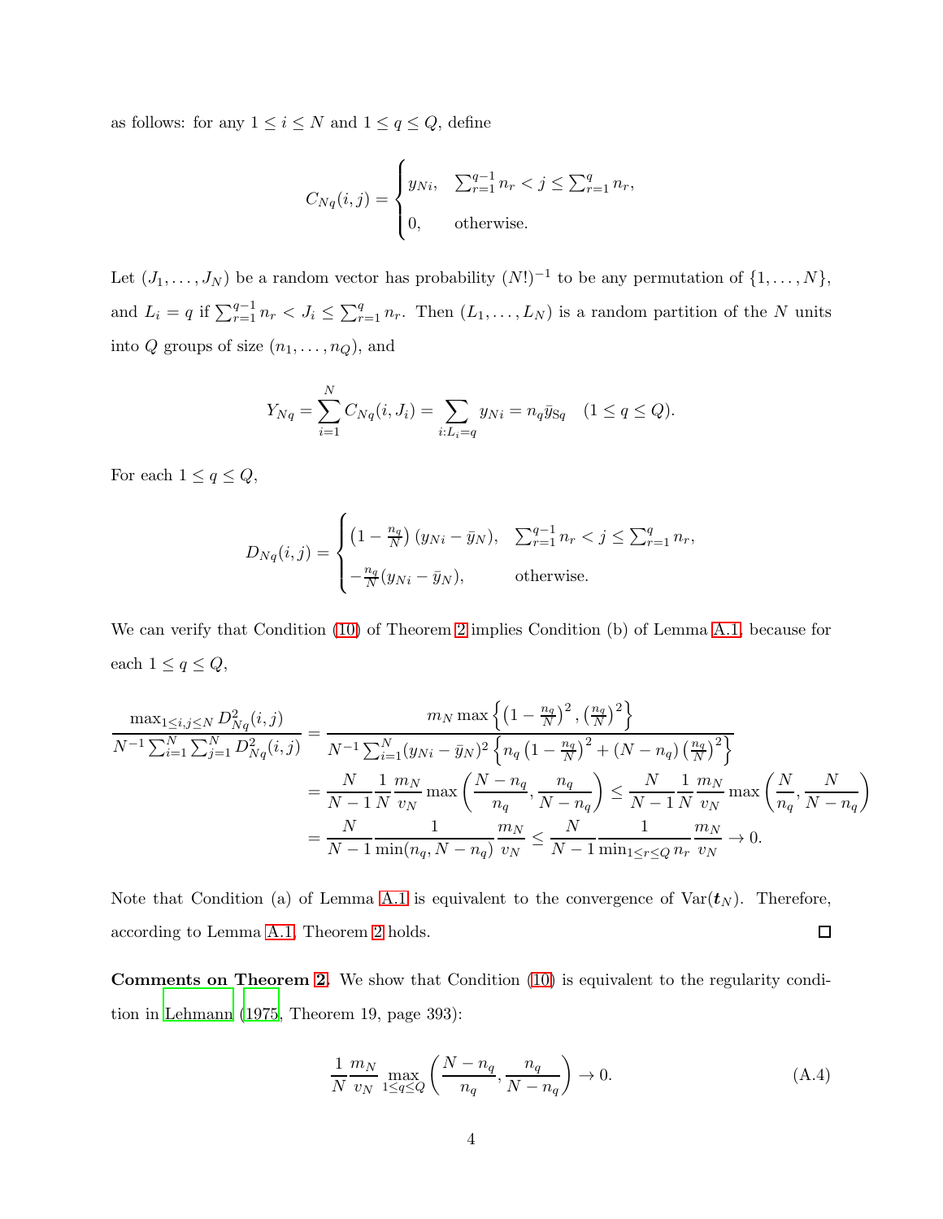as follows: for any $1 \leq i \leq N$ and $1 \leq q \leq Q$, define

$$C_{Nq}(i,j) = \begin{cases} y_{Ni}, & \sum_{r=1}^{q-1} n_r < j \leq \sum_{r=1}^{q} n_r, \\ 0, & \text{otherwise}. \end{cases}$$

Let $(J_1, \ldots, J_N)$ be a random vector has probability $(N!)^{-1}$ to be any permutation of $\{1, \ldots, N\}$, and $L_i = q$ if $\sum_{r=1}^{q-1} n_r < J_i \leq \sum_{r=1}^{q} n_r$. Then $(L_1, \ldots, L_N)$ is a random partition of the $N$ units into $Q$ groups of size $(n_1, \ldots, n_Q)$, and

$$Y_{Nq} = \sum_{i=1}^{N} C_{Nq}(i, J_i) = \sum_{i: L_i = q} y_{Ni} = n_q \bar{y}_{\mathrm{S}q} \quad (1 \leq q \leq Q).$$

For each $1 \leq q \leq Q$,

$$D_{Nq}(i,j) = \begin{cases} \left(1 - \frac{n_q}{N}\right)(y_{Ni} - \bar{y}_N), & \sum_{r=1}^{q-1} n_r < j \leq \sum_{r=1}^{q} n_r, \\ -\frac{n_q}{N}(y_{Ni} - \bar{y}_N), & \text{otherwise}. \end{cases}$$

We can verify that Condition (10) of Theorem 2 implies Condition (b) of Lemma A.1, because for each $1 \leq q \leq Q$,

$$\begin{aligned}
\frac{\max_{1 \leq i,j \leq N} D_{Nq}^2(i,j)}{N^{-1} \sum_{i=1}^{N} \sum_{j=1}^{N} D_{Nq}^2(i,j)} &= \frac{m_N \max\left\{\left(1 - \frac{n_q}{N}\right)^2, \left(\frac{n_q}{N}\right)^2\right\}}{N^{-1} \sum_{i=1}^{N} (y_{Ni} - \bar{y}_N)^2 \left\{n_q \left(1 - \frac{n_q}{N}\right)^2 + (N - n_q)\left(\frac{n_q}{N}\right)^2\right\}} \\
&= \frac{N}{N-1} \frac{1}{N} \frac{m_N}{v_N} \max\left(\frac{N - n_q}{n_q}, \frac{n_q}{N - n_q}\right) \leq \frac{N}{N-1} \frac{1}{N} \frac{m_N}{v_N} \max\left(\frac{N}{n_q}, \frac{N}{N - n_q}\right) \\
&= \frac{N}{N-1} \frac{1}{\min(n_q, N - n_q)} \frac{m_N}{v_N} \leq \frac{N}{N-1} \frac{1}{\min_{1 \leq r \leq Q} n_r} \frac{m_N}{v_N} \to 0.
\end{aligned}$$

Note that Condition (a) of Lemma A.1 is equivalent to the convergence of $\mathrm{Var}(\boldsymbol{t}_N)$. Therefore, according to Lemma A.1, Theorem 2 holds. □

**Comments on Theorem 2.** We show that Condition (10) is equivalent to the regularity condition in Lehmann (1975, Theorem 19, page 393):

$$\frac{1}{N} \frac{m_N}{v_N} \max_{1 \leq q \leq Q} \left(\frac{N - n_q}{n_q}, \frac{n_q}{N - n_q}\right) \to 0. \tag{A.4}$$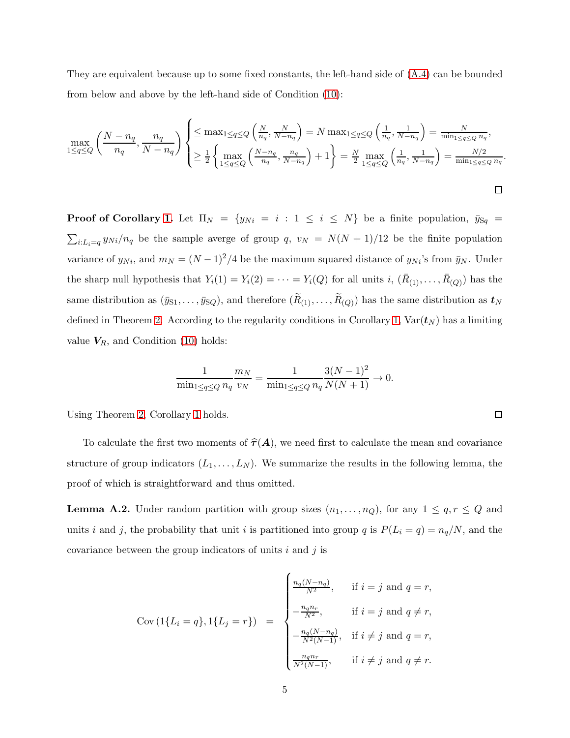They are equivalent because up to some fixed constants, the left-hand side of (A.4) can be bounded from below and above by the left-hand side of Condition (10):

$$\max_{1\le q\le Q}\left(\frac{N-n_q}{n_q},\frac{n_q}{N-n_q}\right)\begin{cases}\le \max_{1\le q\le Q}\left(\frac{N}{n_q},\frac{N}{N-n_q}\right)=N\max_{1\le q\le Q}\left(\frac{1}{n_q},\frac{1}{N-n_q}\right)=\frac{N}{\min_{1\le q\le Q}n_q},\\ \ge \frac{1}{2}\left\{\max\limits_{1\le q\le Q}\left(\frac{N-n_q}{n_q},\frac{n_q}{N-n_q}\right)+1\right\}=\frac{N}{2}\max\limits_{1\le q\le Q}\left(\frac{1}{n_q},\frac{1}{N-n_q}\right)=\frac{N/2}{\min_{1\le q\le Q}n_q}.\end{cases}$$

□

**Proof of Corollary 1.** Let $\Pi_N=\{y_{Ni}=i: 1\le i\le N\}$ be a finite population, $\bar{y}_{\text{S}q}=\sum_{i:L_i=q}y_{Ni}/n_q$ be the sample averge of group $q$, $v_N=N(N+1)/12$ be the finite population variance of $y_{Ni}$, and $m_N=(N-1)^2/4$ be the maximum squared distance of $y_{Ni}$'s from $\bar{y}_N$. Under the sharp null hypothesis that $Y_i(1)=Y_i(2)=\cdots=Y_i(Q)$ for all units $i$, $(\bar{R}_{(1)},\dots,\bar{R}_{(Q)})$ has the same distribution as $(\bar{y}_{\text{S}1},\dots,\bar{y}_{\text{S}Q})$, and therefore $(\widetilde{R}_{(1)},\dots,\widetilde{R}_{(Q)})$ has the same distribution as $\boldsymbol{t}_N$ defined in Theorem 2. According to the regularity conditions in Corollary 1, $\text{Var}(\boldsymbol{t}_N)$ has a limiting value $\boldsymbol{V}_R$, and Condition (10) holds:

$$\frac{1}{\min_{1\le q\le Q}n_q}\frac{m_N}{v_N}=\frac{1}{\min_{1\le q\le Q}n_q}\frac{3(N-1)^2}{N(N+1)}\to 0.$$

Using Theorem 2, Corollary 1 holds. □

To calculate the first two moments of $\widehat{\boldsymbol{\tau}}(\boldsymbol{A})$, we need first to calculate the mean and covariance structure of group indicators $(L_1,\dots,L_N)$. We summarize the results in the following lemma, the proof of which is straightforward and thus omitted.

**Lemma A.2.** Under random partition with group sizes $(n_1,\dots,n_Q)$, for any $1\le q,r\le Q$ and units $i$ and $j$, the probability that unit $i$ is partitioned into group $q$ is $P(L_i=q)=n_q/N$, and the covariance between the group indicators of units $i$ and $j$ is

$$\text{Cov}\left(1\{L_i=q\},1\{L_j=r\}\right)=\begin{cases}\frac{n_q(N-n_q)}{N^2}, & \text{if } i=j \text{ and } q=r,\\ -\frac{n_qn_r}{N^2}, & \text{if } i=j \text{ and } q\ne r,\\ -\frac{n_q(N-n_q)}{N^2(N-1)}, & \text{if } i\ne j \text{ and } q=r,\\ \frac{n_qn_r}{N^2(N-1)}, & \text{if } i\ne j \text{ and } q\ne r.\end{cases}$$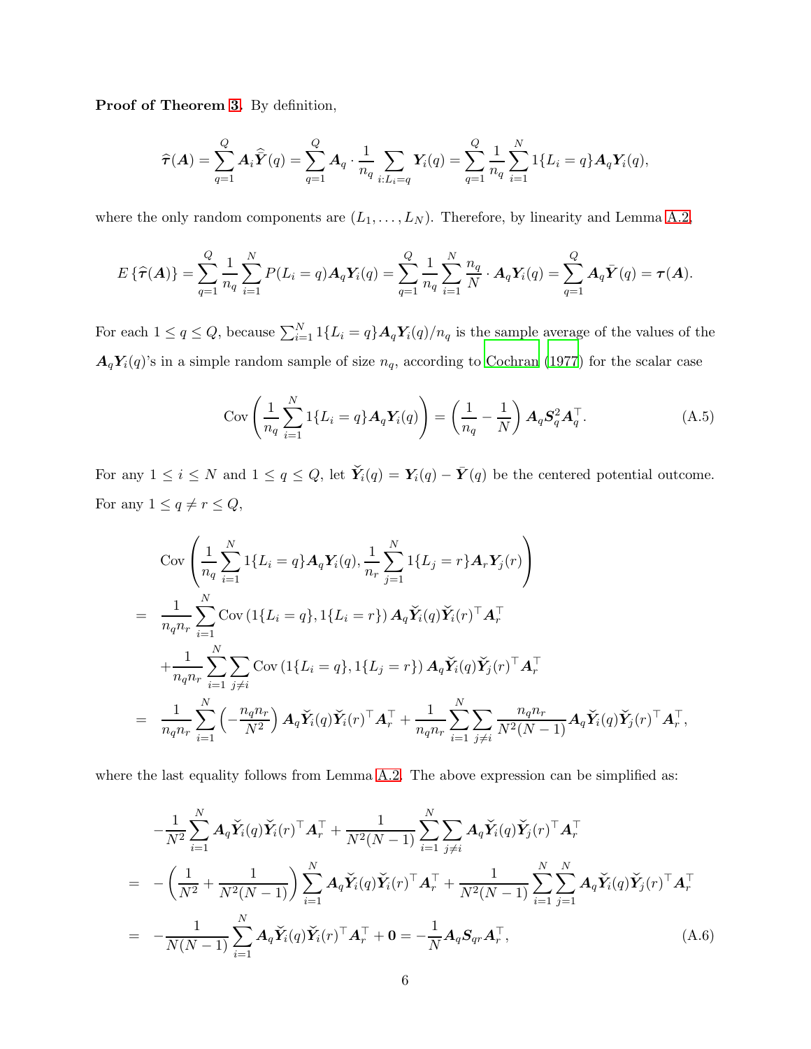**Proof of Theorem 3.** By definition,

$$\widehat{\boldsymbol{\tau}}(\boldsymbol{A}) = \sum_{q=1}^{Q} \boldsymbol{A}_i \widehat{\bar{\boldsymbol{Y}}}(q) = \sum_{q=1}^{Q} \boldsymbol{A}_q \cdot \frac{1}{n_q} \sum_{i: L_i = q} \boldsymbol{Y}_i(q) = \sum_{q=1}^{Q} \frac{1}{n_q} \sum_{i=1}^{N} 1\{L_i = q\} \boldsymbol{A}_q \boldsymbol{Y}_i(q),$$

where the only random components are $(L_1, \ldots, L_N)$. Therefore, by linearity and Lemma A.2,

$$E\left\{\widehat{\boldsymbol{\tau}}(\boldsymbol{A})\right\} = \sum_{q=1}^{Q} \frac{1}{n_q} \sum_{i=1}^{N} P(L_i = q) \boldsymbol{A}_q \boldsymbol{Y}_i(q) = \sum_{q=1}^{Q} \frac{1}{n_q} \sum_{i=1}^{N} \frac{n_q}{N} \cdot \boldsymbol{A}_q \boldsymbol{Y}_i(q) = \sum_{q=1}^{Q} \boldsymbol{A}_q \bar{\boldsymbol{Y}}(q) = \boldsymbol{\tau}(\boldsymbol{A}).$$

For each $1 \le q \le Q$, because $\sum_{i=1}^{N} 1\{L_i = q\} \boldsymbol{A}_q \boldsymbol{Y}_i(q)/n_q$ is the sample average of the values of the $\boldsymbol{A}_q \boldsymbol{Y}_i(q)$'s in a simple random sample of size $n_q$, according to Cochran (1977) for the scalar case

$$\operatorname{Cov}\left(\frac{1}{n_q} \sum_{i=1}^{N} 1\{L_i = q\} \boldsymbol{A}_q \boldsymbol{Y}_i(q)\right) = \left(\frac{1}{n_q} - \frac{1}{N}\right) \boldsymbol{A}_q \boldsymbol{S}_q^2 \boldsymbol{A}_q^\top. \tag{A.5}$$

For any $1 \le i \le N$ and $1 \le q \le Q$, let $\check{\boldsymbol{Y}}_i(q) = \boldsymbol{Y}_i(q) - \bar{\boldsymbol{Y}}(q)$ be the centered potential outcome. For any $1 \le q \ne r \le Q$,

$$\begin{aligned}
& \operatorname{Cov}\left(\frac{1}{n_q} \sum_{i=1}^{N} 1\{L_i = q\} \boldsymbol{A}_q \boldsymbol{Y}_i(q), \frac{1}{n_r} \sum_{j=1}^{N} 1\{L_j = r\} \boldsymbol{A}_r \boldsymbol{Y}_j(r)\right) \\
= \;& \frac{1}{n_q n_r} \sum_{i=1}^{N} \operatorname{Cov}\left(1\{L_i = q\}, 1\{L_i = r\}\right) \boldsymbol{A}_q \check{\boldsymbol{Y}}_i(q) \check{\boldsymbol{Y}}_i(r)^\top \boldsymbol{A}_r^\top \\
& + \frac{1}{n_q n_r} \sum_{i=1}^{N} \sum_{j \ne i} \operatorname{Cov}\left(1\{L_i = q\}, 1\{L_j = r\}\right) \boldsymbol{A}_q \check{\boldsymbol{Y}}_i(q) \check{\boldsymbol{Y}}_j(r)^\top \boldsymbol{A}_r^\top \\
= \;& \frac{1}{n_q n_r} \sum_{i=1}^{N} \left(-\frac{n_q n_r}{N^2}\right) \boldsymbol{A}_q \check{\boldsymbol{Y}}_i(q) \check{\boldsymbol{Y}}_i(r)^\top \boldsymbol{A}_r^\top + \frac{1}{n_q n_r} \sum_{i=1}^{N} \sum_{j \ne i} \frac{n_q n_r}{N^2 (N-1)} \boldsymbol{A}_q \check{\boldsymbol{Y}}_i(q) \check{\boldsymbol{Y}}_j(r)^\top \boldsymbol{A}_r^\top,
\end{aligned}$$

where the last equality follows from Lemma A.2. The above expression can be simplified as:

$$\begin{aligned}
& -\frac{1}{N^2} \sum_{i=1}^{N} \boldsymbol{A}_q \check{\boldsymbol{Y}}_i(q) \check{\boldsymbol{Y}}_i(r)^\top \boldsymbol{A}_r^\top + \frac{1}{N^2(N-1)} \sum_{i=1}^{N} \sum_{j \ne i} \boldsymbol{A}_q \check{\boldsymbol{Y}}_i(q) \check{\boldsymbol{Y}}_j(r)^\top \boldsymbol{A}_r^\top \\
= \;& -\left(\frac{1}{N^2} + \frac{1}{N^2(N-1)}\right) \sum_{i=1}^{N} \boldsymbol{A}_q \check{\boldsymbol{Y}}_i(q) \check{\boldsymbol{Y}}_i(r)^\top \boldsymbol{A}_r^\top + \frac{1}{N^2(N-1)} \sum_{i=1}^{N} \sum_{j=1}^{N} \boldsymbol{A}_q \check{\boldsymbol{Y}}_i(q) \check{\boldsymbol{Y}}_j(r)^\top \boldsymbol{A}_r^\top \\
= \;& -\frac{1}{N(N-1)} \sum_{i=1}^{N} \boldsymbol{A}_q \check{\boldsymbol{Y}}_i(q) \check{\boldsymbol{Y}}_i(r)^\top \boldsymbol{A}_r^\top + \boldsymbol{0} = -\frac{1}{N} \boldsymbol{A}_q \boldsymbol{S}_{qr} \boldsymbol{A}_r^\top,
\end{aligned} \tag{A.6}$$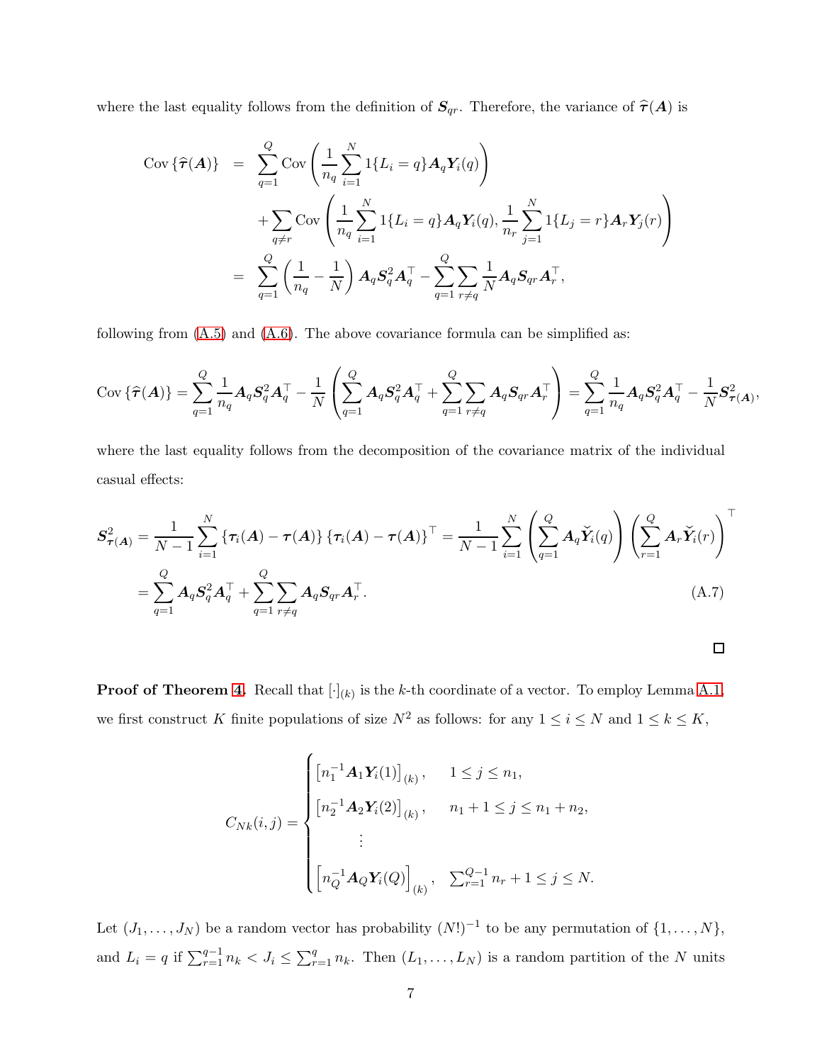where the last equality follows from the definition of $\boldsymbol{S}_{qr}$. Therefore, the variance of $\widehat{\boldsymbol{\tau}}(\boldsymbol{A})$ is

$$
\begin{aligned}
\operatorname{Cov}\{\widehat{\boldsymbol{\tau}}(\boldsymbol{A})\} &= \sum_{q=1}^{Q} \operatorname{Cov}\left( \frac{1}{n_q} \sum_{i=1}^{N} 1\{L_i = q\} \boldsymbol{A}_q \boldsymbol{Y}_i(q) \right) \\
&\quad + \sum_{q \neq r} \operatorname{Cov}\left( \frac{1}{n_q} \sum_{i=1}^{N} 1\{L_i = q\} \boldsymbol{A}_q \boldsymbol{Y}_i(q), \frac{1}{n_r} \sum_{j=1}^{N} 1\{L_j = r\} \boldsymbol{A}_r \boldsymbol{Y}_j(r) \right) \\
&= \sum_{q=1}^{Q} \left( \frac{1}{n_q} - \frac{1}{N} \right) \boldsymbol{A}_q \boldsymbol{S}_q^2 \boldsymbol{A}_q^\top - \sum_{q=1}^{Q} \sum_{r \neq q} \frac{1}{N} \boldsymbol{A}_q \boldsymbol{S}_{qr} \boldsymbol{A}_r^\top,
\end{aligned}
$$

following from (A.5) and (A.6). The above covariance formula can be simplified as:

$$
\operatorname{Cov}\{\widehat{\boldsymbol{\tau}}(\boldsymbol{A})\} = \sum_{q=1}^{Q} \frac{1}{n_q} \boldsymbol{A}_q \boldsymbol{S}_q^2 \boldsymbol{A}_q^\top - \frac{1}{N} \left( \sum_{q=1}^{Q} \boldsymbol{A}_q \boldsymbol{S}_q^2 \boldsymbol{A}_q^\top + \sum_{q=1}^{Q} \sum_{r \neq q} \boldsymbol{A}_q \boldsymbol{S}_{qr} \boldsymbol{A}_r^\top \right) = \sum_{q=1}^{Q} \frac{1}{n_q} \boldsymbol{A}_q \boldsymbol{S}_q^2 \boldsymbol{A}_q^\top - \frac{1}{N} \boldsymbol{S}_{\boldsymbol{\tau}(\boldsymbol{A})}^2,
$$

where the last equality follows from the decomposition of the covariance matrix of the individual casual effects:

$$
\begin{aligned}
\boldsymbol{S}_{\boldsymbol{\tau}(\boldsymbol{A})}^2 &= \frac{1}{N-1} \sum_{i=1}^{N} \{\boldsymbol{\tau}_i(\boldsymbol{A}) - \boldsymbol{\tau}(\boldsymbol{A})\} \{\boldsymbol{\tau}_i(\boldsymbol{A}) - \boldsymbol{\tau}(\boldsymbol{A})\}^\top = \frac{1}{N-1} \sum_{i=1}^{N} \left( \sum_{q=1}^{Q} \boldsymbol{A}_q \check{\boldsymbol{Y}}_i(q) \right) \left( \sum_{r=1}^{Q} \boldsymbol{A}_r \check{\boldsymbol{Y}}_i(r) \right)^\top \\
&= \sum_{q=1}^{Q} \boldsymbol{A}_q \boldsymbol{S}_q^2 \boldsymbol{A}_q^\top + \sum_{q=1}^{Q} \sum_{r \neq q} \boldsymbol{A}_q \boldsymbol{S}_{qr} \boldsymbol{A}_r^\top. \qquad \text{(A.7)}
\end{aligned}
$$

□

**Proof of Theorem 4.** Recall that $[\cdot]_{(k)}$ is the $k$-th coordinate of a vector. To employ Lemma A.1, we first construct $K$ finite populations of size $N^2$ as follows: for any $1 \leq i \leq N$ and $1 \leq k \leq K$,

$$
C_{Nk}(i,j) = \begin{cases}
\left[ n_1^{-1} \boldsymbol{A}_1 \boldsymbol{Y}_i(1) \right]_{(k)}, & 1 \leq j \leq n_1, \\
\left[ n_2^{-1} \boldsymbol{A}_2 \boldsymbol{Y}_i(2) \right]_{(k)}, & n_1 + 1 \leq j \leq n_1 + n_2, \\
\qquad \vdots & \\
\left[ n_Q^{-1} \boldsymbol{A}_Q \boldsymbol{Y}_i(Q) \right]_{(k)}, & \sum_{r=1}^{Q-1} n_r + 1 \leq j \leq N.
\end{cases}
$$

Let $(J_1, \ldots, J_N)$ be a random vector has probability $(N!)^{-1}$ to be any permutation of $\{1, \ldots, N\}$, and $L_i = q$ if $\sum_{r=1}^{q-1} n_k < J_i \leq \sum_{r=1}^{q} n_k$. Then $(L_1, \ldots, L_N)$ is a random partition of the $N$ units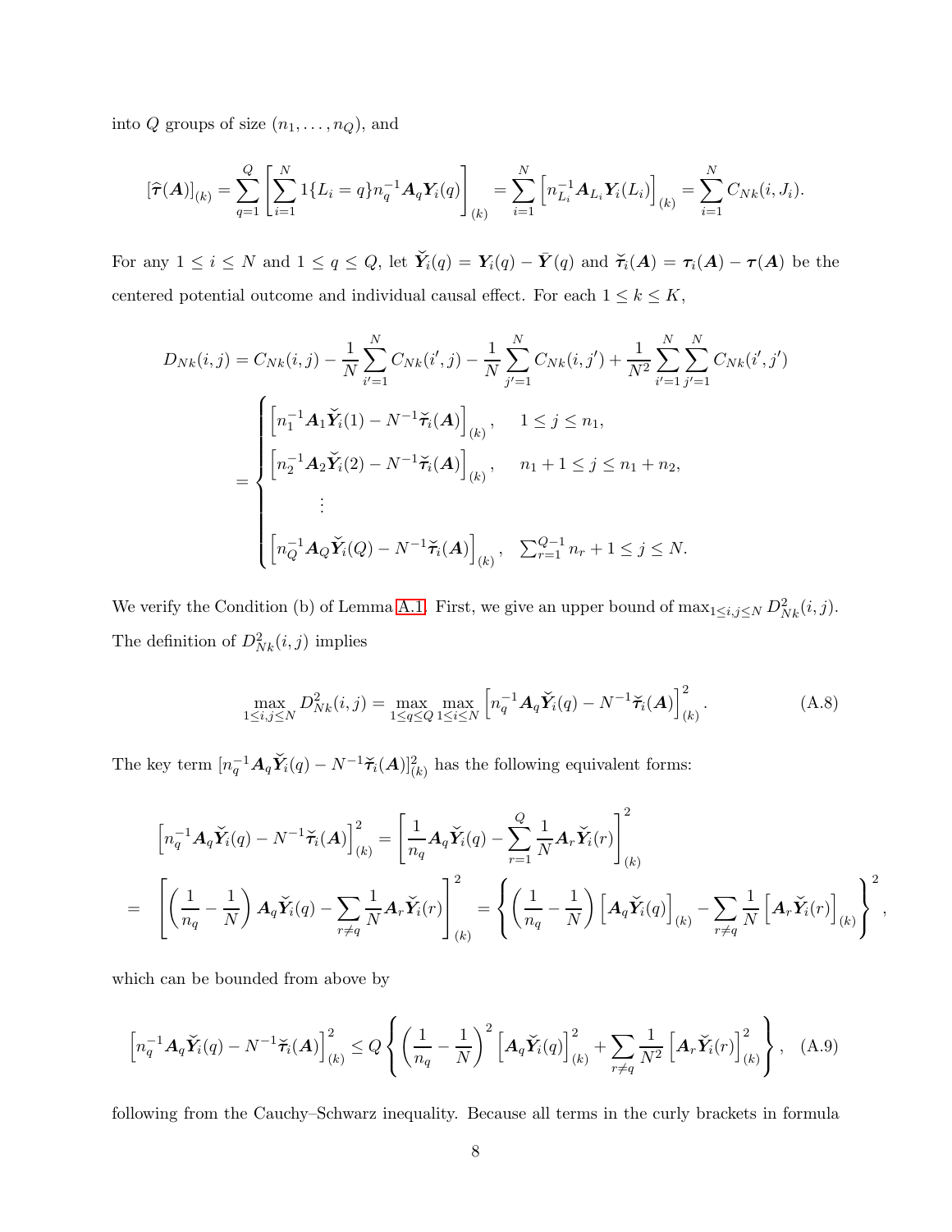into $Q$ groups of size $(n_1, \dots, n_Q)$, and

$$[\widehat{\boldsymbol{\tau}}(\boldsymbol{A})]_{(k)} = \sum_{q=1}^{Q} \left[ \sum_{i=1}^{N} 1\{L_i = q\} n_q^{-1} \boldsymbol{A}_q \boldsymbol{Y}_i(q) \right]_{(k)} = \sum_{i=1}^{N} \left[ n_{L_i}^{-1} \boldsymbol{A}_{L_i} \boldsymbol{Y}_i(L_i) \right]_{(k)} = \sum_{i=1}^{N} C_{Nk}(i, J_i).$$

For any $1 \le i \le N$ and $1 \le q \le Q$, let $\check{\boldsymbol{Y}}_i(q) = \boldsymbol{Y}_i(q) - \bar{\boldsymbol{Y}}(q)$ and $\check{\boldsymbol{\tau}}_i(\boldsymbol{A}) = \boldsymbol{\tau}_i(\boldsymbol{A}) - \boldsymbol{\tau}(\boldsymbol{A})$ be the centered potential outcome and individual causal effect. For each $1 \le k \le K$,

$$\begin{aligned}
D_{Nk}(i,j) &= C_{Nk}(i,j) - \frac{1}{N}\sum_{i'=1}^{N} C_{Nk}(i',j) - \frac{1}{N}\sum_{j'=1}^{N} C_{Nk}(i,j') + \frac{1}{N^2}\sum_{i'=1}^{N}\sum_{j'=1}^{N} C_{Nk}(i',j') \\
&= \begin{cases}
\left[ n_1^{-1} \boldsymbol{A}_1 \check{\boldsymbol{Y}}_i(1) - N^{-1} \check{\boldsymbol{\tau}}_i(\boldsymbol{A}) \right]_{(k)}, & 1 \le j \le n_1, \\
\left[ n_2^{-1} \boldsymbol{A}_2 \check{\boldsymbol{Y}}_i(2) - N^{-1} \check{\boldsymbol{\tau}}_i(\boldsymbol{A}) \right]_{(k)}, & n_1 + 1 \le j \le n_1 + n_2, \\
\quad \vdots & \\
\left[ n_Q^{-1} \boldsymbol{A}_Q \check{\boldsymbol{Y}}_i(Q) - N^{-1} \check{\boldsymbol{\tau}}_i(\boldsymbol{A}) \right]_{(k)}, & \sum_{r=1}^{Q-1} n_r + 1 \le j \le N.
\end{cases}
\end{aligned}$$

We verify the Condition (b) of Lemma A.1. First, we give an upper bound of $\max_{1 \le i,j \le N} D_{Nk}^2(i,j)$. The definition of $D_{Nk}^2(i,j)$ implies

$$\max_{1 \le i,j \le N} D_{Nk}^2(i,j) = \max_{1 \le q \le Q} \max_{1 \le i \le N} \left[ n_q^{-1} \boldsymbol{A}_q \check{\boldsymbol{Y}}_i(q) - N^{-1} \check{\boldsymbol{\tau}}_i(\boldsymbol{A}) \right]_{(k)}^2. \tag{A.8}$$

The key term $[n_q^{-1} \boldsymbol{A}_q \check{\boldsymbol{Y}}_i(q) - N^{-1} \check{\boldsymbol{\tau}}_i(\boldsymbol{A})]_{(k)}^2$ has the following equivalent forms:

$$\begin{aligned}
&\left[ n_q^{-1} \boldsymbol{A}_q \check{\boldsymbol{Y}}_i(q) - N^{-1} \check{\boldsymbol{\tau}}_i(\boldsymbol{A}) \right]_{(k)}^2 = \left[ \frac{1}{n_q} \boldsymbol{A}_q \check{\boldsymbol{Y}}_i(q) - \sum_{r=1}^{Q} \frac{1}{N} \boldsymbol{A}_r \check{\boldsymbol{Y}}_i(r) \right]_{(k)}^2 \\
= \quad &\left[ \left( \frac{1}{n_q} - \frac{1}{N} \right) \boldsymbol{A}_q \check{\boldsymbol{Y}}_i(q) - \sum_{r \ne q} \frac{1}{N} \boldsymbol{A}_r \check{\boldsymbol{Y}}_i(r) \right]_{(k)}^2 = \left\{ \left( \frac{1}{n_q} - \frac{1}{N} \right) \left[ \boldsymbol{A}_q \check{\boldsymbol{Y}}_i(q) \right]_{(k)} - \sum_{r \ne q} \frac{1}{N} \left[ \boldsymbol{A}_r \check{\boldsymbol{Y}}_i(r) \right]_{(k)} \right\}^2,
\end{aligned}$$

which can be bounded from above by

$$\left[ n_q^{-1} \boldsymbol{A}_q \check{\boldsymbol{Y}}_i(q) - N^{-1} \check{\boldsymbol{\tau}}_i(\boldsymbol{A}) \right]_{(k)}^2 \le Q \left\{ \left( \frac{1}{n_q} - \frac{1}{N} \right)^2 \left[ \boldsymbol{A}_q \check{\boldsymbol{Y}}_i(q) \right]_{(k)}^2 + \sum_{r \ne q} \frac{1}{N^2} \left[ \boldsymbol{A}_r \check{\boldsymbol{Y}}_i(r) \right]_{(k)}^2 \right\}, \tag{A.9}$$

following from the Cauchy–Schwarz inequality. Because all terms in the curly brackets in formula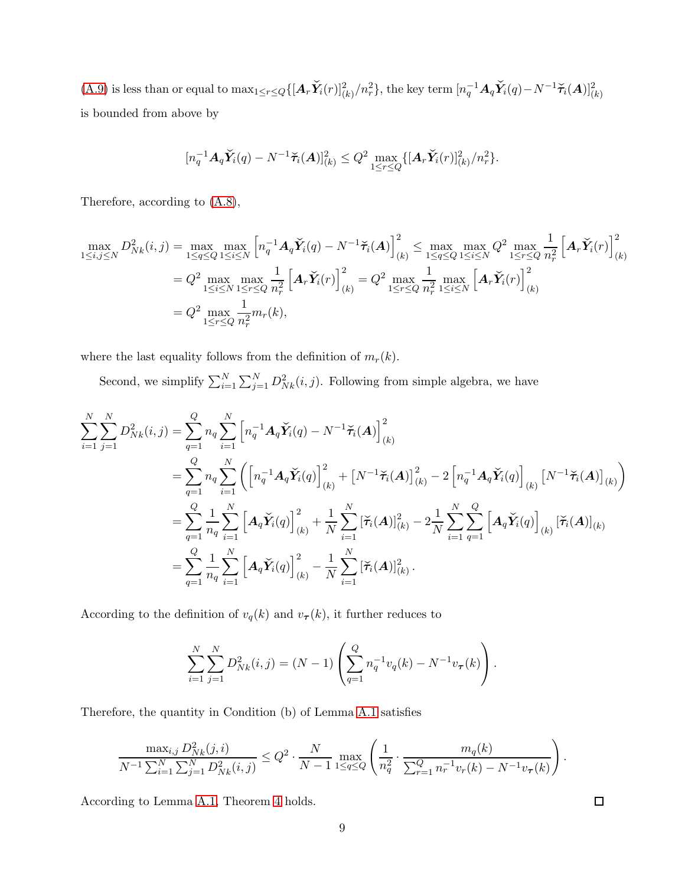(A.9) is less than or equal to $\max_{1\le r\le Q}\{[\boldsymbol{A}_r\check{\boldsymbol{Y}}_i(r)]^2_{(k)}/n_r^2\}$, the key term $[n_q^{-1}\boldsymbol{A}_q\check{\boldsymbol{Y}}_i(q)-N^{-1}\check{\boldsymbol{\tau}}_i(\boldsymbol{A})]^2_{(k)}$ is bounded from above by

$$[n_q^{-1}\boldsymbol{A}_q\check{\boldsymbol{Y}}_i(q)-N^{-1}\check{\boldsymbol{\tau}}_i(\boldsymbol{A})]^2_{(k)} \le Q^2 \max_{1\le r\le Q}\{[\boldsymbol{A}_r\check{\boldsymbol{Y}}_i(r)]^2_{(k)}/n_r^2\}.$$

Therefore, according to (A.8),

$$\begin{aligned}
\max_{1\le i,j\le N} D^2_{Nk}(i,j) &= \max_{1\le q\le Q}\max_{1\le i\le N}\left[n_q^{-1}\boldsymbol{A}_q\check{\boldsymbol{Y}}_i(q)-N^{-1}\check{\boldsymbol{\tau}}_i(\boldsymbol{A})\right]^2_{(k)} \le \max_{1\le q\le Q}\max_{1\le i\le N} Q^2\max_{1\le r\le Q}\frac{1}{n_r^2}\left[\boldsymbol{A}_r\check{\boldsymbol{Y}}_i(r)\right]^2_{(k)}\\
&= Q^2\max_{1\le i\le N}\max_{1\le r\le Q}\frac{1}{n_r^2}\left[\boldsymbol{A}_r\check{\boldsymbol{Y}}_i(r)\right]^2_{(k)} = Q^2\max_{1\le r\le Q}\frac{1}{n_r^2}\max_{1\le i\le N}\left[\boldsymbol{A}_r\check{\boldsymbol{Y}}_i(r)\right]^2_{(k)}\\
&= Q^2\max_{1\le r\le Q}\frac{1}{n_r^2}m_r(k),
\end{aligned}$$

where the last equality follows from the definition of $m_r(k)$.

Second, we simplify $\sum_{i=1}^N\sum_{j=1}^N D^2_{Nk}(i,j)$. Following from simple algebra, we have

$$\begin{aligned}
\sum_{i=1}^N\sum_{j=1}^N D^2_{Nk}(i,j) &= \sum_{q=1}^Q n_q\sum_{i=1}^N\left[n_q^{-1}\boldsymbol{A}_q\check{\boldsymbol{Y}}_i(q)-N^{-1}\check{\boldsymbol{\tau}}_i(\boldsymbol{A})\right]^2_{(k)}\\
&= \sum_{q=1}^Q n_q\sum_{i=1}^N\left(\left[n_q^{-1}\boldsymbol{A}_q\check{\boldsymbol{Y}}_i(q)\right]^2_{(k)}+\left[N^{-1}\check{\boldsymbol{\tau}}_i(\boldsymbol{A})\right]^2_{(k)}-2\left[n_q^{-1}\boldsymbol{A}_q\check{\boldsymbol{Y}}_i(q)\right]_{(k)}\left[N^{-1}\check{\boldsymbol{\tau}}_i(\boldsymbol{A})\right]_{(k)}\right)\\
&= \sum_{q=1}^Q\frac{1}{n_q}\sum_{i=1}^N\left[\boldsymbol{A}_q\check{\boldsymbol{Y}}_i(q)\right]^2_{(k)}+\frac{1}{N}\sum_{i=1}^N[\check{\boldsymbol{\tau}}_i(\boldsymbol{A})]^2_{(k)}-2\frac{1}{N}\sum_{i=1}^N\sum_{q=1}^Q\left[\boldsymbol{A}_q\check{\boldsymbol{Y}}_i(q)\right]_{(k)}[\check{\boldsymbol{\tau}}_i(\boldsymbol{A})]_{(k)}\\
&= \sum_{q=1}^Q\frac{1}{n_q}\sum_{i=1}^N\left[\boldsymbol{A}_q\check{\boldsymbol{Y}}_i(q)\right]^2_{(k)}-\frac{1}{N}\sum_{i=1}^N[\check{\boldsymbol{\tau}}_i(\boldsymbol{A})]^2_{(k)}.
\end{aligned}$$

According to the definition of $v_q(k)$ and $v_{\boldsymbol{\tau}}(k)$, it further reduces to

$$\sum_{i=1}^N\sum_{j=1}^N D^2_{Nk}(i,j) = (N-1)\left(\sum_{q=1}^Q n_q^{-1}v_q(k)-N^{-1}v_{\boldsymbol{\tau}}(k)\right).$$

Therefore, the quantity in Condition (b) of Lemma A.1 satisfies

$$\frac{\max_{i,j}D^2_{Nk}(j,i)}{N^{-1}\sum_{i=1}^N\sum_{j=1}^N D^2_{Nk}(i,j)} \le Q^2\cdot\frac{N}{N-1}\max_{1\le q\le Q}\left(\frac{1}{n_q^2}\cdot\frac{m_q(k)}{\sum_{r=1}^Q n_r^{-1}v_r(k)-N^{-1}v_{\boldsymbol{\tau}}(k)}\right).$$

According to Lemma A.1, Theorem 4 holds. □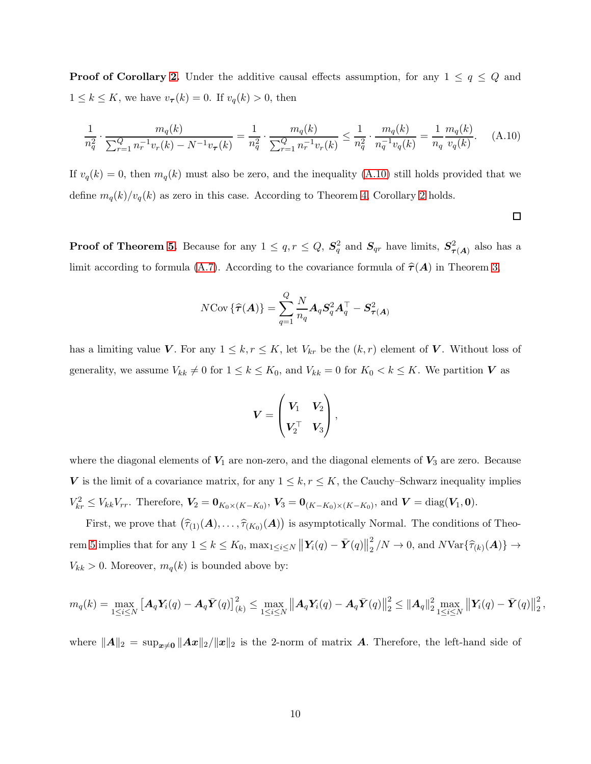**Proof of Corollary 2.** Under the additive causal effects assumption, for any $1 \le q \le Q$ and $1 \le k \le K$, we have $v_{\boldsymbol{\tau}}(k) = 0$. If $v_q(k) > 0$, then

$$\frac{1}{n_q^2} \cdot \frac{m_q(k)}{\sum_{r=1}^{Q} n_r^{-1} v_r(k) - N^{-1} v_{\boldsymbol{\tau}}(k)} = \frac{1}{n_q^2} \cdot \frac{m_q(k)}{\sum_{r=1}^{Q} n_r^{-1} v_r(k)} \le \frac{1}{n_q^2} \cdot \frac{m_q(k)}{n_q^{-1} v_q(k)} = \frac{1}{n_q} \frac{m_q(k)}{v_q(k)}. \tag{A.10}$$

If $v_q(k) = 0$, then $m_q(k)$ must also be zero, and the inequality (A.10) still holds provided that we define $m_q(k)/v_q(k)$ as zero in this case. According to Theorem 4, Corollary 2 holds.

□

**Proof of Theorem 5.** Because for any $1 \le q, r \le Q$, $\boldsymbol{S}_q^2$ and $\boldsymbol{S}_{qr}$ have limits, $\boldsymbol{S}^2_{\boldsymbol{\tau}(\boldsymbol{A})}$ also has a limit according to formula (A.7). According to the covariance formula of $\widehat{\boldsymbol{\tau}}(\boldsymbol{A})$ in Theorem 3,

$$N \mathrm{Cov}\left\{\widehat{\boldsymbol{\tau}}(\boldsymbol{A})\right\} = \sum_{q=1}^{Q} \frac{N}{n_q} \boldsymbol{A}_q \boldsymbol{S}_q^2 \boldsymbol{A}_q^\top - \boldsymbol{S}^2_{\boldsymbol{\tau}(\boldsymbol{A})}$$

has a limiting value $\boldsymbol{V}$. For any $1 \le k, r \le K$, let $V_{kr}$ be the $(k, r)$ element of $\boldsymbol{V}$. Without loss of generality, we assume $V_{kk} \neq 0$ for $1 \le k \le K_0$, and $V_{kk} = 0$ for $K_0 < k \le K$. We partition $\boldsymbol{V}$ as

$$\boldsymbol{V} = \begin{pmatrix} \boldsymbol{V}_1 & \boldsymbol{V}_2 \\ \boldsymbol{V}_2^\top & \boldsymbol{V}_3 \end{pmatrix},$$

where the diagonal elements of $\boldsymbol{V}_1$ are non-zero, and the diagonal elements of $\boldsymbol{V}_3$ are zero. Because $\boldsymbol{V}$ is the limit of a covariance matrix, for any $1 \le k, r \le K$, the Cauchy–Schwarz inequality implies $V_{kr}^2 \le V_{kk} V_{rr}$. Therefore, $\boldsymbol{V}_2 = \boldsymbol{0}_{K_0 \times (K - K_0)}$, $\boldsymbol{V}_3 = \boldsymbol{0}_{(K-K_0)\times(K-K_0)}$, and $\boldsymbol{V} = \mathrm{diag}(\boldsymbol{V}_1, \boldsymbol{0})$.

First, we prove that $\left(\widehat{\tau}_{(1)}(\boldsymbol{A}), \ldots, \widehat{\tau}_{(K_0)}(\boldsymbol{A})\right)$ is asymptotically Normal. The conditions of Theorem 5 implies that for any $1 \le k \le K_0$, $\max_{1 \le i \le N} \left\| \boldsymbol{Y}_i(q) - \bar{\boldsymbol{Y}}(q) \right\|_2^2 / N \to 0$, and $N \mathrm{Var}\{\widehat{\tau}_{(k)}(\boldsymbol{A})\} \to V_{kk} > 0$. Moreover, $m_q(k)$ is bounded above by:

$$m_q(k) = \max_{1 \le i \le N} \left[\boldsymbol{A}_q \boldsymbol{Y}_i(q) - \boldsymbol{A}_q \bar{\boldsymbol{Y}}(q)\right]_{(k)}^2 \le \max_{1 \le i \le N} \left\| \boldsymbol{A}_q \boldsymbol{Y}_i(q) - \boldsymbol{A}_q \bar{\boldsymbol{Y}}(q) \right\|_2^2 \le \|\boldsymbol{A}_q\|_2^2 \max_{1 \le i \le N} \left\| \boldsymbol{Y}_i(q) - \bar{\boldsymbol{Y}}(q) \right\|_2^2,$$

where $\|\boldsymbol{A}\|_2 = \sup_{\boldsymbol{x} \neq \boldsymbol{0}} \|\boldsymbol{A}\boldsymbol{x}\|_2 / \|\boldsymbol{x}\|_2$ is the 2-norm of matrix $\boldsymbol{A}$. Therefore, the left-hand side of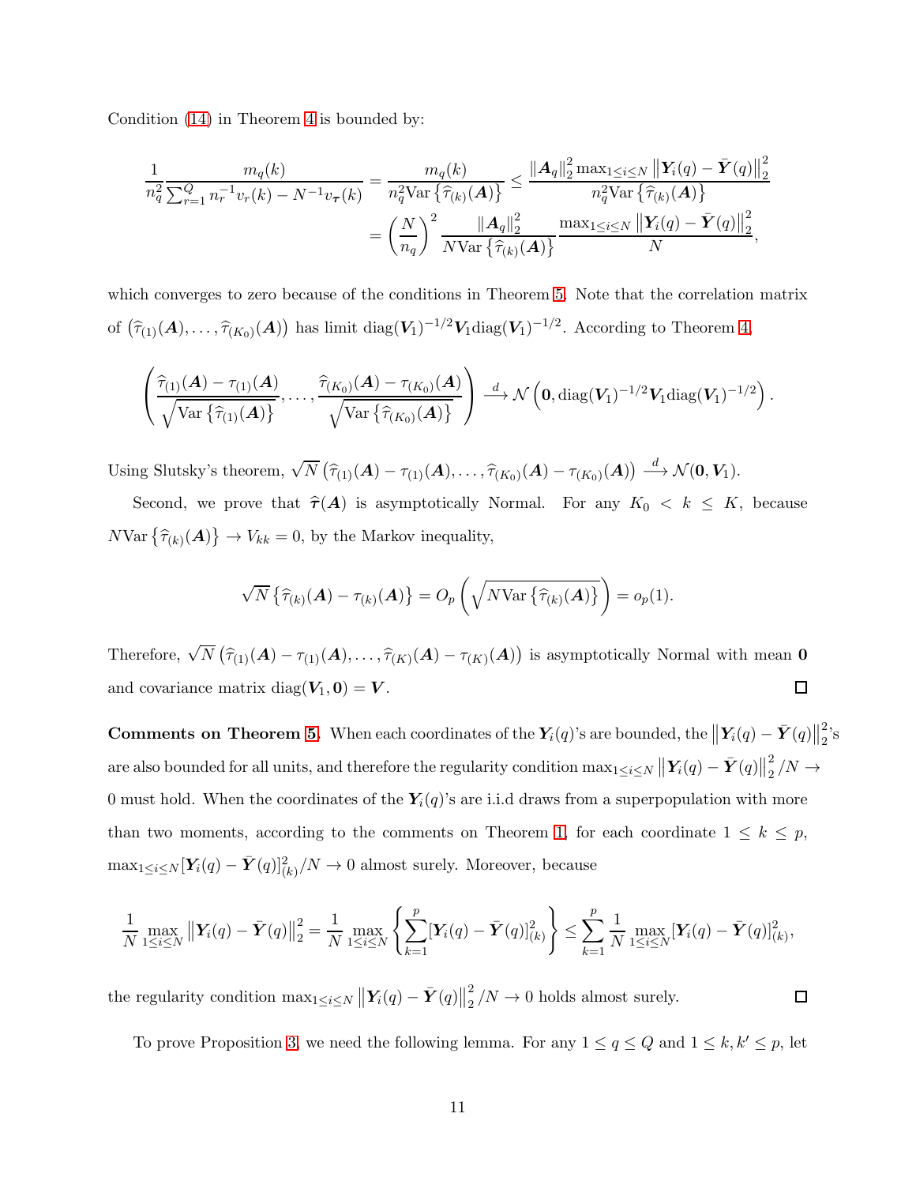Condition (14) in Theorem 4 is bounded by:

$$
\frac{1}{n_q^2}\frac{m_q(k)}{\sum_{r=1}^{Q} n_r^{-1} v_r(k) - N^{-1} v_{\boldsymbol{\tau}}(k)} = \frac{m_q(k)}{n_q^2 \mathrm{Var}\left\{\widehat{\tau}_{(k)}(\boldsymbol{A})\right\}} \leq \frac{\|\boldsymbol{A}_q\|_2^2 \max_{1\leq i \leq N}\left\|\boldsymbol{Y}_i(q) - \bar{\boldsymbol{Y}}(q)\right\|_2^2}{n_q^2 \mathrm{Var}\left\{\widehat{\tau}_{(k)}(\boldsymbol{A})\right\}}
$$
$$
= \left(\frac{N}{n_q}\right)^2 \frac{\|\boldsymbol{A}_q\|_2^2}{N\mathrm{Var}\left\{\widehat{\tau}_{(k)}(\boldsymbol{A})\right\}} \frac{\max_{1\leq i\leq N}\left\|\boldsymbol{Y}_i(q) - \bar{\boldsymbol{Y}}(q)\right\|_2^2}{N},
$$

which converges to zero because of the conditions in Theorem 5. Note that the correlation matrix of $\left(\widehat{\tau}_{(1)}(\boldsymbol{A}), \ldots, \widehat{\tau}_{(K_0)}(\boldsymbol{A})\right)$ has limit $\mathrm{diag}(\boldsymbol{V}_1)^{-1/2}\boldsymbol{V}_1\mathrm{diag}(\boldsymbol{V}_1)^{-1/2}$. According to Theorem 4,

$$
\left(\frac{\widehat{\tau}_{(1)}(\boldsymbol{A}) - \tau_{(1)}(\boldsymbol{A})}{\sqrt{\mathrm{Var}\left\{\widehat{\tau}_{(1)}(\boldsymbol{A})\right\}}}, \ldots, \frac{\widehat{\tau}_{(K_0)}(\boldsymbol{A}) - \tau_{(K_0)}(\boldsymbol{A})}{\sqrt{\mathrm{Var}\left\{\widehat{\tau}_{(K_0)}(\boldsymbol{A})\right\}}}\right) \xrightarrow{d} \mathcal{N}\left(\boldsymbol{0}, \mathrm{diag}(\boldsymbol{V}_1)^{-1/2}\boldsymbol{V}_1\mathrm{diag}(\boldsymbol{V}_1)^{-1/2}\right).
$$

Using Slutsky's theorem, $\sqrt{N}\left(\widehat{\tau}_{(1)}(\boldsymbol{A}) - \tau_{(1)}(\boldsymbol{A}), \ldots, \widehat{\tau}_{(K_0)}(\boldsymbol{A}) - \tau_{(K_0)}(\boldsymbol{A})\right) \xrightarrow{d} \mathcal{N}(\boldsymbol{0}, \boldsymbol{V}_1)$.

Second, we prove that $\widehat{\boldsymbol{\tau}}(\boldsymbol{A})$ is asymptotically Normal. For any $K_0 < k \leq K$, because $N\mathrm{Var}\left\{\widehat{\tau}_{(k)}(\boldsymbol{A})\right\} \to V_{kk} = 0$, by the Markov inequality,

$$
\sqrt{N}\left\{\widehat{\tau}_{(k)}(\boldsymbol{A}) - \tau_{(k)}(\boldsymbol{A})\right\} = O_p\left(\sqrt{N\mathrm{Var}\left\{\widehat{\tau}_{(k)}(\boldsymbol{A})\right\}}\right) = o_p(1).
$$

Therefore, $\sqrt{N}\left(\widehat{\tau}_{(1)}(\boldsymbol{A}) - \tau_{(1)}(\boldsymbol{A}), \ldots, \widehat{\tau}_{(K)}(\boldsymbol{A}) - \tau_{(K)}(\boldsymbol{A})\right)$ is asymptotically Normal with mean $\boldsymbol{0}$ and covariance matrix $\mathrm{diag}(\boldsymbol{V}_1, \boldsymbol{0}) = \boldsymbol{V}$. □

**Comments on Theorem 5.** When each coordinates of the $\boldsymbol{Y}_i(q)$'s are bounded, the $\left\|\boldsymbol{Y}_i(q) - \bar{\boldsymbol{Y}}(q)\right\|_2^2$'s are also bounded for all units, and therefore the regularity condition $\max_{1\leq i\leq N}\left\|\boldsymbol{Y}_i(q) - \bar{\boldsymbol{Y}}(q)\right\|_2^2/N \to 0$ must hold. When the coordinates of the $\boldsymbol{Y}_i(q)$'s are i.i.d draws from a superpopulation with more than two moments, according to the comments on Theorem 1, for each coordinate $1 \leq k \leq p$, $\max_{1\leq i\leq N}[\boldsymbol{Y}_i(q) - \bar{\boldsymbol{Y}}(q)]_{(k)}^2/N \to 0$ almost surely. Moreover, because

$$
\frac{1}{N}\max_{1\leq i\leq N}\left\|\boldsymbol{Y}_i(q) - \bar{\boldsymbol{Y}}(q)\right\|_2^2 = \frac{1}{N}\max_{1\leq i\leq N}\left\{\sum_{k=1}^{p}[\boldsymbol{Y}_i(q) - \bar{\boldsymbol{Y}}(q)]_{(k)}^2\right\} \leq \sum_{k=1}^{p}\frac{1}{N}\max_{1\leq i\leq N}[\boldsymbol{Y}_i(q) - \bar{\boldsymbol{Y}}(q)]_{(k)}^2,
$$

the regularity condition $\max_{1\leq i\leq N}\left\|\boldsymbol{Y}_i(q) - \bar{\boldsymbol{Y}}(q)\right\|_2^2/N \to 0$ holds almost surely. □

To prove Proposition 3, we need the following lemma. For any $1 \leq q \leq Q$ and $1 \leq k, k' \leq p$, let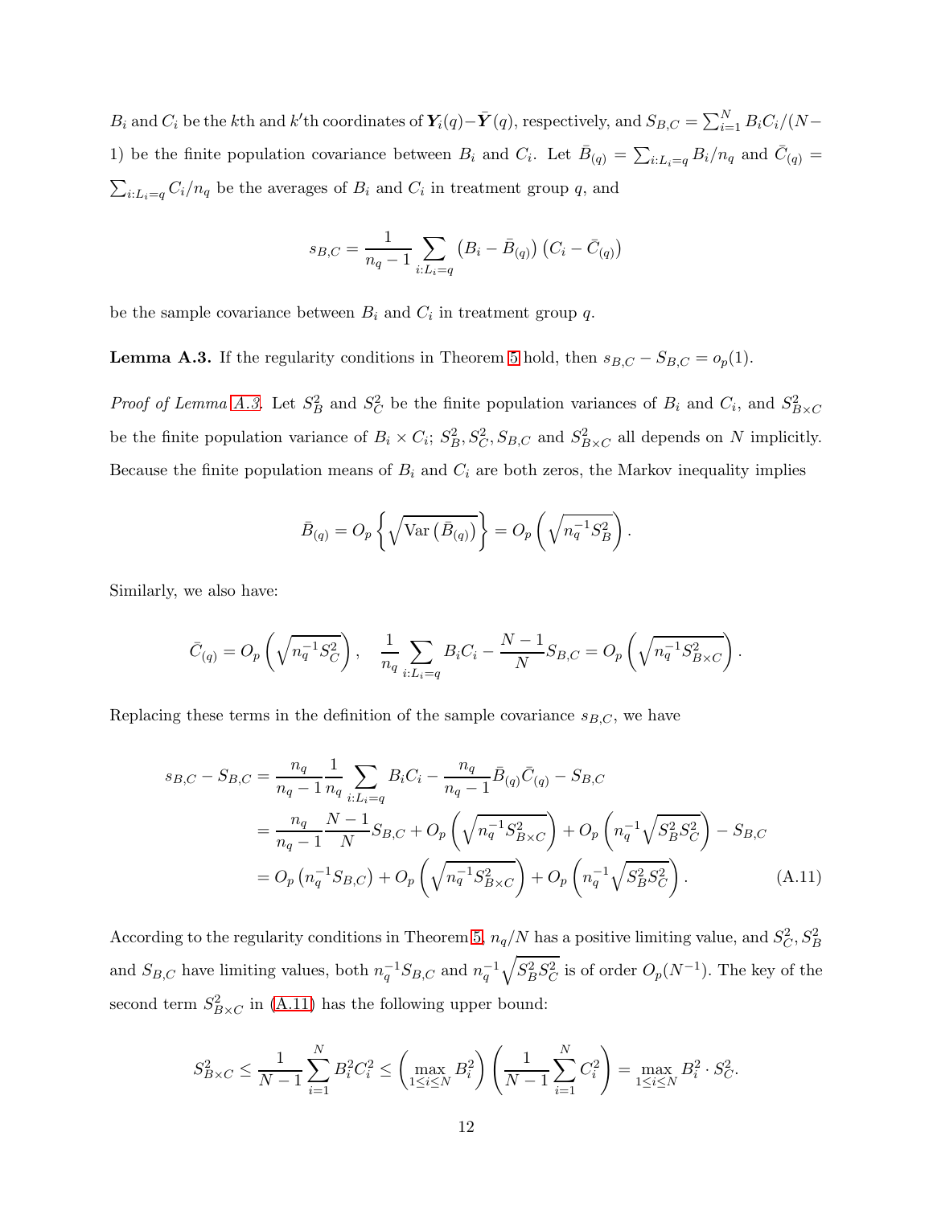$B_i$ and $C_i$ be the $k$th and $k'$th coordinates of $\boldsymbol{Y}_i(q)-\bar{\boldsymbol{Y}}(q)$, respectively, and $S_{B,C}=\sum_{i=1}^N B_iC_i/(N-1)$ be the finite population covariance between $B_i$ and $C_i$. Let $\bar{B}_{(q)}=\sum_{i:L_i=q}B_i/n_q$ and $\bar{C}_{(q)}=\sum_{i:L_i=q}C_i/n_q$ be the averages of $B_i$ and $C_i$ in treatment group $q$, and

$$
s_{B,C}=\frac{1}{n_q-1}\sum_{i:L_i=q}\left(B_i-\bar{B}_{(q)}\right)\left(C_i-\bar{C}_{(q)}\right)
$$

be the sample covariance between $B_i$ and $C_i$ in treatment group $q$.

**Lemma A.3.** If the regularity conditions in Theorem 5 hold, then $s_{B,C}-S_{B,C}=o_p(1)$.

*Proof of Lemma A.3.* Let $S_B^2$ and $S_C^2$ be the finite population variances of $B_i$ and $C_i$, and $S^2_{B\times C}$ be the finite population variance of $B_i\times C_i$; $S_B^2, S_C^2, S_{B,C}$ and $S^2_{B\times C}$ all depends on $N$ implicitly. Because the finite population means of $B_i$ and $C_i$ are both zeros, the Markov inequality implies

$$
\bar{B}_{(q)}=O_p\left\{\sqrt{\operatorname{Var}\left(\bar{B}_{(q)}\right)}\right\}=O_p\left(\sqrt{n_q^{-1}S_B^2}\right).
$$

Similarly, we also have:

$$
\bar{C}_{(q)}=O_p\left(\sqrt{n_q^{-1}S_C^2}\right),\quad \frac{1}{n_q}\sum_{i:L_i=q}B_iC_i-\frac{N-1}{N}S_{B,C}=O_p\left(\sqrt{n_q^{-1}S^2_{B\times C}}\right).
$$

Replacing these terms in the definition of the sample covariance $s_{B,C}$, we have

$$
\begin{aligned}
s_{B,C}-S_{B,C}&=\frac{n_q}{n_q-1}\frac{1}{n_q}\sum_{i:L_i=q}B_iC_i-\frac{n_q}{n_q-1}\bar{B}_{(q)}\bar{C}_{(q)}-S_{B,C}\\
&=\frac{n_q}{n_q-1}\frac{N-1}{N}S_{B,C}+O_p\left(\sqrt{n_q^{-1}S^2_{B\times C}}\right)+O_p\left(n_q^{-1}\sqrt{S_B^2S_C^2}\right)-S_{B,C}\\
&=O_p\left(n_q^{-1}S_{B,C}\right)+O_p\left(\sqrt{n_q^{-1}S^2_{B\times C}}\right)+O_p\left(n_q^{-1}\sqrt{S_B^2S_C^2}\right).
\end{aligned}\tag{A.11}
$$

According to the regularity conditions in Theorem 5, $n_q/N$ has a positive limiting value, and $S_C^2, S_B^2$ and $S_{B,C}$ have limiting values, both $n_q^{-1}S_{B,C}$ and $n_q^{-1}\sqrt{S_B^2S_C^2}$ is of order $O_p(N^{-1})$. The key of the second term $S^2_{B\times C}$ in (A.11) has the following upper bound:

$$
S^2_{B\times C}\leq\frac{1}{N-1}\sum_{i=1}^N B_i^2C_i^2\leq\left(\max_{1\leq i\leq N}B_i^2\right)\left(\frac{1}{N-1}\sum_{i=1}^N C_i^2\right)=\max_{1\leq i\leq N}B_i^2\cdot S_C^2.
$$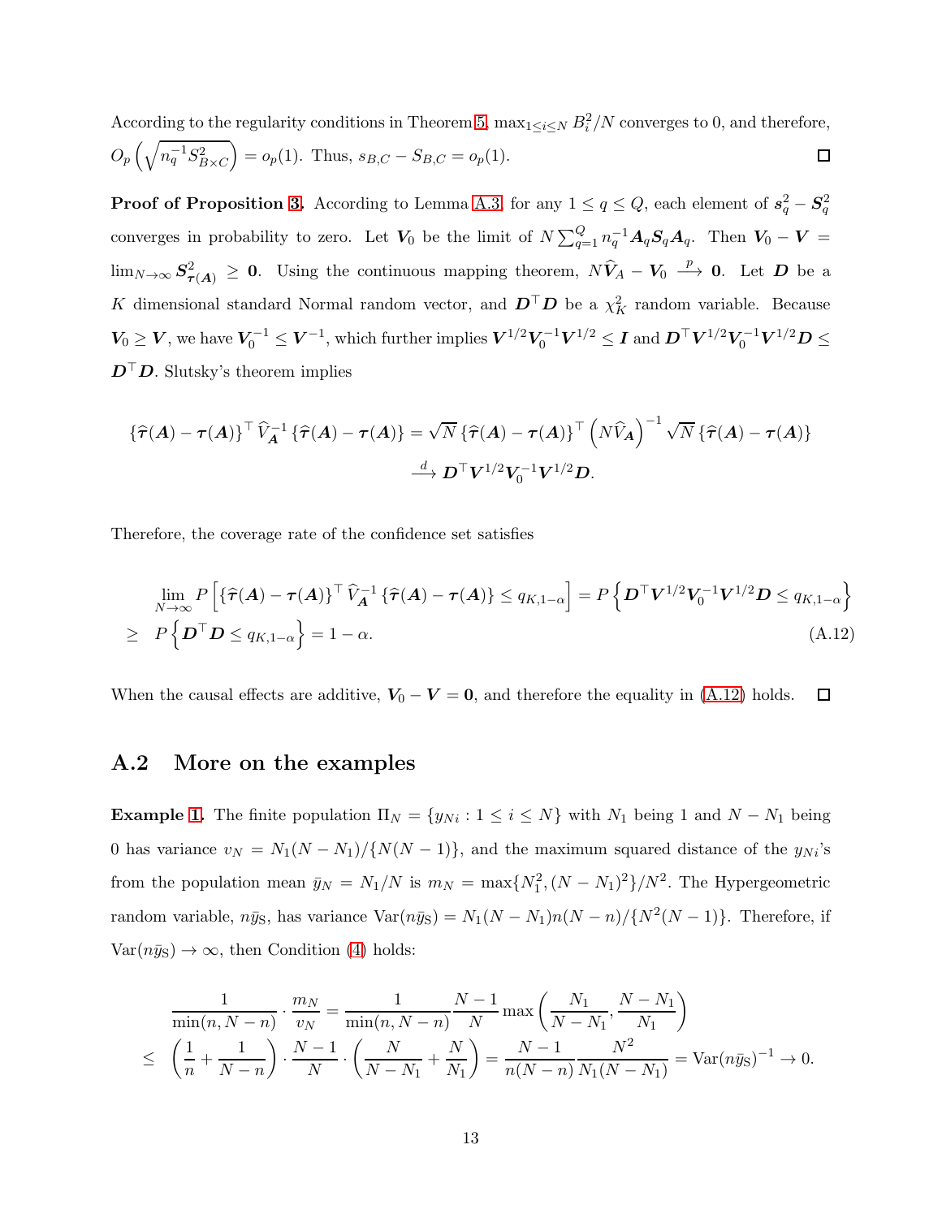According to the regularity conditions in Theorem 5, $\max_{1\le i\le N} B_i^2/N$ converges to 0, and therefore, $O_p\left(\sqrt{n_q^{-1} S^2_{B\times C}}\right) = o_p(1)$. Thus, $s_{B,C} - S_{B,C} = o_p(1)$. □

**Proof of Proposition 3.** According to Lemma A.3, for any $1 \le q \le Q$, each element of $\boldsymbol{s}_q^2 - \boldsymbol{S}_q^2$ converges in probability to zero. Let $\boldsymbol{V}_0$ be the limit of $N\sum_{q=1}^{Q} n_q^{-1}\boldsymbol{A}_q\boldsymbol{S}_q\boldsymbol{A}_q$. Then $\boldsymbol{V}_0 - \boldsymbol{V} = \lim_{N\to\infty}\boldsymbol{S}^2_{\boldsymbol{\tau}(\boldsymbol{A})} \ge \boldsymbol{0}$. Using the continuous mapping theorem, $N\widehat{\boldsymbol{V}}_A - \boldsymbol{V}_0 \xrightarrow{p} \boldsymbol{0}$. Let $\boldsymbol{D}$ be a $K$ dimensional standard Normal random vector, and $\boldsymbol{D}^\top\boldsymbol{D}$ be a $\chi^2_K$ random variable. Because $\boldsymbol{V}_0 \ge \boldsymbol{V}$, we have $\boldsymbol{V}_0^{-1} \le \boldsymbol{V}^{-1}$, which further implies $\boldsymbol{V}^{1/2}\boldsymbol{V}_0^{-1}\boldsymbol{V}^{1/2} \le \boldsymbol{I}$ and $\boldsymbol{D}^\top\boldsymbol{V}^{1/2}\boldsymbol{V}_0^{-1}\boldsymbol{V}^{1/2}\boldsymbol{D} \le \boldsymbol{D}^\top\boldsymbol{D}$. Slutsky's theorem implies

$$
\begin{aligned}
\{\widehat{\boldsymbol{\tau}}(\boldsymbol{A}) - \boldsymbol{\tau}(\boldsymbol{A})\}^\top \widehat{V}_{\boldsymbol{A}}^{-1}\{\widehat{\boldsymbol{\tau}}(\boldsymbol{A}) - \boldsymbol{\tau}(\boldsymbol{A})\} &= \sqrt{N}\{\widehat{\boldsymbol{\tau}}(\boldsymbol{A}) - \boldsymbol{\tau}(\boldsymbol{A})\}^\top \left(N\widehat{V}_{\boldsymbol{A}}\right)^{-1}\sqrt{N}\{\widehat{\boldsymbol{\tau}}(\boldsymbol{A}) - \boldsymbol{\tau}(\boldsymbol{A})\} \\
&\xrightarrow{d} \boldsymbol{D}^\top\boldsymbol{V}^{1/2}\boldsymbol{V}_0^{-1}\boldsymbol{V}^{1/2}\boldsymbol{D}.
\end{aligned}
$$

Therefore, the coverage rate of the confidence set satisfies

$$
\begin{aligned}
&\lim_{N\to\infty} P\left[\{\widehat{\boldsymbol{\tau}}(\boldsymbol{A}) - \boldsymbol{\tau}(\boldsymbol{A})\}^\top \widehat{V}_{\boldsymbol{A}}^{-1}\{\widehat{\boldsymbol{\tau}}(\boldsymbol{A}) - \boldsymbol{\tau}(\boldsymbol{A})\} \le q_{K,1-\alpha}\right] = P\left\{\boldsymbol{D}^\top\boldsymbol{V}^{1/2}\boldsymbol{V}_0^{-1}\boldsymbol{V}^{1/2}\boldsymbol{D} \le q_{K,1-\alpha}\right\} \\
\ge\ & P\left\{\boldsymbol{D}^\top\boldsymbol{D} \le q_{K,1-\alpha}\right\} = 1-\alpha. \qquad\qquad \text{(A.12)}
\end{aligned}
$$

When the causal effects are additive, $\boldsymbol{V}_0 - \boldsymbol{V} = \boldsymbol{0}$, and therefore the equality in (A.12) holds. □

## A.2 More on the examples

**Example 1.** The finite population $\Pi_N = \{y_{Ni} : 1 \le i \le N\}$ with $N_1$ being 1 and $N - N_1$ being 0 has variance $v_N = N_1(N-N_1)/\{N(N-1)\}$, and the maximum squared distance of the $y_{Ni}$'s from the population mean $\bar{y}_N = N_1/N$ is $m_N = \max\{N_1^2, (N-N_1)^2\}/N^2$. The Hypergeometric random variable, $n\bar{y}_{\mathrm{S}}$, has variance $\mathrm{Var}(n\bar{y}_{\mathrm{S}}) = N_1(N-N_1)n(N-n)/\{N^2(N-1)\}$. Therefore, if $\mathrm{Var}(n\bar{y}_{\mathrm{S}}) \to \infty$, then Condition (4) holds:

$$
\begin{aligned}
&\frac{1}{\min(n, N-n)} \cdot \frac{m_N}{v_N} = \frac{1}{\min(n, N-n)}\frac{N-1}{N}\max\left(\frac{N_1}{N-N_1}, \frac{N-N_1}{N_1}\right) \\
\le\ & \left(\frac{1}{n} + \frac{1}{N-n}\right)\cdot\frac{N-1}{N}\cdot\left(\frac{N}{N-N_1} + \frac{N}{N_1}\right) = \frac{N-1}{n(N-n)}\frac{N^2}{N_1(N-N_1)} = \mathrm{Var}(n\bar{y}_{\mathrm{S}})^{-1} \to 0.
\end{aligned}
$$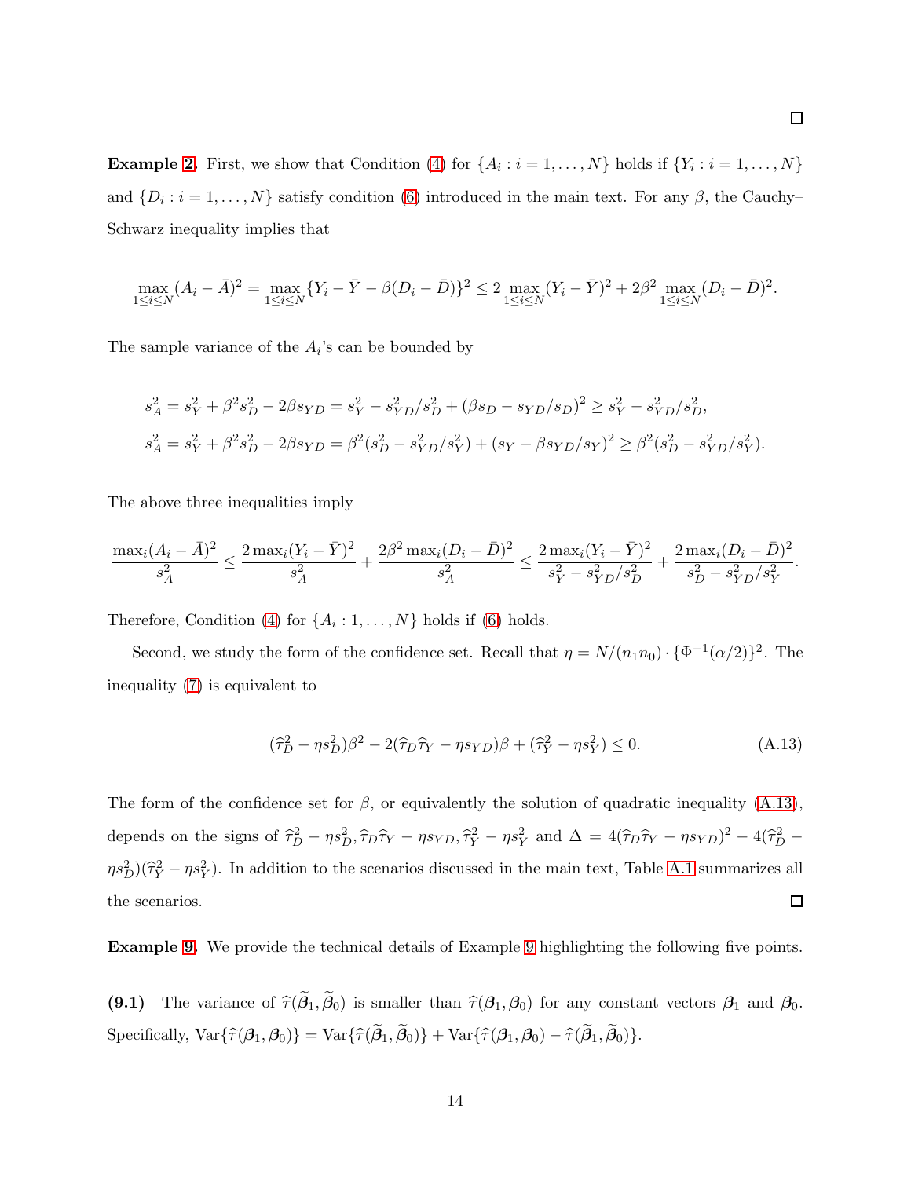□

**Example 2.** First, we show that Condition (4) for $\{A_i : i = 1, \dots, N\}$ holds if $\{Y_i : i = 1, \dots, N\}$ and $\{D_i : i = 1, \dots, N\}$ satisfy condition (6) introduced in the main text. For any $\beta$, the Cauchy–Schwarz inequality implies that

$$\max_{1 \le i \le N} (A_i - \bar{A})^2 = \max_{1 \le i \le N} \{Y_i - \bar{Y} - \beta(D_i - \bar{D})\}^2 \le 2 \max_{1 \le i \le N} (Y_i - \bar{Y})^2 + 2\beta^2 \max_{1 \le i \le N} (D_i - \bar{D})^2.$$

The sample variance of the $A_i$'s can be bounded by

$$s_A^2 = s_Y^2 + \beta^2 s_D^2 - 2\beta s_{YD} = s_Y^2 - s_{YD}^2/s_D^2 + (\beta s_D - s_{YD}/s_D)^2 \ge s_Y^2 - s_{YD}^2/s_D^2,$$
$$s_A^2 = s_Y^2 + \beta^2 s_D^2 - 2\beta s_{YD} = \beta^2(s_D^2 - s_{YD}^2/s_Y^2) + (s_Y - \beta s_{YD}/s_Y)^2 \ge \beta^2(s_D^2 - s_{YD}^2/s_Y^2).$$

The above three inequalities imply

$$\frac{\max_i (A_i - \bar{A})^2}{s_A^2} \le \frac{2 \max_i (Y_i - \bar{Y})^2}{s_A^2} + \frac{2\beta^2 \max_i (D_i - \bar{D})^2}{s_A^2} \le \frac{2 \max_i (Y_i - \bar{Y})^2}{s_Y^2 - s_{YD}^2/s_D^2} + \frac{2 \max_i (D_i - \bar{D})^2}{s_D^2 - s_{YD}^2/s_Y^2}.$$

Therefore, Condition (4) for $\{A_i : 1, \dots, N\}$ holds if (6) holds.

Second, we study the form of the confidence set. Recall that $\eta = N/(n_1 n_0) \cdot \{\Phi^{-1}(\alpha/2)\}^2$. The inequality (7) is equivalent to

$$(\widehat{\tau}_D^2 - \eta s_D^2)\beta^2 - 2(\widehat{\tau}_D \widehat{\tau}_Y - \eta s_{YD})\beta + (\widehat{\tau}_Y^2 - \eta s_Y^2) \le 0. \tag{A.13}$$

The form of the confidence set for $\beta$, or equivalently the solution of quadratic inequality (A.13), depends on the signs of $\widehat{\tau}_D^2 - \eta s_D^2, \widehat{\tau}_D \widehat{\tau}_Y - \eta s_{YD}, \widehat{\tau}_Y^2 - \eta s_Y^2$ and $\Delta = 4(\widehat{\tau}_D \widehat{\tau}_Y - \eta s_{YD})^2 - 4(\widehat{\tau}_D^2 - \eta s_D^2)(\widehat{\tau}_Y^2 - \eta s_Y^2)$. In addition to the scenarios discussed in the main text, Table A.1 summarizes all the scenarios. □

**Example 9.** We provide the technical details of Example 9 highlighting the following five points.

**(9.1)** The variance of $\widehat{\tau}(\widetilde{\boldsymbol{\beta}}_1, \widetilde{\boldsymbol{\beta}}_0)$ is smaller than $\widehat{\tau}(\boldsymbol{\beta}_1, \boldsymbol{\beta}_0)$ for any constant vectors $\boldsymbol{\beta}_1$ and $\boldsymbol{\beta}_0$. Specifically, $\text{Var}\{\widehat{\tau}(\boldsymbol{\beta}_1, \boldsymbol{\beta}_0)\} = \text{Var}\{\widehat{\tau}(\widetilde{\boldsymbol{\beta}}_1, \widetilde{\boldsymbol{\beta}}_0)\} + \text{Var}\{\widehat{\tau}(\boldsymbol{\beta}_1, \boldsymbol{\beta}_0) - \widehat{\tau}(\widetilde{\boldsymbol{\beta}}_1, \widetilde{\boldsymbol{\beta}}_0)\}$.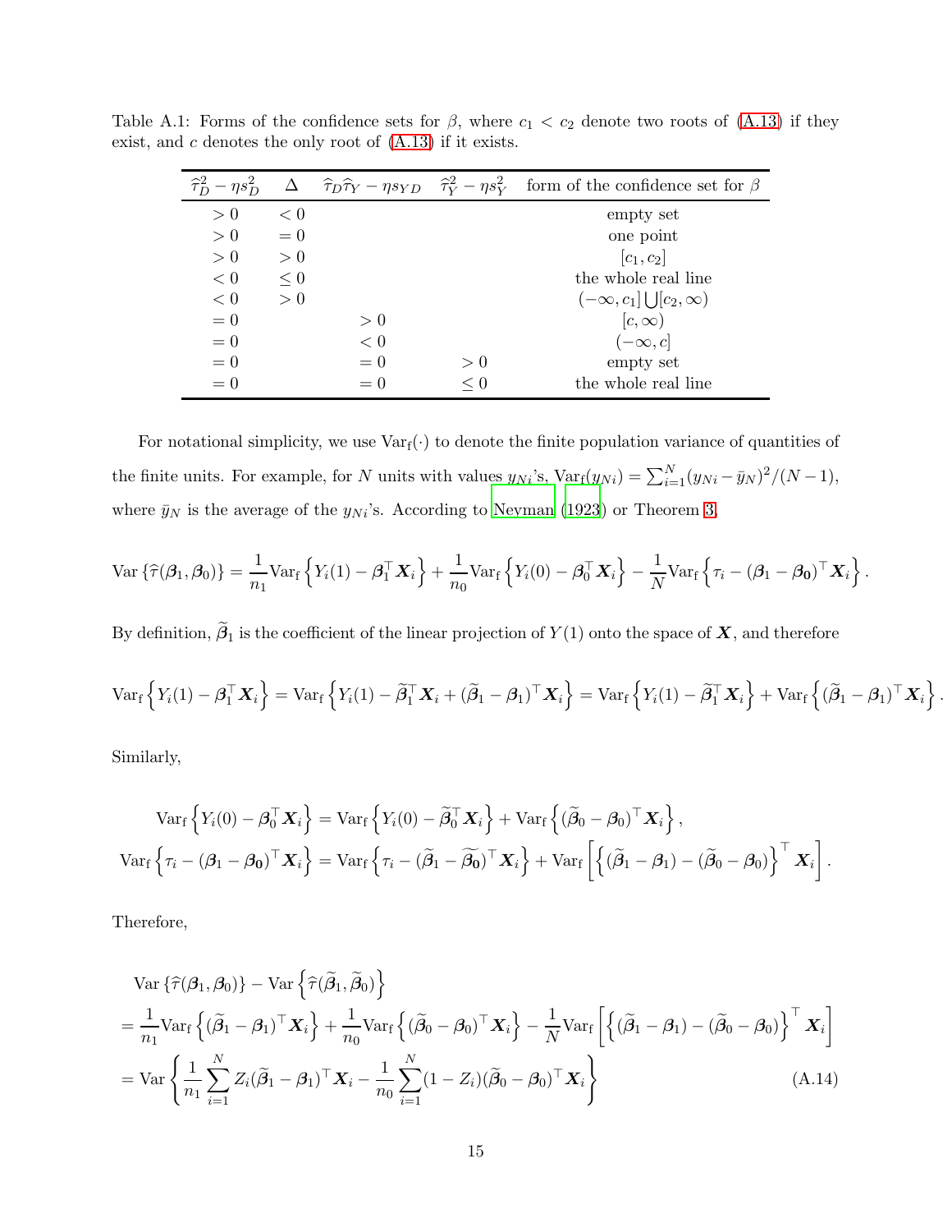Table A.1: Forms of the confidence sets for $\beta$, where $c_1 < c_2$ denote two roots of (A.13) if they exist, and $c$ denotes the only root of (A.13) if it exists.

| $\widehat{\tau}_D^2 - \eta s_D^2$ | $\Delta$ | $\widehat{\tau}_D \widehat{\tau}_Y - \eta s_{YD}$ | $\widehat{\tau}_Y^2 - \eta s_Y^2$ | form of the confidence set for $\beta$ |
|---|---|---|---|---|
| $> 0$ | $< 0$ | | | empty set |
| $> 0$ | $= 0$ | | | one point |
| $> 0$ | $> 0$ | | | $[c_1, c_2]$ |
| $< 0$ | $\leq 0$ | | | the whole real line |
| $< 0$ | $> 0$ | | | $(-\infty, c_1] \bigcup [c_2, \infty)$ |
| $= 0$ | | $> 0$ | | $[c, \infty)$ |
| $= 0$ | | $< 0$ | | $(-\infty, c]$ |
| $= 0$ | | $= 0$ | $> 0$ | empty set |
| $= 0$ | | $= 0$ | $\leq 0$ | the whole real line |

For notational simplicity, we use $\text{Var}_\text{f}(\cdot)$ to denote the finite population variance of quantities of the finite units. For example, for $N$ units with values $y_{Ni}$'s, $\text{Var}_\text{f}(y_{Ni}) = \sum_{i=1}^N (y_{Ni} - \bar{y}_N)^2/(N-1)$, where $\bar{y}_N$ is the average of the $y_{Ni}$'s. According to Neyman (1923) or Theorem 3,

$$\text{Var}\left\{\widehat{\tau}(\boldsymbol{\beta}_1, \boldsymbol{\beta}_0)\right\} = \frac{1}{n_1}\text{Var}_\text{f}\left\{Y_i(1) - \boldsymbol{\beta}_1^\top \boldsymbol{X}_i\right\} + \frac{1}{n_0}\text{Var}_\text{f}\left\{Y_i(0) - \boldsymbol{\beta}_0^\top \boldsymbol{X}_i\right\} - \frac{1}{N}\text{Var}_\text{f}\left\{\tau_i - (\boldsymbol{\beta}_1 - \boldsymbol{\beta}_0)^\top \boldsymbol{X}_i\right\}.$$

By definition, $\widetilde{\boldsymbol{\beta}}_1$ is the coefficient of the linear projection of $Y(1)$ onto the space of $\boldsymbol{X}$, and therefore

$$\text{Var}_\text{f}\left\{Y_i(1) - \boldsymbol{\beta}_1^\top \boldsymbol{X}_i\right\} = \text{Var}_\text{f}\left\{Y_i(1) - \widetilde{\boldsymbol{\beta}}_1^\top \boldsymbol{X}_i + (\widetilde{\boldsymbol{\beta}}_1 - \boldsymbol{\beta}_1)^\top \boldsymbol{X}_i\right\} = \text{Var}_\text{f}\left\{Y_i(1) - \widetilde{\boldsymbol{\beta}}_1^\top \boldsymbol{X}_i\right\} + \text{Var}_\text{f}\left\{(\widetilde{\boldsymbol{\beta}}_1 - \boldsymbol{\beta}_1)^\top \boldsymbol{X}_i\right\}.$$

Similarly,

$$\text{Var}_\text{f}\left\{Y_i(0) - \boldsymbol{\beta}_0^\top \boldsymbol{X}_i\right\} = \text{Var}_\text{f}\left\{Y_i(0) - \widetilde{\boldsymbol{\beta}}_0^\top \boldsymbol{X}_i\right\} + \text{Var}_\text{f}\left\{(\widetilde{\boldsymbol{\beta}}_0 - \boldsymbol{\beta}_0)^\top \boldsymbol{X}_i\right\},$$

$$\text{Var}_\text{f}\left\{\tau_i - (\boldsymbol{\beta}_1 - \boldsymbol{\beta}_0)^\top \boldsymbol{X}_i\right\} = \text{Var}_\text{f}\left\{\tau_i - (\widetilde{\boldsymbol{\beta}}_1 - \widetilde{\boldsymbol{\beta}}_0)^\top \boldsymbol{X}_i\right\} + \text{Var}_\text{f}\left[\left\{(\widetilde{\boldsymbol{\beta}}_1 - \boldsymbol{\beta}_1) - (\widetilde{\boldsymbol{\beta}}_0 - \boldsymbol{\beta}_0)\right\}^\top \boldsymbol{X}_i\right].$$

Therefore,

$$\begin{aligned}
&\text{Var}\left\{\widehat{\tau}(\boldsymbol{\beta}_1, \boldsymbol{\beta}_0)\right\} - \text{Var}\left\{\widehat{\tau}(\widetilde{\boldsymbol{\beta}}_1, \widetilde{\boldsymbol{\beta}}_0)\right\} \\
&= \frac{1}{n_1}\text{Var}_\text{f}\left\{(\widetilde{\boldsymbol{\beta}}_1 - \boldsymbol{\beta}_1)^\top \boldsymbol{X}_i\right\} + \frac{1}{n_0}\text{Var}_\text{f}\left\{(\widetilde{\boldsymbol{\beta}}_0 - \boldsymbol{\beta}_0)^\top \boldsymbol{X}_i\right\} - \frac{1}{N}\text{Var}_\text{f}\left[\left\{(\widetilde{\boldsymbol{\beta}}_1 - \boldsymbol{\beta}_1) - (\widetilde{\boldsymbol{\beta}}_0 - \boldsymbol{\beta}_0)\right\}^\top \boldsymbol{X}_i\right] \\
&= \text{Var}\left\{\frac{1}{n_1}\sum_{i=1}^N Z_i (\widetilde{\boldsymbol{\beta}}_1 - \boldsymbol{\beta}_1)^\top \boldsymbol{X}_i - \frac{1}{n_0}\sum_{i=1}^N (1 - Z_i)(\widetilde{\boldsymbol{\beta}}_0 - \boldsymbol{\beta}_0)^\top \boldsymbol{X}_i\right\} \qquad \text{(A.14)}
\end{aligned}$$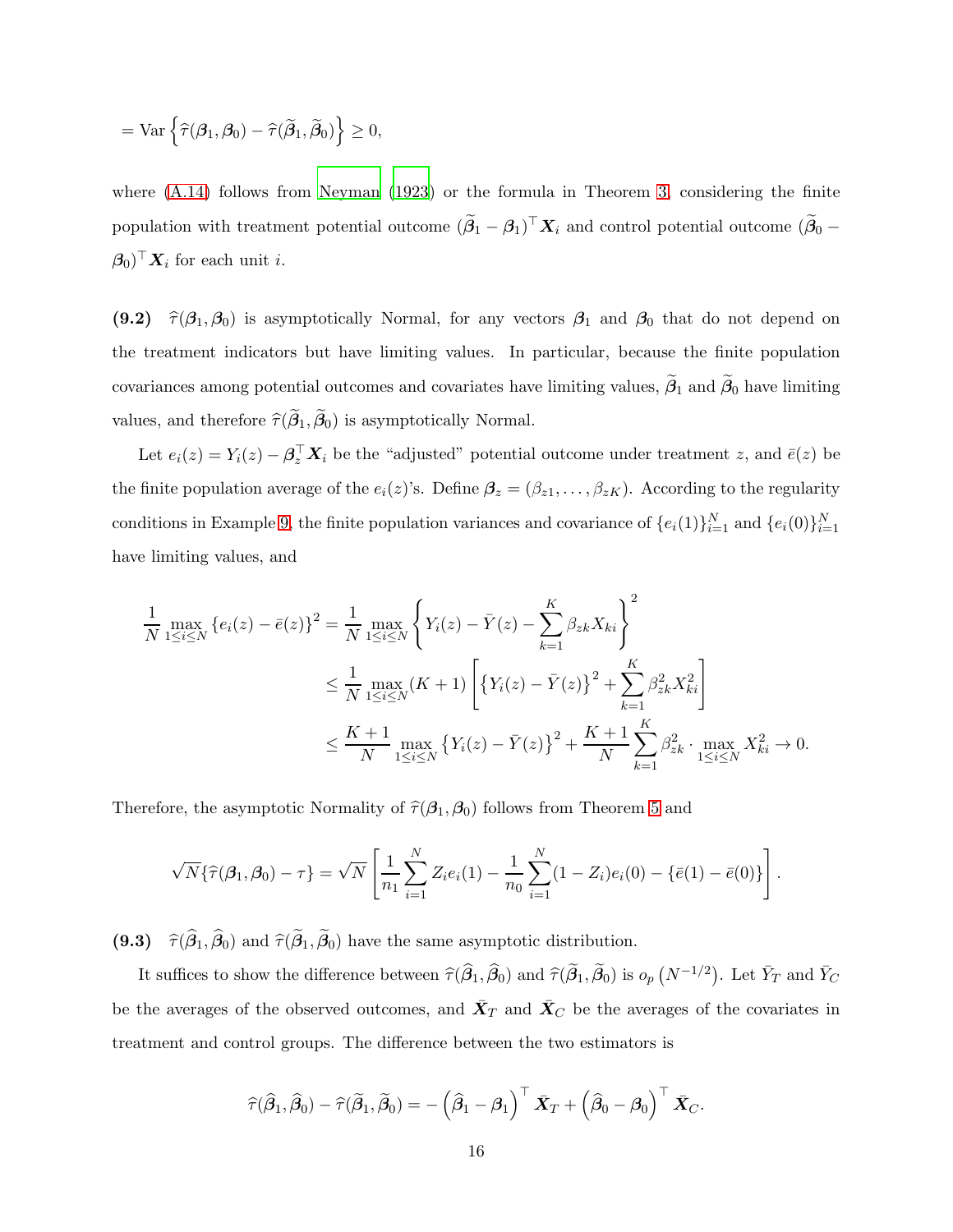$$= \text{Var}\left\{\widehat{\tau}(\boldsymbol{\beta}_1, \boldsymbol{\beta}_0) - \widehat{\tau}(\widetilde{\boldsymbol{\beta}}_1, \widetilde{\boldsymbol{\beta}}_0)\right\} \geq 0,$$

where (A.14) follows from Neyman (1923) or the formula in Theorem 3, considering the finite population with treatment potential outcome $(\widetilde{\boldsymbol{\beta}}_1 - \boldsymbol{\beta}_1)^\top \boldsymbol{X}_i$ and control potential outcome $(\widetilde{\boldsymbol{\beta}}_0 - \boldsymbol{\beta}_0)^\top \boldsymbol{X}_i$ for each unit $i$.

**(9.2)** $\widehat{\tau}(\boldsymbol{\beta}_1, \boldsymbol{\beta}_0)$ is asymptotically Normal, for any vectors $\boldsymbol{\beta}_1$ and $\boldsymbol{\beta}_0$ that do not depend on the treatment indicators but have limiting values. In particular, because the finite population covariances among potential outcomes and covariates have limiting values, $\widetilde{\boldsymbol{\beta}}_1$ and $\widetilde{\boldsymbol{\beta}}_0$ have limiting values, and therefore $\widehat{\tau}(\widetilde{\boldsymbol{\beta}}_1, \widetilde{\boldsymbol{\beta}}_0)$ is asymptotically Normal.

Let $e_i(z) = Y_i(z) - \boldsymbol{\beta}_z^\top \boldsymbol{X}_i$ be the "adjusted" potential outcome under treatment $z$, and $\bar{e}(z)$ be the finite population average of the $e_i(z)$'s. Define $\boldsymbol{\beta}_z = (\beta_{z1}, \ldots, \beta_{zK})$. According to the regularity conditions in Example 9, the finite population variances and covariance of $\{e_i(1)\}_{i=1}^N$ and $\{e_i(0)\}_{i=1}^N$ have limiting values, and

$$\begin{aligned}
\frac{1}{N}\max_{1\leq i\leq N}\{e_i(z) - \bar{e}(z)\}^2 &= \frac{1}{N}\max_{1\leq i\leq N}\left\{Y_i(z) - \bar{Y}(z) - \sum_{k=1}^K \beta_{zk}X_{ki}\right\}^2 \\
&\leq \frac{1}{N}\max_{1\leq i\leq N}(K+1)\left[\left\{Y_i(z) - \bar{Y}(z)\right\}^2 + \sum_{k=1}^K \beta_{zk}^2 X_{ki}^2\right] \\
&\leq \frac{K+1}{N}\max_{1\leq i\leq N}\left\{Y_i(z) - \bar{Y}(z)\right\}^2 + \frac{K+1}{N}\sum_{k=1}^K \beta_{zk}^2 \cdot \max_{1\leq i\leq N} X_{ki}^2 \to 0.
\end{aligned}$$

Therefore, the asymptotic Normality of $\widehat{\tau}(\boldsymbol{\beta}_1, \boldsymbol{\beta}_0)$ follows from Theorem 5 and

$$\sqrt{N}\{\widehat{\tau}(\boldsymbol{\beta}_1, \boldsymbol{\beta}_0) - \tau\} = \sqrt{N}\left[\frac{1}{n_1}\sum_{i=1}^N Z_i e_i(1) - \frac{1}{n_0}\sum_{i=1}^N (1-Z_i)e_i(0) - \{\bar{e}(1) - \bar{e}(0)\}\right].$$

**(9.3)** $\widehat{\tau}(\widehat{\boldsymbol{\beta}}_1, \widehat{\boldsymbol{\beta}}_0)$ and $\widehat{\tau}(\widetilde{\boldsymbol{\beta}}_1, \widetilde{\boldsymbol{\beta}}_0)$ have the same asymptotic distribution.

It suffices to show the difference between $\widehat{\tau}(\widehat{\boldsymbol{\beta}}_1, \widehat{\boldsymbol{\beta}}_0)$ and $\widehat{\tau}(\widetilde{\boldsymbol{\beta}}_1, \widetilde{\boldsymbol{\beta}}_0)$ is $o_p\left(N^{-1/2}\right)$. Let $\bar{Y}_T$ and $\bar{Y}_C$ be the averages of the observed outcomes, and $\bar{\boldsymbol{X}}_T$ and $\bar{\boldsymbol{X}}_C$ be the averages of the covariates in treatment and control groups. The difference between the two estimators is

$$\widehat{\tau}(\widehat{\boldsymbol{\beta}}_1, \widehat{\boldsymbol{\beta}}_0) - \widehat{\tau}(\widetilde{\boldsymbol{\beta}}_1, \widetilde{\boldsymbol{\beta}}_0) = -\left(\widehat{\boldsymbol{\beta}}_1 - \boldsymbol{\beta}_1\right)^\top \bar{\boldsymbol{X}}_T + \left(\widehat{\boldsymbol{\beta}}_0 - \boldsymbol{\beta}_0\right)^\top \bar{\boldsymbol{X}}_C.$$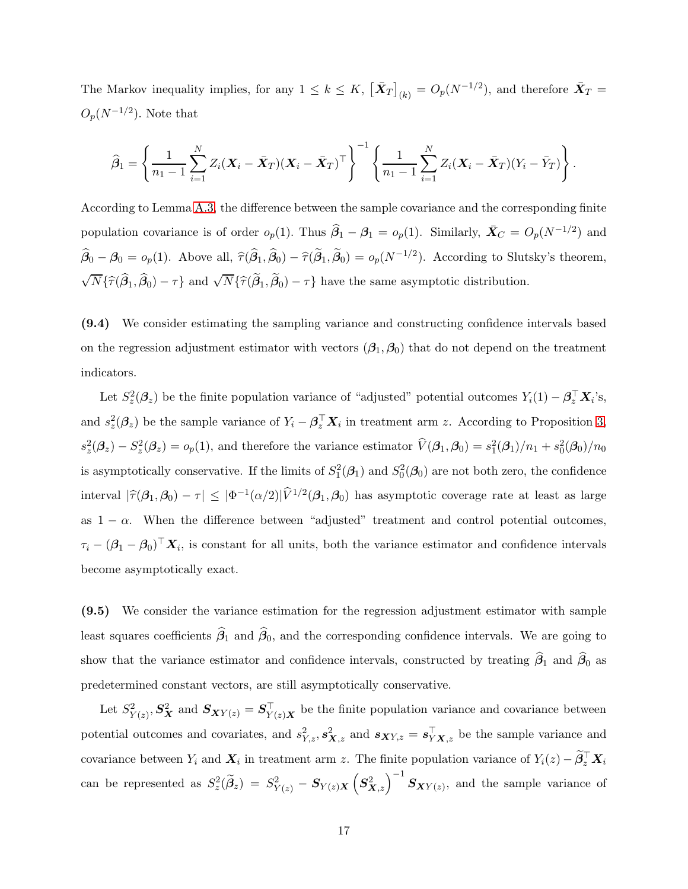The Markov inequality implies, for any $1 \le k \le K$, $\left[\bar{\boldsymbol{X}}_T\right]_{(k)} = O_p(N^{-1/2})$, and therefore $\bar{\boldsymbol{X}}_T = O_p(N^{-1/2})$. Note that

$$
\widehat{\boldsymbol{\beta}}_1 = \left\{ \frac{1}{n_1 - 1} \sum_{i=1}^N Z_i (\boldsymbol{X}_i - \bar{\boldsymbol{X}}_T)(\boldsymbol{X}_i - \bar{\boldsymbol{X}}_T)^\top \right\}^{-1} \left\{ \frac{1}{n_1 - 1} \sum_{i=1}^N Z_i (\boldsymbol{X}_i - \bar{\boldsymbol{X}}_T)(Y_i - \bar{Y}_T) \right\}.
$$

According to Lemma A.3, the difference between the sample covariance and the corresponding finite population covariance is of order $o_p(1)$. Thus $\widehat{\boldsymbol{\beta}}_1 - \boldsymbol{\beta}_1 = o_p(1)$. Similarly, $\bar{\boldsymbol{X}}_C = O_p(N^{-1/2})$ and $\widehat{\boldsymbol{\beta}}_0 - \boldsymbol{\beta}_0 = o_p(1)$. Above all, $\widehat{\tau}(\widehat{\boldsymbol{\beta}}_1, \widehat{\boldsymbol{\beta}}_0) - \widehat{\tau}(\widetilde{\boldsymbol{\beta}}_1, \widetilde{\boldsymbol{\beta}}_0) = o_p(N^{-1/2})$. According to Slutsky's theorem, $\sqrt{N}\{\widehat{\tau}(\widehat{\boldsymbol{\beta}}_1, \widehat{\boldsymbol{\beta}}_0) - \tau\}$ and $\sqrt{N}\{\widehat{\tau}(\widetilde{\boldsymbol{\beta}}_1, \widetilde{\boldsymbol{\beta}}_0) - \tau\}$ have the same asymptotic distribution.

**(9.4)** We consider estimating the sampling variance and constructing confidence intervals based on the regression adjustment estimator with vectors $(\boldsymbol{\beta}_1, \boldsymbol{\beta}_0)$ that do not depend on the treatment indicators.

Let $S_z^2(\boldsymbol{\beta}_z)$ be the finite population variance of "adjusted" potential outcomes $Y_i(1) - \boldsymbol{\beta}_z^\top \boldsymbol{X}_i$'s, and $s_z^2(\boldsymbol{\beta}_z)$ be the sample variance of $Y_i - \boldsymbol{\beta}_z^\top \boldsymbol{X}_i$ in treatment arm $z$. According to Proposition 3, $s_z^2(\boldsymbol{\beta}_z) - S_z^2(\boldsymbol{\beta}_z) = o_p(1)$, and therefore the variance estimator $\widehat{V}(\boldsymbol{\beta}_1, \boldsymbol{\beta}_0) = s_1^2(\boldsymbol{\beta}_1)/n_1 + s_0^2(\boldsymbol{\beta}_0)/n_0$ is asymptotically conservative. If the limits of $S_1^2(\boldsymbol{\beta}_1)$ and $S_0^2(\boldsymbol{\beta}_0)$ are not both zero, the confidence interval $|\widehat{\tau}(\boldsymbol{\beta}_1, \boldsymbol{\beta}_0) - \tau| \le |\Phi^{-1}(\alpha/2)| \widehat{V}^{1/2}(\boldsymbol{\beta}_1, \boldsymbol{\beta}_0)$ has asymptotic coverage rate at least as large as $1 - \alpha$. When the difference between "adjusted" treatment and control potential outcomes, $\tau_i - (\boldsymbol{\beta}_1 - \boldsymbol{\beta}_0)^\top \boldsymbol{X}_i$, is constant for all units, both the variance estimator and confidence intervals become asymptotically exact.

**(9.5)** We consider the variance estimation for the regression adjustment estimator with sample least squares coefficients $\widehat{\boldsymbol{\beta}}_1$ and $\widehat{\boldsymbol{\beta}}_0$, and the corresponding confidence intervals. We are going to show that the variance estimator and confidence intervals, constructed by treating $\widehat{\boldsymbol{\beta}}_1$ and $\widehat{\boldsymbol{\beta}}_0$ as predetermined constant vectors, are still asymptotically conservative.

Let $S^2_{Y(z)}, \boldsymbol{S}^2_{\boldsymbol{X}}$ and $\boldsymbol{S}_{\boldsymbol{X}Y(z)} = \boldsymbol{S}_{Y(z)\boldsymbol{X}}^\top$ be the finite population variance and covariance between potential outcomes and covariates, and $s^2_{Y,z}, \boldsymbol{s}^2_{\boldsymbol{X},z}$ and $\boldsymbol{s}_{\boldsymbol{X}Y,z} = \boldsymbol{s}_{Y\boldsymbol{X},z}^\top$ be the sample variance and covariance between $Y_i$ and $\boldsymbol{X}_i$ in treatment arm $z$. The finite population variance of $Y_i(z) - \widetilde{\boldsymbol{\beta}}_z^\top \boldsymbol{X}_i$ can be represented as $S_z^2(\widetilde{\boldsymbol{\beta}}_z) = S^2_{Y(z)} - \boldsymbol{S}_{Y(z)\boldsymbol{X}} \left(\boldsymbol{S}^2_{\boldsymbol{X},z}\right)^{-1} \boldsymbol{S}_{\boldsymbol{X}Y(z)}$, and the sample variance of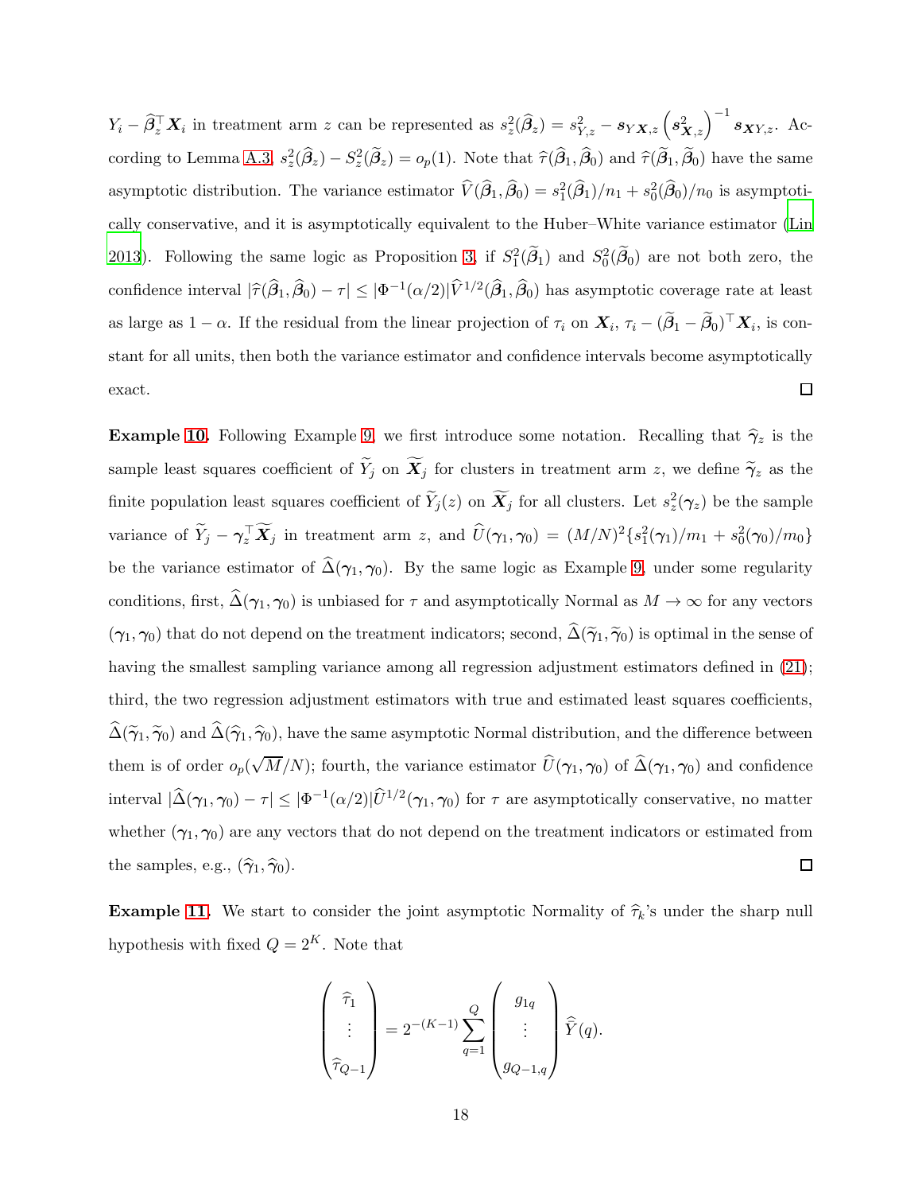$Y_i - \widehat{\boldsymbol{\beta}}_z^\top \boldsymbol{X}_i$ in treatment arm $z$ can be represented as $s_z^2(\widehat{\boldsymbol{\beta}}_z) = s_{Y,z}^2 - \boldsymbol{s}_{Y\boldsymbol{X},z} \left(\boldsymbol{s}_{\boldsymbol{X},z}^2\right)^{-1} \boldsymbol{s}_{\boldsymbol{X}Y,z}$. According to Lemma A.3, $s_z^2(\widehat{\boldsymbol{\beta}}_z) - S_z^2(\widetilde{\boldsymbol{\beta}}_z) = o_p(1)$. Note that $\widehat{\tau}(\widehat{\boldsymbol{\beta}}_1, \widehat{\boldsymbol{\beta}}_0)$ and $\widehat{\tau}(\widetilde{\boldsymbol{\beta}}_1, \widetilde{\boldsymbol{\beta}}_0)$ have the same asymptotic distribution. The variance estimator $\widehat{V}(\widehat{\boldsymbol{\beta}}_1, \widehat{\boldsymbol{\beta}}_0) = s_1^2(\widehat{\boldsymbol{\beta}}_1)/n_1 + s_0^2(\widehat{\boldsymbol{\beta}}_0)/n_0$ is asymptotically conservative, and it is asymptotically equivalent to the Huber–White variance estimator (Lin 2013). Following the same logic as Proposition 3, if $S_1^2(\widetilde{\boldsymbol{\beta}}_1)$ and $S_0^2(\widetilde{\boldsymbol{\beta}}_0)$ are not both zero, the confidence interval $|\widehat{\tau}(\widehat{\boldsymbol{\beta}}_1, \widehat{\boldsymbol{\beta}}_0) - \tau| \le |\Phi^{-1}(\alpha/2)| \widehat{V}^{1/2}(\widehat{\boldsymbol{\beta}}_1, \widehat{\boldsymbol{\beta}}_0)$ has asymptotic coverage rate at least as large as $1-\alpha$. If the residual from the linear projection of $\tau_i$ on $\boldsymbol{X}_i$, $\tau_i - (\widetilde{\boldsymbol{\beta}}_1 - \widetilde{\boldsymbol{\beta}}_0)^\top \boldsymbol{X}_i$, is constant for all units, then both the variance estimator and confidence intervals become asymptotically exact. □

**Example 10.** Following Example 9, we first introduce some notation. Recalling that $\widehat{\boldsymbol{\gamma}}_z$ is the sample least squares coefficient of $\widetilde{Y}_j$ on $\widetilde{\boldsymbol{X}}_j$ for clusters in treatment arm $z$, we define $\widetilde{\boldsymbol{\gamma}}_z$ as the finite population least squares coefficient of $\widetilde{Y}_j(z)$ on $\widetilde{\boldsymbol{X}}_j$ for all clusters. Let $s_z^2(\boldsymbol{\gamma}_z)$ be the sample variance of $\widetilde{Y}_j - \boldsymbol{\gamma}_z^\top \widetilde{\boldsymbol{X}}_j$ in treatment arm $z$, and $\widehat{U}(\boldsymbol{\gamma}_1, \boldsymbol{\gamma}_0) = (M/N)^2\{s_1^2(\boldsymbol{\gamma}_1)/m_1 + s_0^2(\boldsymbol{\gamma}_0)/m_0\}$ be the variance estimator of $\widehat{\Delta}(\boldsymbol{\gamma}_1, \boldsymbol{\gamma}_0)$. By the same logic as Example 9, under some regularity conditions, first, $\widehat{\Delta}(\boldsymbol{\gamma}_1, \boldsymbol{\gamma}_0)$ is unbiased for $\tau$ and asymptotically Normal as $M \to \infty$ for any vectors $(\boldsymbol{\gamma}_1, \boldsymbol{\gamma}_0)$ that do not depend on the treatment indicators; second, $\widehat{\Delta}(\widetilde{\boldsymbol{\gamma}}_1, \widetilde{\boldsymbol{\gamma}}_0)$ is optimal in the sense of having the smallest sampling variance among all regression adjustment estimators defined in (21); third, the two regression adjustment estimators with true and estimated least squares coefficients, $\widehat{\Delta}(\widetilde{\boldsymbol{\gamma}}_1, \widetilde{\boldsymbol{\gamma}}_0)$ and $\widehat{\Delta}(\widehat{\boldsymbol{\gamma}}_1, \widehat{\boldsymbol{\gamma}}_0)$, have the same asymptotic Normal distribution, and the difference between them is of order $o_p(\sqrt{M}/N)$; fourth, the variance estimator $\widehat{U}(\boldsymbol{\gamma}_1, \boldsymbol{\gamma}_0)$ of $\widehat{\Delta}(\boldsymbol{\gamma}_1, \boldsymbol{\gamma}_0)$ and confidence interval $|\widehat{\Delta}(\boldsymbol{\gamma}_1, \boldsymbol{\gamma}_0) - \tau| \le |\Phi^{-1}(\alpha/2)| \widehat{U}^{1/2}(\boldsymbol{\gamma}_1, \boldsymbol{\gamma}_0)$ for $\tau$ are asymptotically conservative, no matter whether $(\boldsymbol{\gamma}_1, \boldsymbol{\gamma}_0)$ are any vectors that do not depend on the treatment indicators or estimated from the samples, e.g., $(\widehat{\boldsymbol{\gamma}}_1, \widehat{\boldsymbol{\gamma}}_0)$. □

**Example 11.** We start to consider the joint asymptotic Normality of $\widehat{\tau}_k$'s under the sharp null hypothesis with fixed $Q = 2^K$. Note that

$$
\begin{pmatrix} \widehat{\tau}_1 \\ \vdots \\ \widehat{\tau}_{Q-1} \end{pmatrix} = 2^{-(K-1)} \sum_{q=1}^{Q} \begin{pmatrix} g_{1q} \\ \vdots \\ g_{Q-1,q} \end{pmatrix} \widehat{\bar{Y}}(q).
$$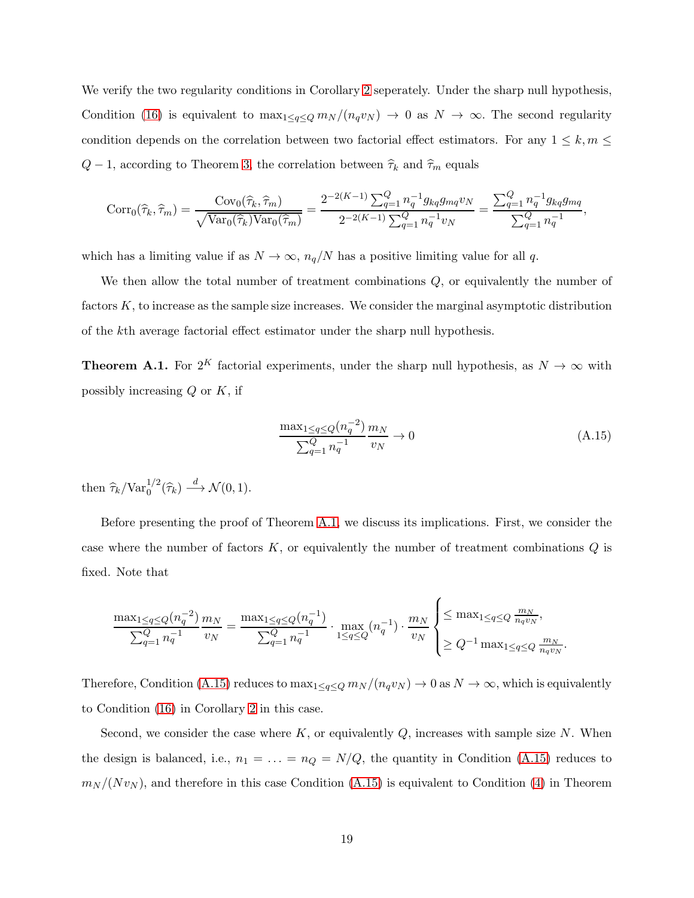We verify the two regularity conditions in Corollary 2 seperately. Under the sharp null hypothesis, Condition (16) is equivalent to $\max_{1\leq q\leq Q} m_N/(n_q v_N) \to 0$ as $N \to \infty$. The second regularity condition depends on the correlation between two factorial effect estimators. For any $1 \leq k, m \leq Q-1$, according to Theorem 3, the correlation between $\widehat{\tau}_k$ and $\widehat{\tau}_m$ equals

$$
\text{Corr}_0(\widehat{\tau}_k, \widehat{\tau}_m) = \frac{\text{Cov}_0(\widehat{\tau}_k, \widehat{\tau}_m)}{\sqrt{\text{Var}_0(\widehat{\tau}_k)\text{Var}_0(\widehat{\tau}_m)}} = \frac{2^{-2(K-1)}\sum_{q=1}^{Q} n_q^{-1} g_{kq} g_{mq} v_N}{2^{-2(K-1)}\sum_{q=1}^{Q} n_q^{-1} v_N} = \frac{\sum_{q=1}^{Q} n_q^{-1} g_{kq} g_{mq}}{\sum_{q=1}^{Q} n_q^{-1}},
$$

which has a limiting value if as $N \to \infty$, $n_q/N$ has a positive limiting value for all $q$.

We then allow the total number of treatment combinations $Q$, or equivalently the number of factors $K$, to increase as the sample size increases. We consider the marginal asymptotic distribution of the $k$th average factorial effect estimator under the sharp null hypothesis.

**Theorem A.1.** For $2^K$ factorial experiments, under the sharp null hypothesis, as $N \to \infty$ with possibly increasing $Q$ or $K$, if

$$
\frac{\max_{1\leq q\leq Q}(n_q^{-2})}{\sum_{q=1}^{Q} n_q^{-1}} \frac{m_N}{v_N} \to 0 \tag{A.15}
$$

then $\widehat{\tau}_k / \text{Var}_0^{1/2}(\widehat{\tau}_k) \xrightarrow{d} \mathcal{N}(0,1)$.

Before presenting the proof of Theorem A.1, we discuss its implications. First, we consider the case where the number of factors $K$, or equivalently the number of treatment combinations $Q$ is fixed. Note that

$$
\frac{\max_{1\leq q\leq Q}(n_q^{-2})}{\sum_{q=1}^{Q} n_q^{-1}} \frac{m_N}{v_N} = \frac{\max_{1\leq q\leq Q}(n_q^{-1})}{\sum_{q=1}^{Q} n_q^{-1}} \cdot \max_{1\leq q\leq Q}(n_q^{-1}) \cdot \frac{m_N}{v_N} \begin{cases} \leq \max_{1\leq q\leq Q} \frac{m_N}{n_q v_N}, \\ \geq Q^{-1} \max_{1\leq q\leq Q} \frac{m_N}{n_q v_N}. \end{cases}
$$

Therefore, Condition (A.15) reduces to $\max_{1\leq q\leq Q} m_N/(n_q v_N) \to 0$ as $N \to \infty$, which is equivalently to Condition (16) in Corollary 2 in this case.

Second, we consider the case where $K$, or equivalently $Q$, increases with sample size $N$. When the design is balanced, i.e., $n_1 = \ldots = n_Q = N/Q$, the quantity in Condition (A.15) reduces to $m_N/(N v_N)$, and therefore in this case Condition (A.15) is equivalent to Condition (4) in Theorem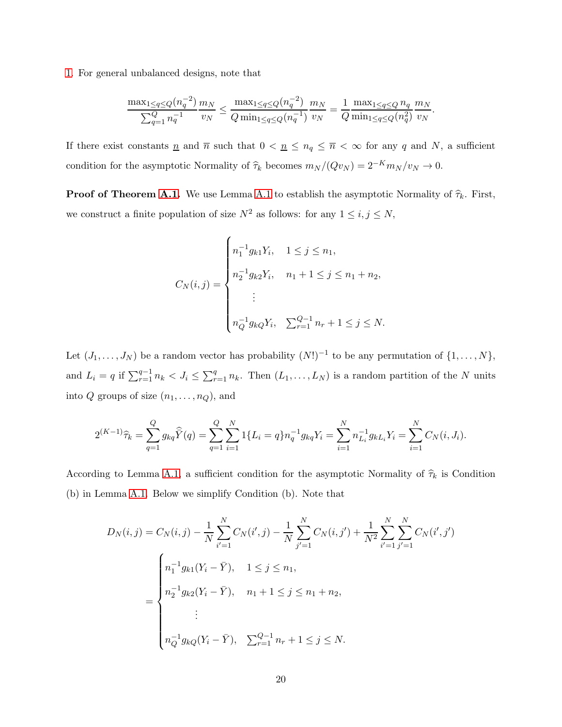1. For general unbalanced designs, note that

$$\frac{\max_{1\leq q\leq Q}(n_q^{-2})}{\sum_{q=1}^{Q} n_q^{-1}} \frac{m_N}{v_N} \leq \frac{\max_{1\leq q\leq Q}(n_q^{-2})}{Q \min_{1\leq q\leq Q}(n_q^{-1})} \frac{m_N}{v_N} = \frac{1}{Q} \frac{\max_{1\leq q\leq Q} n_q}{\min_{1\leq q\leq Q}(n_q^2)} \frac{m_N}{v_N}.$$

If there exist constants $\underline{n}$ and $\overline{n}$ such that $0 < \underline{n} \leq n_q \leq \overline{n} < \infty$ for any $q$ and $N$, a sufficient condition for the asymptotic Normality of $\widehat{\tau}_k$ becomes $m_N/(Qv_N) = 2^{-K} m_N/v_N \to 0$.

**Proof of Theorem A.1.** We use Lemma A.1 to establish the asymptotic Normality of $\widehat{\tau}_k$. First, we construct a finite population of size $N^2$ as follows: for any $1 \leq i, j \leq N$,

$$C_N(i,j) = \begin{cases} n_1^{-1} g_{k1} Y_i, & 1 \leq j \leq n_1, \\ n_2^{-1} g_{k2} Y_i, & n_1 + 1 \leq j \leq n_1 + n_2, \\ \quad \vdots & \\ n_Q^{-1} g_{kQ} Y_i, & \sum_{r=1}^{Q-1} n_r + 1 \leq j \leq N. \end{cases}$$

Let $(J_1, \ldots, J_N)$ be a random vector has probability $(N!)^{-1}$ to be any permutation of $\{1, \ldots, N\}$, and $L_i = q$ if $\sum_{r=1}^{q-1} n_k < J_i \leq \sum_{r=1}^{q} n_k$. Then $(L_1, \ldots, L_N)$ is a random partition of the $N$ units into $Q$ groups of size $(n_1, \ldots, n_Q)$, and

$$2^{(K-1)} \widehat{\tau}_k = \sum_{q=1}^{Q} g_{kq} \widehat{\bar{Y}}(q) = \sum_{q=1}^{Q} \sum_{i=1}^{N} 1\{L_i = q\} n_q^{-1} g_{kq} Y_i = \sum_{i=1}^{N} n_{L_i}^{-1} g_{kL_i} Y_i = \sum_{i=1}^{N} C_N(i, J_i).$$

According to Lemma A.1, a sufficient condition for the asymptotic Normality of $\widehat{\tau}_k$ is Condition (b) in Lemma A.1. Below we simplify Condition (b). Note that

$$\begin{aligned} D_N(i,j) &= C_N(i,j) - \frac{1}{N} \sum_{i'=1}^{N} C_N(i', j) - \frac{1}{N} \sum_{j'=1}^{N} C_N(i, j') + \frac{1}{N^2} \sum_{i'=1}^{N} \sum_{j'=1}^{N} C_N(i', j') \\ &= \begin{cases} n_1^{-1} g_{k1} (Y_i - \bar{Y}), & 1 \leq j \leq n_1, \\ n_2^{-1} g_{k2} (Y_i - \bar{Y}), & n_1 + 1 \leq j \leq n_1 + n_2, \\ \quad \vdots & \\ n_Q^{-1} g_{kQ} (Y_i - \bar{Y}), & \sum_{r=1}^{Q-1} n_r + 1 \leq j \leq N. \end{cases} \end{aligned}$$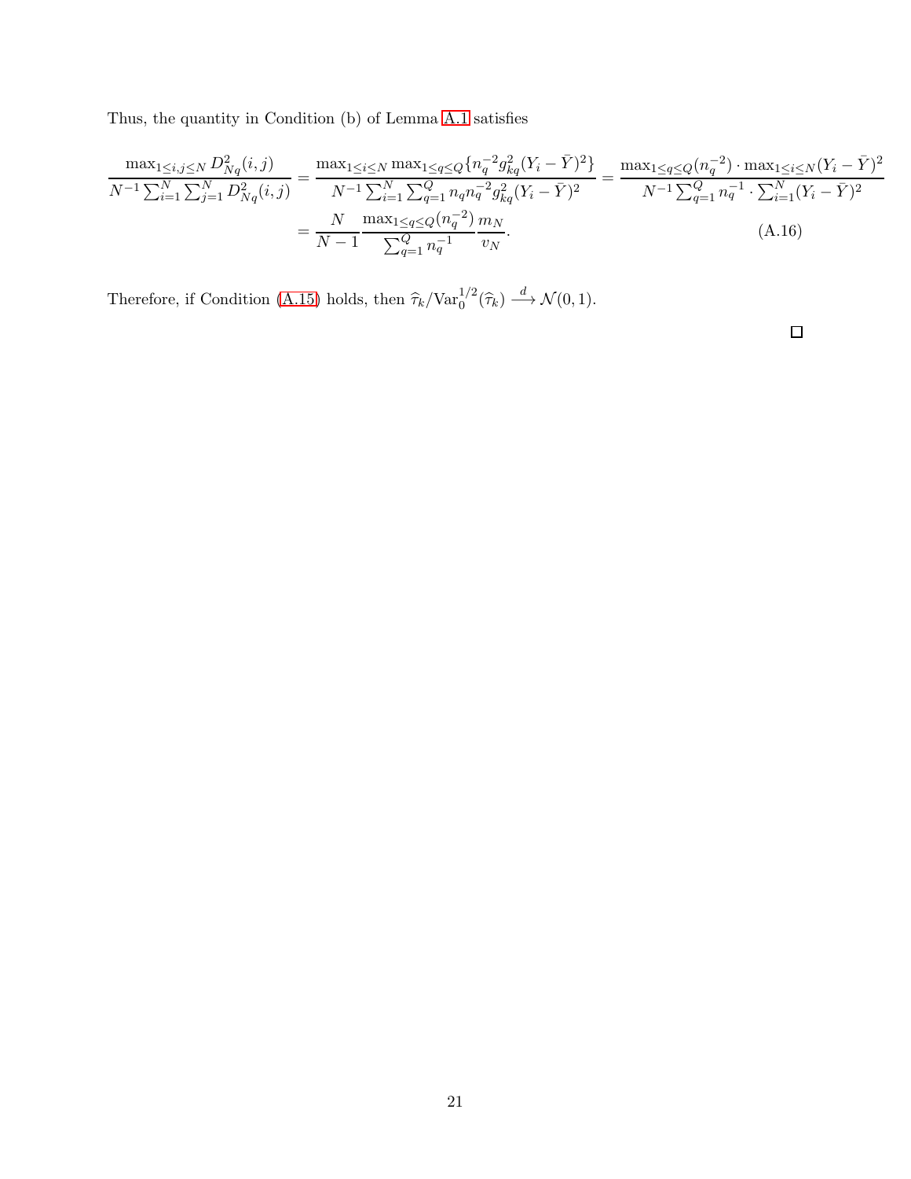Thus, the quantity in Condition (b) of Lemma A.1 satisfies

$$
\begin{aligned}
\frac{\max_{1\leq i,j\leq N} D_{Nq}^2(i,j)}{N^{-1}\sum_{i=1}^N\sum_{j=1}^N D_{Nq}^2(i,j)} &= \frac{\max_{1\leq i\leq N}\max_{1\leq q\leq Q}\{n_q^{-2}g_{kq}^2(Y_i-\bar{Y})^2\}}{N^{-1}\sum_{i=1}^N\sum_{q=1}^Q n_q n_q^{-2} g_{kq}^2 (Y_i-\bar{Y})^2} = \frac{\max_{1\leq q\leq Q}(n_q^{-2})\cdot \max_{1\leq i\leq N}(Y_i-\bar{Y})^2}{N^{-1}\sum_{q=1}^Q n_q^{-1}\cdot\sum_{i=1}^N (Y_i-\bar{Y})^2} \\
&= \frac{N}{N-1}\frac{\max_{1\leq q\leq Q}(n_q^{-2})}{\sum_{q=1}^Q n_q^{-1}}\frac{m_N}{v_N}. \qquad \text{(A.16)}
\end{aligned}
$$

Therefore, if Condition (A.15) holds, then $\widehat{\tau}_k/\mathrm{Var}_0^{1/2}(\widehat{\tau}_k) \xrightarrow{d} \mathcal{N}(0,1)$.

□